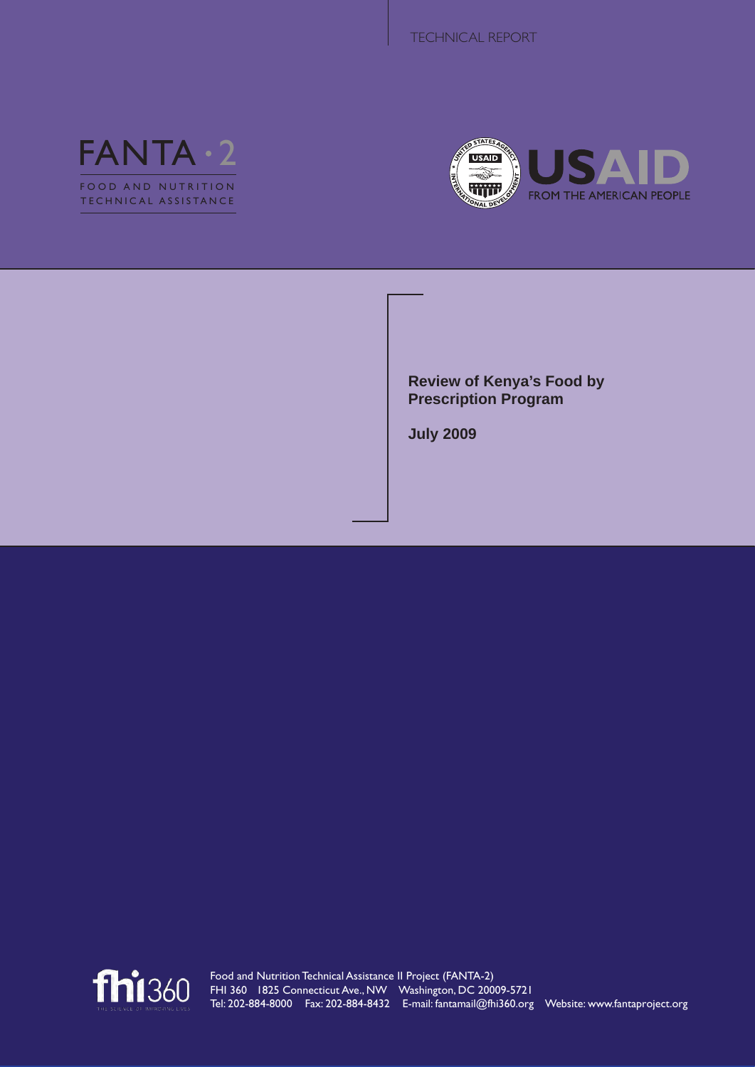TECHNICAL REPORT

FANTA · 2

FOOD AND NUTRITION TECHNICAL ASSISTANCE

USAID FROM THE AMERICAN PEOPLE

# Review of Kenya's Food by Prescription Program

**July 2009**

Food and Nutrition Technical Assistance II Project (FANTA-2)
FHI 360 1825 Connecticut Ave., NW Washington, DC 20009-5721
Tel: 202-884-8000 Fax: 202-884-8432 E-mail: fantamail@fhi360.org Website: www.fantaproject.org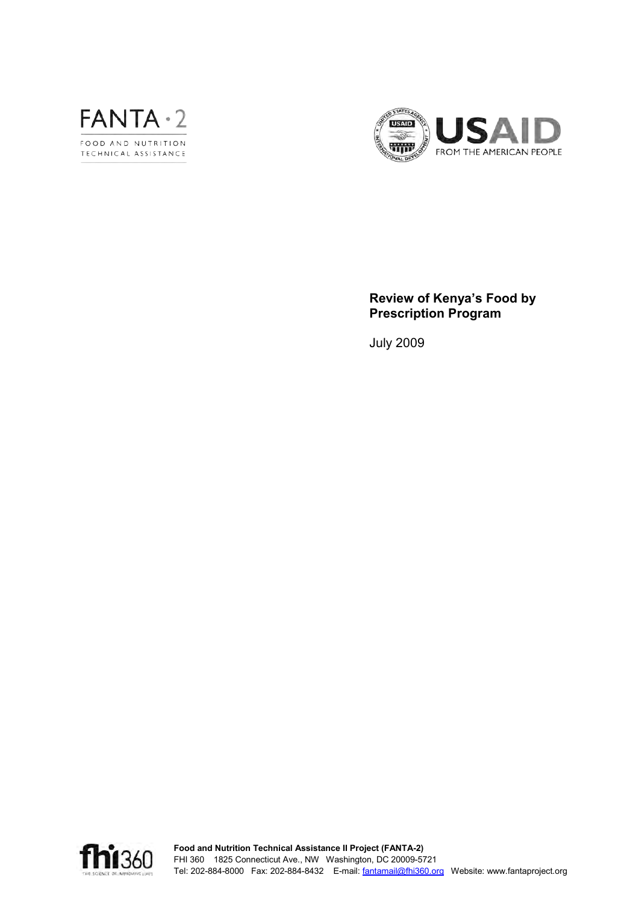FANTA · 2

FOOD AND NUTRITION TECHNICAL ASSISTANCE

USAID FROM THE AMERICAN PEOPLE

# Review of Kenya's Food by Prescription Program

July 2009

**Food and Nutrition Technical Assistance II Project (FANTA-2)**
FHI 360 1825 Connecticut Ave., NW Washington, DC 20009-5721
Tel: 202-884-8000 Fax: 202-884-8432 E-mail: fantamail@fhi360.org Website: www.fantaproject.org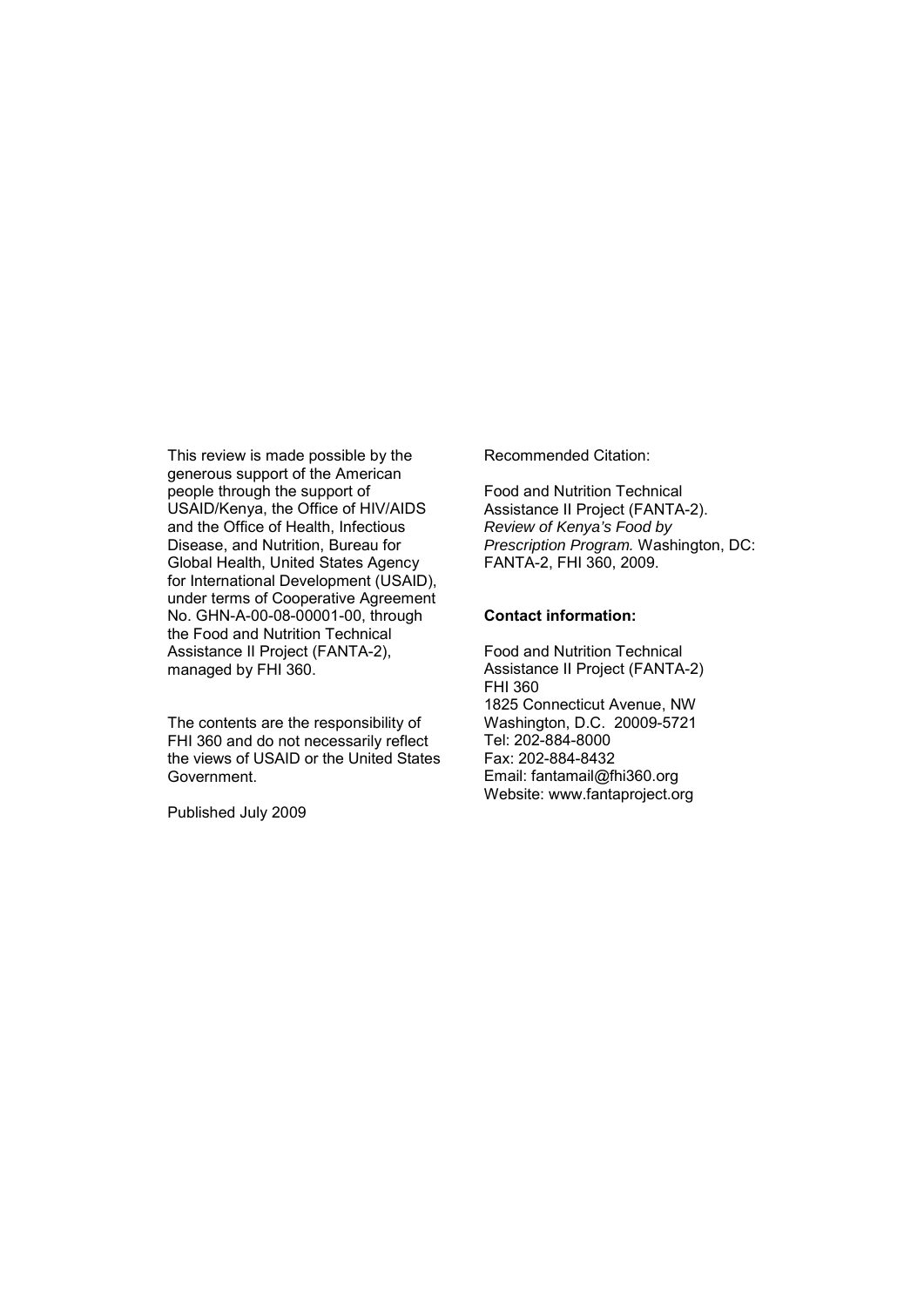This review is made possible by the generous support of the American people through the support of USAID/Kenya, the Office of HIV/AIDS and the Office of Health, Infectious Disease, and Nutrition, Bureau for Global Health, United States Agency for International Development (USAID), under terms of Cooperative Agreement No. GHN-A-00-08-00001-00, through the Food and Nutrition Technical Assistance II Project (FANTA-2), managed by FHI 360.

The contents are the responsibility of FHI 360 and do not necessarily reflect the views of USAID or the United States Government.

Published July 2009

Recommended Citation:

Food and Nutrition Technical Assistance II Project (FANTA-2). *Review of Kenya's Food by Prescription Program.* Washington, DC: FANTA-2, FHI 360, 2009.

**Contact information:**

Food and Nutrition Technical Assistance II Project (FANTA-2)
FHI 360
1825 Connecticut Avenue, NW
Washington, D.C. 20009-5721
Tel: 202-884-8000
Fax: 202-884-8432
Email: fantamail@fhi360.org
Website: www.fantaproject.org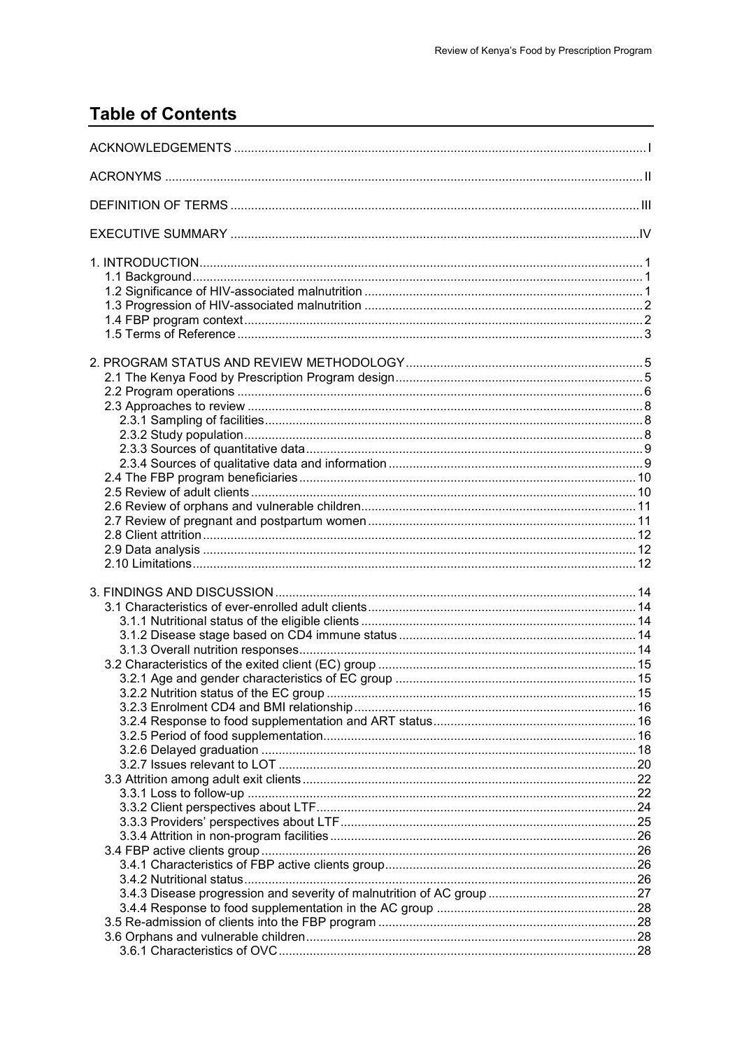# Table of Contents

ACKNOWLEDGEMENTS ..... I

ACRONYMS ..... II

DEFINITION OF TERMS ..... III

EXECUTIVE SUMMARY ..... IV

1. INTRODUCTION ..... 1
   - 1.1 Background ..... 1
   - 1.2 Significance of HIV-associated malnutrition ..... 1
   - 1.3 Progression of HIV-associated malnutrition ..... 2
   - 1.4 FBP program context ..... 2
   - 1.5 Terms of Reference ..... 3

2. PROGRAM STATUS AND REVIEW METHODOLOGY ..... 5
   - 2.1 The Kenya Food by Prescription Program design ..... 5
   - 2.2 Program operations ..... 6
   - 2.3 Approaches to review ..... 8
     - 2.3.1 Sampling of facilities ..... 8
     - 2.3.2 Study population ..... 8
     - 2.3.3 Sources of quantitative data ..... 9
     - 2.3.4 Sources of qualitative data and information ..... 9
   - 2.4 The FBP program beneficiaries ..... 10
   - 2.5 Review of adult clients ..... 10
   - 2.6 Review of orphans and vulnerable children ..... 11
   - 2.7 Review of pregnant and postpartum women ..... 11
   - 2.8 Client attrition ..... 12
   - 2.9 Data analysis ..... 12
   - 2.10 Limitations ..... 12

3. FINDINGS AND DISCUSSION ..... 14
   - 3.1 Characteristics of ever-enrolled adult clients ..... 14
     - 3.1.1 Nutritional status of the eligible clients ..... 14
     - 3.1.2 Disease stage based on CD4 immune status ..... 14
     - 3.1.3 Overall nutrition responses ..... 14
   - 3.2 Characteristics of the exited client (EC) group ..... 15
     - 3.2.1 Age and gender characteristics of EC group ..... 15
     - 3.2.2 Nutrition status of the EC group ..... 15
     - 3.2.3 Enrolment CD4 and BMI relationship ..... 16
     - 3.2.4 Response to food supplementation and ART status ..... 16
     - 3.2.5 Period of food supplementation ..... 16
     - 3.2.6 Delayed graduation ..... 18
     - 3.2.7 Issues relevant to LOT ..... 20
   - 3.3 Attrition among adult exit clients ..... 22
     - 3.3.1 Loss to follow-up ..... 22
     - 3.3.2 Client perspectives about LTF ..... 24
     - 3.3.3 Providers' perspectives about LTF ..... 25
     - 3.3.4 Attrition in non-program facilities ..... 26
   - 3.4 FBP active clients group ..... 26
     - 3.4.1 Characteristics of FBP active clients group ..... 26
     - 3.4.2 Nutritional status ..... 26
     - 3.4.3 Disease progression and severity of malnutrition of AC group ..... 27
     - 3.4.4 Response to food supplementation in the AC group ..... 28
   - 3.5 Re-admission of clients into the FBP program ..... 28
   - 3.6 Orphans and vulnerable children ..... 28
     - 3.6.1 Characteristics of OVC ..... 28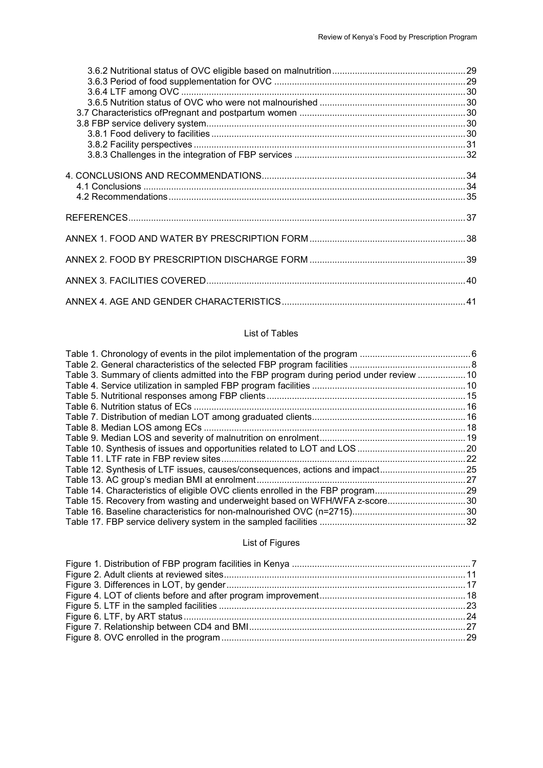3.6.2 Nutritional status of OVC eligible based on malnutrition ..... 29
3.6.3 Period of food supplementation for OVC ..... 29
3.6.4 LTF among OVC ..... 30
3.6.5 Nutrition status of OVC who were not malnourished ..... 30
3.7 Characteristics ofPregnant and postpartum women ..... 30
3.8 FBP service delivery system ..... 30
3.8.1 Food delivery to facilities ..... 30
3.8.2 Facility perspectives ..... 31
3.8.3 Challenges in the integration of FBP services ..... 32

4. CONCLUSIONS AND RECOMMENDATIONS ..... 34
4.1 Conclusions ..... 34
4.2 Recommendations ..... 35

REFERENCES ..... 37

ANNEX 1. FOOD AND WATER BY PRESCRIPTION FORM ..... 38

ANNEX 2. FOOD BY PRESCRIPTION DISCHARGE FORM ..... 39

ANNEX 3. FACILITIES COVERED ..... 40

ANNEX 4. AGE AND GENDER CHARACTERISTICS ..... 41

## List of Tables

Table 1. Chronology of events in the pilot implementation of the program ..... 6
Table 2. General characteristics of the selected FBP program facilities ..... 8
Table 3. Summary of clients admitted into the FBP program during period under review ..... 10
Table 4. Service utilization in sampled FBP program facilities ..... 10
Table 5. Nutritional responses among FBP clients ..... 15
Table 6. Nutrition status of ECs ..... 16
Table 7. Distribution of median LOT among graduated clients ..... 16
Table 8. Median LOS among ECs ..... 18
Table 9. Median LOS and severity of malnutrition on enrolment ..... 19
Table 10. Synthesis of issues and opportunities related to LOT and LOS ..... 20
Table 11. LTF rate in FBP review sites ..... 22
Table 12. Synthesis of LTF issues, causes/consequences, actions and impact ..... 25
Table 13. AC group's median BMI at enrolment ..... 27
Table 14. Characteristics of eligible OVC clients enrolled in the FBP program ..... 29
Table 15. Recovery from wasting and underweight based on WFH/WFA z-score ..... 30
Table 16. Baseline characteristics for non-malnourished OVC (n=2715) ..... 30
Table 17. FBP service delivery system in the sampled facilities ..... 32

## List of Figures

Figure 1. Distribution of FBP program facilities in Kenya ..... 7
Figure 2. Adult clients at reviewed sites ..... 11
Figure 3. Differences in LOT, by gender ..... 17
Figure 4. LOT of clients before and after program improvement ..... 18
Figure 5. LTF in the sampled facilities ..... 23
Figure 6. LTF, by ART status ..... 24
Figure 7. Relationship between CD4 and BMI ..... 27
Figure 8. OVC enrolled in the program ..... 29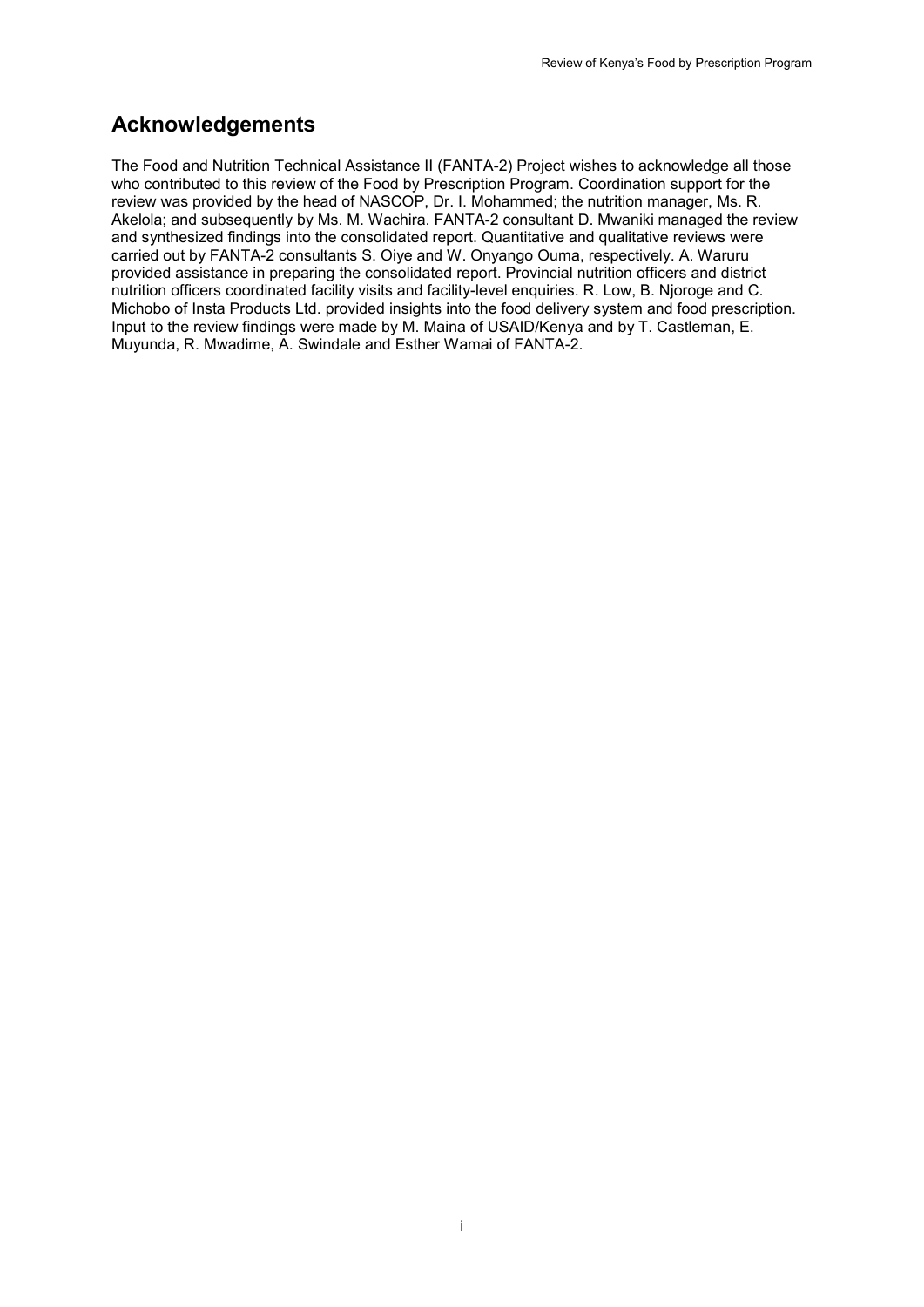## Acknowledgements

The Food and Nutrition Technical Assistance II (FANTA-2) Project wishes to acknowledge all those who contributed to this review of the Food by Prescription Program. Coordination support for the review was provided by the head of NASCOP, Dr. I. Mohammed; the nutrition manager, Ms. R. Akelola; and subsequently by Ms. M. Wachira. FANTA-2 consultant D. Mwaniki managed the review and synthesized findings into the consolidated report. Quantitative and qualitative reviews were carried out by FANTA-2 consultants S. Oiye and W. Onyango Ouma, respectively. A. Waruru provided assistance in preparing the consolidated report. Provincial nutrition officers and district nutrition officers coordinated facility visits and facility-level enquiries. R. Low, B. Njoroge and C. Michobo of Insta Products Ltd. provided insights into the food delivery system and food prescription. Input to the review findings were made by M. Maina of USAID/Kenya and by T. Castleman, E. Muyunda, R. Mwadime, A. Swindale and Esther Wamai of FANTA-2.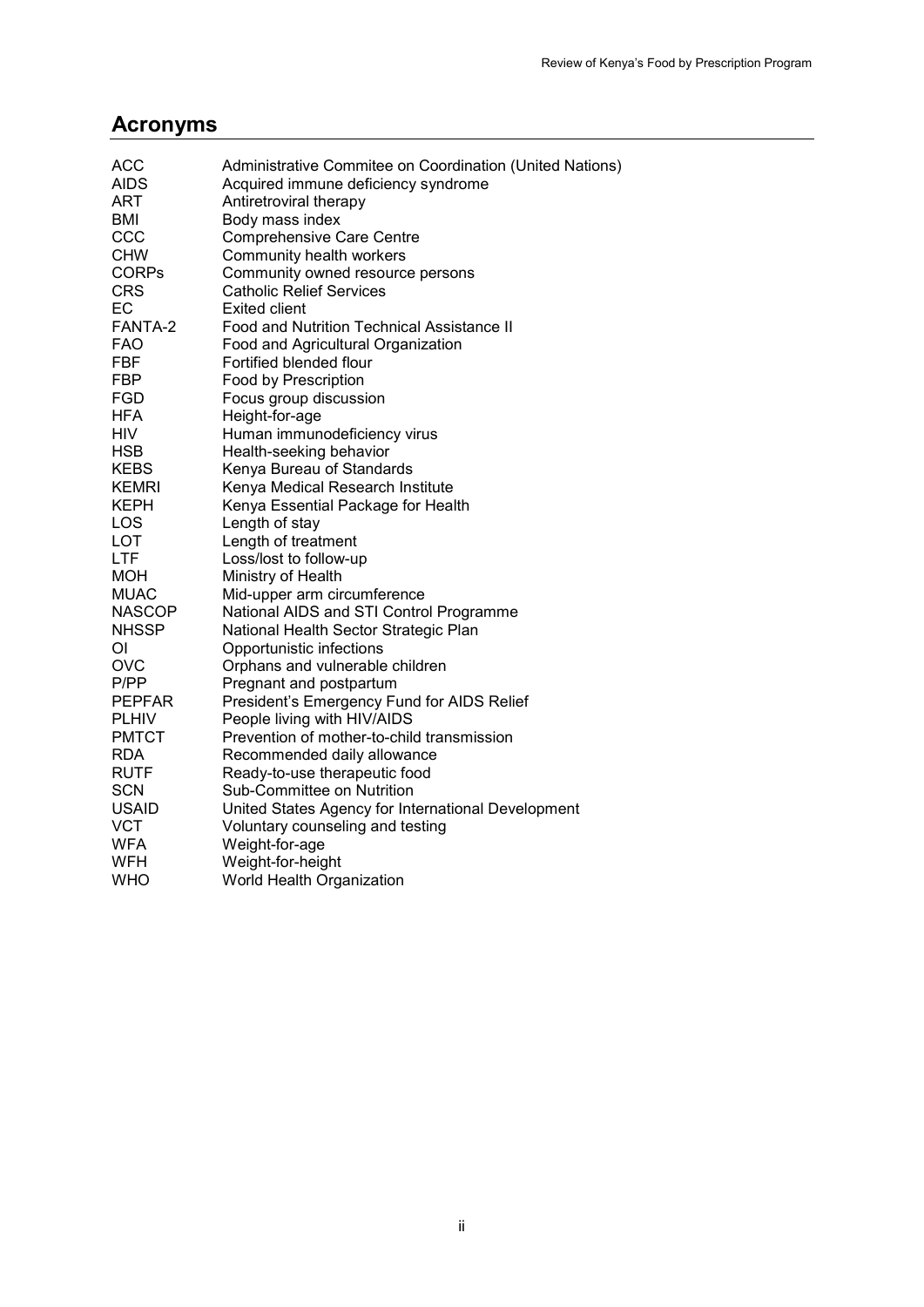## Acronyms

| | |
|---|---|
| ACC | Administrative Commitee on Coordination (United Nations) |
| AIDS | Acquired immune deficiency syndrome |
| ART | Antiretroviral therapy |
| BMI | Body mass index |
| CCC | Comprehensive Care Centre |
| CHW | Community health workers |
| CORPs | Community owned resource persons |
| CRS | Catholic Relief Services |
| EC | Exited client |
| FANTA-2 | Food and Nutrition Technical Assistance II |
| FAO | Food and Agricultural Organization |
| FBF | Fortified blended flour |
| FBP | Food by Prescription |
| FGD | Focus group discussion |
| HFA | Height-for-age |
| HIV | Human immunodeficiency virus |
| HSB | Health-seeking behavior |
| KEBS | Kenya Bureau of Standards |
| KEMRI | Kenya Medical Research Institute |
| KEPH | Kenya Essential Package for Health |
| LOS | Length of stay |
| LOT | Length of treatment |
| LTF | Loss/lost to follow-up |
| MOH | Ministry of Health |
| MUAC | Mid-upper arm circumference |
| NASCOP | National AIDS and STI Control Programme |
| NHSSP | National Health Sector Strategic Plan |
| OI | Opportunistic infections |
| OVC | Orphans and vulnerable children |
| P/PP | Pregnant and postpartum |
| PEPFAR | President's Emergency Fund for AIDS Relief |
| PLHIV | People living with HIV/AIDS |
| PMTCT | Prevention of mother-to-child transmission |
| RDA | Recommended daily allowance |
| RUTF | Ready-to-use therapeutic food |
| SCN | Sub-Committee on Nutrition |
| USAID | United States Agency for International Development |
| VCT | Voluntary counseling and testing |
| WFA | Weight-for-age |
| WFH | Weight-for-height |
| WHO | World Health Organization |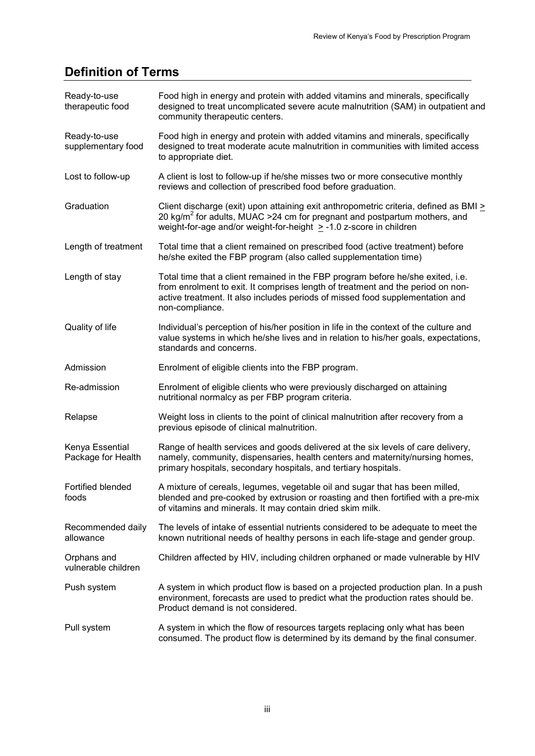## Definition of Terms

| | |
|---|---|
| Ready-to-use therapeutic food | Food high in energy and protein with added vitamins and minerals, specifically designed to treat uncomplicated severe acute malnutrition (SAM) in outpatient and community therapeutic centers. |
| Ready-to-use supplementary food | Food high in energy and protein with added vitamins and minerals, specifically designed to treat moderate acute malnutrition in communities with limited access to appropriate diet. |
| Lost to follow-up | A client is lost to follow-up if he/she misses two or more consecutive monthly reviews and collection of prescribed food before graduation. |
| Graduation | Client discharge (exit) upon attaining exit anthropometric criteria, defined as BMI $\geq$ 20 kg/m$^2$ for adults, MUAC >24 cm for pregnant and postpartum mothers, and weight-for-age and/or weight-for-height $\geq$ -1.0 z-score in children |
| Length of treatment | Total time that a client remained on prescribed food (active treatment) before he/she exited the FBP program (also called supplementation time) |
| Length of stay | Total time that a client remained in the FBP program before he/she exited, i.e. from enrolment to exit. It comprises length of treatment and the period on non-active treatment. It also includes periods of missed food supplementation and non-compliance. |
| Quality of life | Individual's perception of his/her position in life in the context of the culture and value systems in which he/she lives and in relation to his/her goals, expectations, standards and concerns. |
| Admission | Enrolment of eligible clients into the FBP program. |
| Re-admission | Enrolment of eligible clients who were previously discharged on attaining nutritional normalcy as per FBP program criteria. |
| Relapse | Weight loss in clients to the point of clinical malnutrition after recovery from a previous episode of clinical malnutrition. |
| Kenya Essential Package for Health | Range of health services and goods delivered at the six levels of care delivery, namely, community, dispensaries, health centers and maternity/nursing homes, primary hospitals, secondary hospitals, and tertiary hospitals. |
| Fortified blended foods | A mixture of cereals, legumes, vegetable oil and sugar that has been milled, blended and pre-cooked by extrusion or roasting and then fortified with a pre-mix of vitamins and minerals. It may contain dried skim milk. |
| Recommended daily allowance | The levels of intake of essential nutrients considered to be adequate to meet the known nutritional needs of healthy persons in each life-stage and gender group. |
| Orphans and vulnerable children | Children affected by HIV, including children orphaned or made vulnerable by HIV |
| Push system | A system in which product flow is based on a projected production plan. In a push environment, forecasts are used to predict what the production rates should be. Product demand is not considered. |
| Pull system | A system in which the flow of resources targets replacing only what has been consumed. The product flow is determined by its demand by the final consumer. |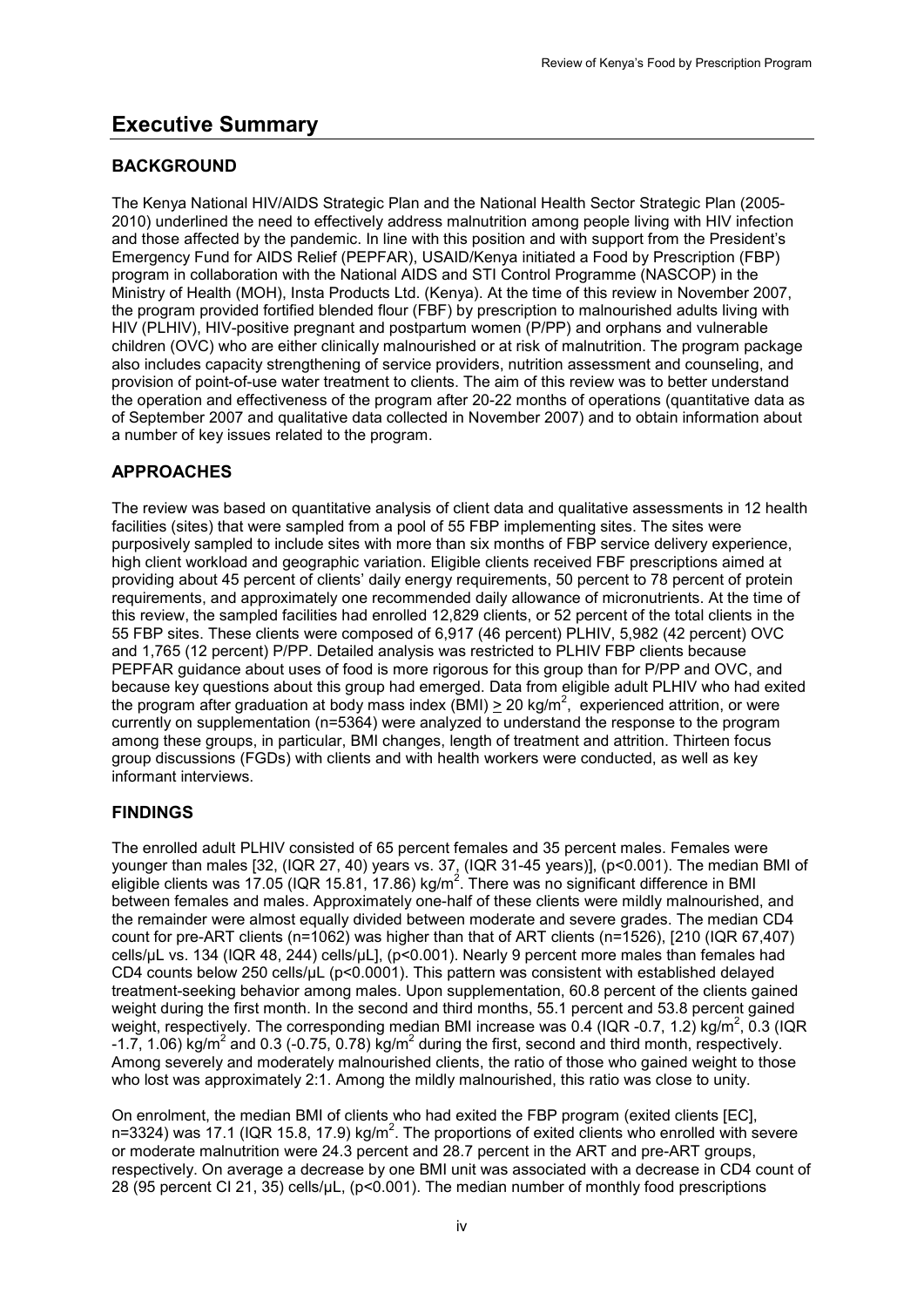# Executive Summary

## BACKGROUND

The Kenya National HIV/AIDS Strategic Plan and the National Health Sector Strategic Plan (2005-2010) underlined the need to effectively address malnutrition among people living with HIV infection and those affected by the pandemic. In line with this position and with support from the President's Emergency Fund for AIDS Relief (PEPFAR), USAID/Kenya initiated a Food by Prescription (FBP) program in collaboration with the National AIDS and STI Control Programme (NASCOP) in the Ministry of Health (MOH), Insta Products Ltd. (Kenya). At the time of this review in November 2007, the program provided fortified blended flour (FBF) by prescription to malnourished adults living with HIV (PLHIV), HIV-positive pregnant and postpartum women (P/PP) and orphans and vulnerable children (OVC) who are either clinically malnourished or at risk of malnutrition. The program package also includes capacity strengthening of service providers, nutrition assessment and counseling, and provision of point-of-use water treatment to clients. The aim of this review was to better understand the operation and effectiveness of the program after 20-22 months of operations (quantitative data as of September 2007 and qualitative data collected in November 2007) and to obtain information about a number of key issues related to the program.

## APPROACHES

The review was based on quantitative analysis of client data and qualitative assessments in 12 health facilities (sites) that were sampled from a pool of 55 FBP implementing sites. The sites were purposively sampled to include sites with more than six months of FBP service delivery experience, high client workload and geographic variation. Eligible clients received FBF prescriptions aimed at providing about 45 percent of clients' daily energy requirements, 50 percent to 78 percent of protein requirements, and approximately one recommended daily allowance of micronutrients. At the time of this review, the sampled facilities had enrolled 12,829 clients, or 52 percent of the total clients in the 55 FBP sites. These clients were composed of 6,917 (46 percent) PLHIV, 5,982 (42 percent) OVC and 1,765 (12 percent) P/PP. Detailed analysis was restricted to PLHIV FBP clients because PEPFAR guidance about uses of food is more rigorous for this group than for P/PP and OVC, and because key questions about this group had emerged. Data from eligible adult PLHIV who had exited the program after graduation at body mass index (BMI) $\geq$ 20 kg/m$^2$, experienced attrition, or were currently on supplementation (n=5364) were analyzed to understand the response to the program among these groups, in particular, BMI changes, length of treatment and attrition. Thirteen focus group discussions (FGDs) with clients and with health workers were conducted, as well as key informant interviews.

## FINDINGS

The enrolled adult PLHIV consisted of 65 percent females and 35 percent males. Females were younger than males [32, (IQR 27, 40) years vs. 37, (IQR 31-45 years)], ($p<0.001$). The median BMI of eligible clients was 17.05 (IQR 15.81, 17.86) kg/m$^2$. There was no significant difference in BMI between females and males. Approximately one-half of these clients were mildly malnourished, and the remainder were almost equally divided between moderate and severe grades. The median CD4 count for pre-ART clients (n=1062) was higher than that of ART clients (n=1526), [210 (IQR 67,407) cells/µL vs. 134 (IQR 48, 244) cells/µL], ($p<0.001$). Nearly 9 percent more males than females had CD4 counts below 250 cells/µL ($p<0.0001$). This pattern was consistent with established delayed treatment-seeking behavior among males. Upon supplementation, 60.8 percent of the clients gained weight during the first month. In the second and third months, 55.1 percent and 53.8 percent gained weight, respectively. The corresponding median BMI increase was 0.4 (IQR -0.7, 1.2) kg/m$^2$, 0.3 (IQR -1.7, 1.06) kg/m$^2$ and 0.3 (-0.75, 0.78) kg/m$^2$ during the first, second and third month, respectively. Among severely and moderately malnourished clients, the ratio of those who gained weight to those who lost was approximately 2:1. Among the mildly malnourished, this ratio was close to unity.

On enrolment, the median BMI of clients who had exited the FBP program (exited clients [EC], n=3324) was 17.1 (IQR 15.8, 17.9) kg/m$^2$. The proportions of exited clients who enrolled with severe or moderate malnutrition were 24.3 percent and 28.7 percent in the ART and pre-ART groups, respectively. On average a decrease by one BMI unit was associated with a decrease in CD4 count of 28 (95 percent CI 21, 35) cells/µL, ($p<0.001$). The median number of monthly food prescriptions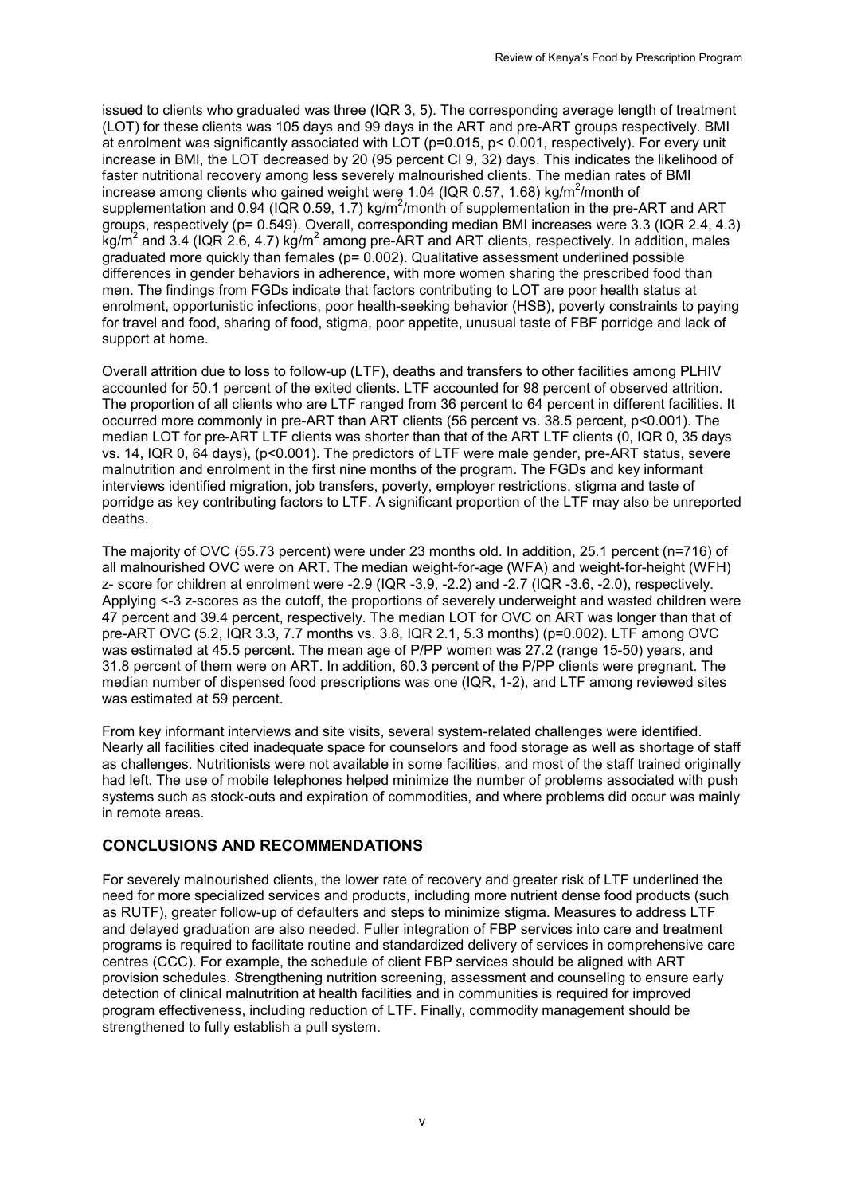issued to clients who graduated was three (IQR 3, 5). The corresponding average length of treatment (LOT) for these clients was 105 days and 99 days in the ART and pre-ART groups respectively. BMI at enrolment was significantly associated with LOT ($p=0.015$, $p< 0.001$, respectively). For every unit increase in BMI, the LOT decreased by 20 (95 percent CI 9, 32) days. This indicates the likelihood of faster nutritional recovery among less severely malnourished clients. The median rates of BMI increase among clients who gained weight were 1.04 (IQR 0.57, 1.68) $kg/m^2$/month of supplementation and 0.94 (IQR 0.59, 1.7) $kg/m^2$/month of supplementation in the pre-ART and ART groups, respectively ($p= 0.549$). Overall, corresponding median BMI increases were 3.3 (IQR 2.4, 4.3) $kg/m^2$ and 3.4 (IQR 2.6, 4.7) $kg/m^2$ among pre-ART and ART clients, respectively. In addition, males graduated more quickly than females ($p= 0.002$). Qualitative assessment underlined possible differences in gender behaviors in adherence, with more women sharing the prescribed food than men. The findings from FGDs indicate that factors contributing to LOT are poor health status at enrolment, opportunistic infections, poor health-seeking behavior (HSB), poverty constraints to paying for travel and food, sharing of food, stigma, poor appetite, unusual taste of FBF porridge and lack of support at home.

Overall attrition due to loss to follow-up (LTF), deaths and transfers to other facilities among PLHIV accounted for 50.1 percent of the exited clients. LTF accounted for 98 percent of observed attrition. The proportion of all clients who are LTF ranged from 36 percent to 64 percent in different facilities. It occurred more commonly in pre-ART than ART clients (56 percent vs. 38.5 percent, $p<0.001$). The median LOT for pre-ART LTF clients was shorter than that of the ART LTF clients (0, IQR 0, 35 days vs. 14, IQR 0, 64 days), ($p<0.001$). The predictors of LTF were male gender, pre-ART status, severe malnutrition and enrolment in the first nine months of the program. The FGDs and key informant interviews identified migration, job transfers, poverty, employer restrictions, stigma and taste of porridge as key contributing factors to LTF. A significant proportion of the LTF may also be unreported deaths.

The majority of OVC (55.73 percent) were under 23 months old. In addition, 25.1 percent (n=716) of all malnourished OVC were on ART. The median weight-for-age (WFA) and weight-for-height (WFH) z- score for children at enrolment were -2.9 (IQR -3.9, -2.2) and -2.7 (IQR -3.6, -2.0), respectively. Applying <-3 z-scores as the cutoff, the proportions of severely underweight and wasted children were 47 percent and 39.4 percent, respectively. The median LOT for OVC on ART was longer than that of pre-ART OVC (5.2, IQR 3.3, 7.7 months vs. 3.8, IQR 2.1, 5.3 months) ($p=0.002$). LTF among OVC was estimated at 45.5 percent. The mean age of P/PP women was 27.2 (range 15-50) years, and 31.8 percent of them were on ART. In addition, 60.3 percent of the P/PP clients were pregnant. The median number of dispensed food prescriptions was one (IQR, 1-2), and LTF among reviewed sites was estimated at 59 percent.

From key informant interviews and site visits, several system-related challenges were identified. Nearly all facilities cited inadequate space for counselors and food storage as well as shortage of staff as challenges. Nutritionists were not available in some facilities, and most of the staff trained originally had left. The use of mobile telephones helped minimize the number of problems associated with push systems such as stock-outs and expiration of commodities, and where problems did occur was mainly in remote areas.

## CONCLUSIONS AND RECOMMENDATIONS

For severely malnourished clients, the lower rate of recovery and greater risk of LTF underlined the need for more specialized services and products, including more nutrient dense food products (such as RUTF), greater follow-up of defaulters and steps to minimize stigma. Measures to address LTF and delayed graduation are also needed. Fuller integration of FBP services into care and treatment programs is required to facilitate routine and standardized delivery of services in comprehensive care centres (CCC). For example, the schedule of client FBP services should be aligned with ART provision schedules. Strengthening nutrition screening, assessment and counseling to ensure early detection of clinical malnutrition at health facilities and in communities is required for improved program effectiveness, including reduction of LTF. Finally, commodity management should be strengthened to fully establish a pull system.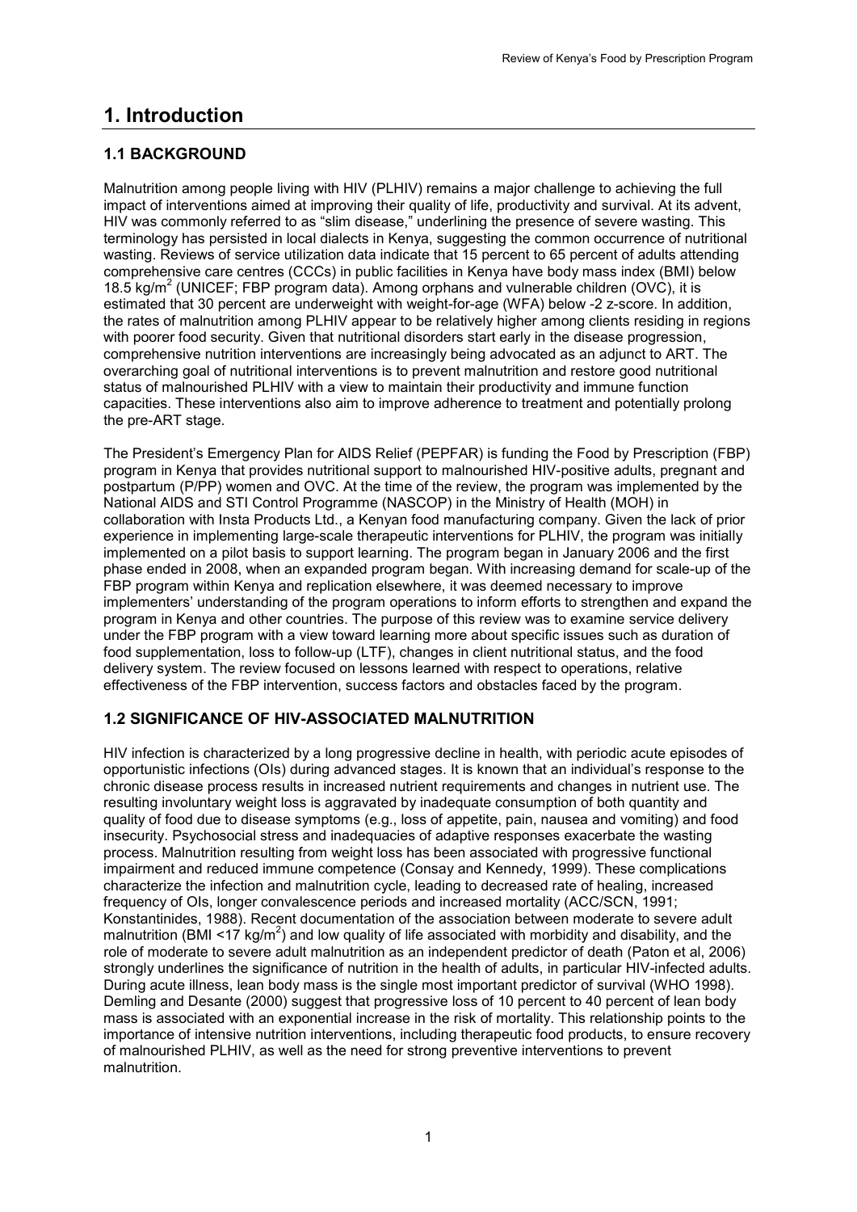# 1. Introduction

## 1.1 BACKGROUND

Malnutrition among people living with HIV (PLHIV) remains a major challenge to achieving the full impact of interventions aimed at improving their quality of life, productivity and survival. At its advent, HIV was commonly referred to as "slim disease," underlining the presence of severe wasting. This terminology has persisted in local dialects in Kenya, suggesting the common occurrence of nutritional wasting. Reviews of service utilization data indicate that 15 percent to 65 percent of adults attending comprehensive care centres (CCCs) in public facilities in Kenya have body mass index (BMI) below 18.5 kg/m$^2$ (UNICEF; FBP program data). Among orphans and vulnerable children (OVC), it is estimated that 30 percent are underweight with weight-for-age (WFA) below -2 z-score. In addition, the rates of malnutrition among PLHIV appear to be relatively higher among clients residing in regions with poorer food security. Given that nutritional disorders start early in the disease progression, comprehensive nutrition interventions are increasingly being advocated as an adjunct to ART. The overarching goal of nutritional interventions is to prevent malnutrition and restore good nutritional status of malnourished PLHIV with a view to maintain their productivity and immune function capacities. These interventions also aim to improve adherence to treatment and potentially prolong the pre-ART stage.

The President's Emergency Plan for AIDS Relief (PEPFAR) is funding the Food by Prescription (FBP) program in Kenya that provides nutritional support to malnourished HIV-positive adults, pregnant and postpartum (P/PP) women and OVC. At the time of the review, the program was implemented by the National AIDS and STI Control Programme (NASCOP) in the Ministry of Health (MOH) in collaboration with Insta Products Ltd., a Kenyan food manufacturing company. Given the lack of prior experience in implementing large-scale therapeutic interventions for PLHIV, the program was initially implemented on a pilot basis to support learning. The program began in January 2006 and the first phase ended in 2008, when an expanded program began. With increasing demand for scale-up of the FBP program within Kenya and replication elsewhere, it was deemed necessary to improve implementers' understanding of the program operations to inform efforts to strengthen and expand the program in Kenya and other countries. The purpose of this review was to examine service delivery under the FBP program with a view toward learning more about specific issues such as duration of food supplementation, loss to follow-up (LTF), changes in client nutritional status, and the food delivery system. The review focused on lessons learned with respect to operations, relative effectiveness of the FBP intervention, success factors and obstacles faced by the program.

## 1.2 SIGNIFICANCE OF HIV-ASSOCIATED MALNUTRITION

HIV infection is characterized by a long progressive decline in health, with periodic acute episodes of opportunistic infections (OIs) during advanced stages. It is known that an individual's response to the chronic disease process results in increased nutrient requirements and changes in nutrient use. The resulting involuntary weight loss is aggravated by inadequate consumption of both quantity and quality of food due to disease symptoms (e.g., loss of appetite, pain, nausea and vomiting) and food insecurity. Psychosocial stress and inadequacies of adaptive responses exacerbate the wasting process. Malnutrition resulting from weight loss has been associated with progressive functional impairment and reduced immune competence (Consay and Kennedy, 1999). These complications characterize the infection and malnutrition cycle, leading to decreased rate of healing, increased frequency of OIs, longer convalescence periods and increased mortality (ACC/SCN, 1991; Konstantinides, 1988). Recent documentation of the association between moderate to severe adult malnutrition (BMI <17 kg/m$^2$) and low quality of life associated with morbidity and disability, and the role of moderate to severe adult malnutrition as an independent predictor of death (Paton et al, 2006) strongly underlines the significance of nutrition in the health of adults, in particular HIV-infected adults. During acute illness, lean body mass is the single most important predictor of survival (WHO 1998). Demling and Desante (2000) suggest that progressive loss of 10 percent to 40 percent of lean body mass is associated with an exponential increase in the risk of mortality. This relationship points to the importance of intensive nutrition interventions, including therapeutic food products, to ensure recovery of malnourished PLHIV, as well as the need for strong preventive interventions to prevent malnutrition.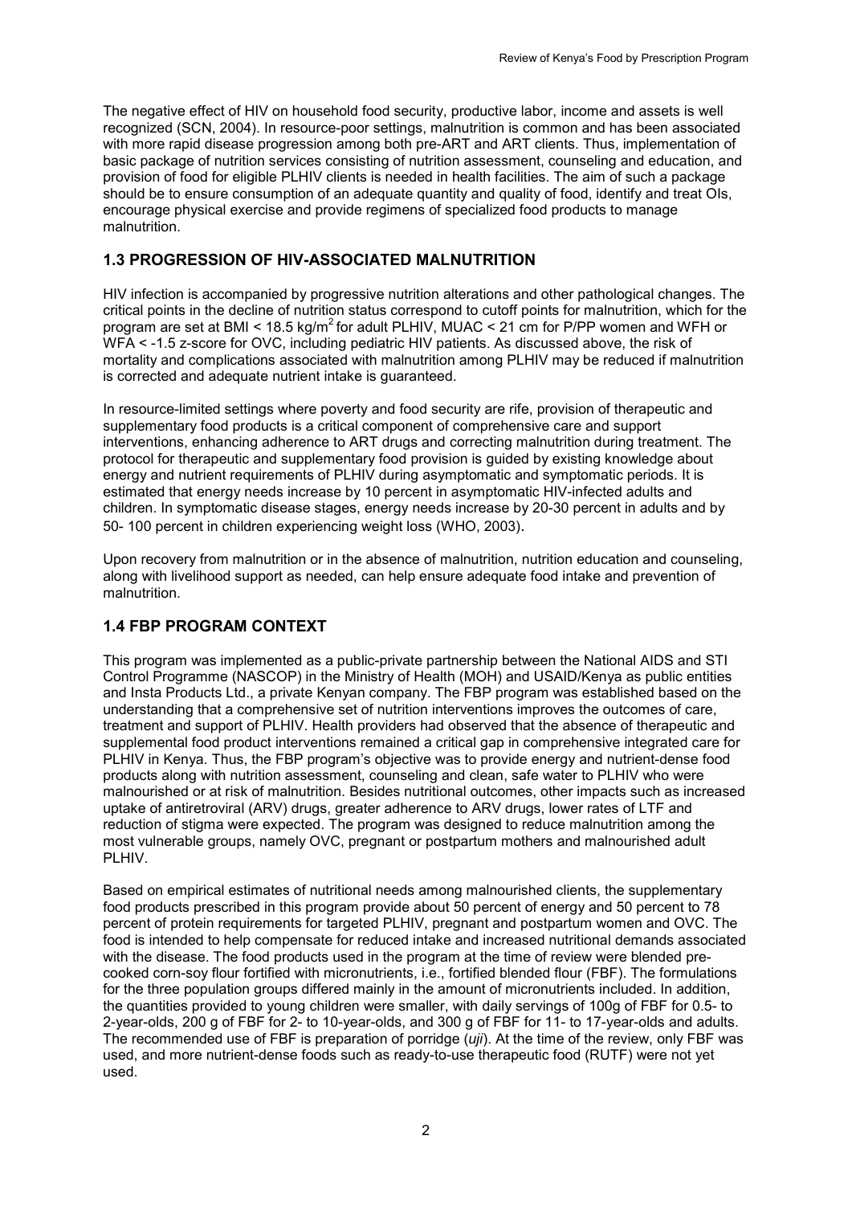The negative effect of HIV on household food security, productive labor, income and assets is well recognized (SCN, 2004). In resource-poor settings, malnutrition is common and has been associated with more rapid disease progression among both pre-ART and ART clients. Thus, implementation of basic package of nutrition services consisting of nutrition assessment, counseling and education, and provision of food for eligible PLHIV clients is needed in health facilities. The aim of such a package should be to ensure consumption of an adequate quantity and quality of food, identify and treat OIs, encourage physical exercise and provide regimens of specialized food products to manage malnutrition.

## 1.3 PROGRESSION OF HIV-ASSOCIATED MALNUTRITION

HIV infection is accompanied by progressive nutrition alterations and other pathological changes. The critical points in the decline of nutrition status correspond to cutoff points for malnutrition, which for the program are set at BMI < 18.5 kg/$m^2$ for adult PLHIV, MUAC < 21 cm for P/PP women and WFH or WFA < -1.5 z-score for OVC, including pediatric HIV patients. As discussed above, the risk of mortality and complications associated with malnutrition among PLHIV may be reduced if malnutrition is corrected and adequate nutrient intake is guaranteed.

In resource-limited settings where poverty and food security are rife, provision of therapeutic and supplementary food products is a critical component of comprehensive care and support interventions, enhancing adherence to ART drugs and correcting malnutrition during treatment. The protocol for therapeutic and supplementary food provision is guided by existing knowledge about energy and nutrient requirements of PLHIV during asymptomatic and symptomatic periods. It is estimated that energy needs increase by 10 percent in asymptomatic HIV-infected adults and children. In symptomatic disease stages, energy needs increase by 20-30 percent in adults and by 50- 100 percent in children experiencing weight loss (WHO, 2003).

Upon recovery from malnutrition or in the absence of malnutrition, nutrition education and counseling, along with livelihood support as needed, can help ensure adequate food intake and prevention of malnutrition.

## 1.4 FBP PROGRAM CONTEXT

This program was implemented as a public-private partnership between the National AIDS and STI Control Programme (NASCOP) in the Ministry of Health (MOH) and USAID/Kenya as public entities and Insta Products Ltd., a private Kenyan company. The FBP program was established based on the understanding that a comprehensive set of nutrition interventions improves the outcomes of care, treatment and support of PLHIV. Health providers had observed that the absence of therapeutic and supplemental food product interventions remained a critical gap in comprehensive integrated care for PLHIV in Kenya. Thus, the FBP program's objective was to provide energy and nutrient-dense food products along with nutrition assessment, counseling and clean, safe water to PLHIV who were malnourished or at risk of malnutrition. Besides nutritional outcomes, other impacts such as increased uptake of antiretroviral (ARV) drugs, greater adherence to ARV drugs, lower rates of LTF and reduction of stigma were expected. The program was designed to reduce malnutrition among the most vulnerable groups, namely OVC, pregnant or postpartum mothers and malnourished adult PLHIV.

Based on empirical estimates of nutritional needs among malnourished clients, the supplementary food products prescribed in this program provide about 50 percent of energy and 50 percent to 78 percent of protein requirements for targeted PLHIV, pregnant and postpartum women and OVC. The food is intended to help compensate for reduced intake and increased nutritional demands associated with the disease. The food products used in the program at the time of review were blended pre-cooked corn-soy flour fortified with micronutrients, i.e., fortified blended flour (FBF). The formulations for the three population groups differed mainly in the amount of micronutrients included. In addition, the quantities provided to young children were smaller, with daily servings of 100g of FBF for 0.5- to 2-year-olds, 200 g of FBF for 2- to 10-year-olds, and 300 g of FBF for 11- to 17-year-olds and adults. The recommended use of FBF is preparation of porridge (*uji*). At the time of the review, only FBF was used, and more nutrient-dense foods such as ready-to-use therapeutic food (RUTF) were not yet used.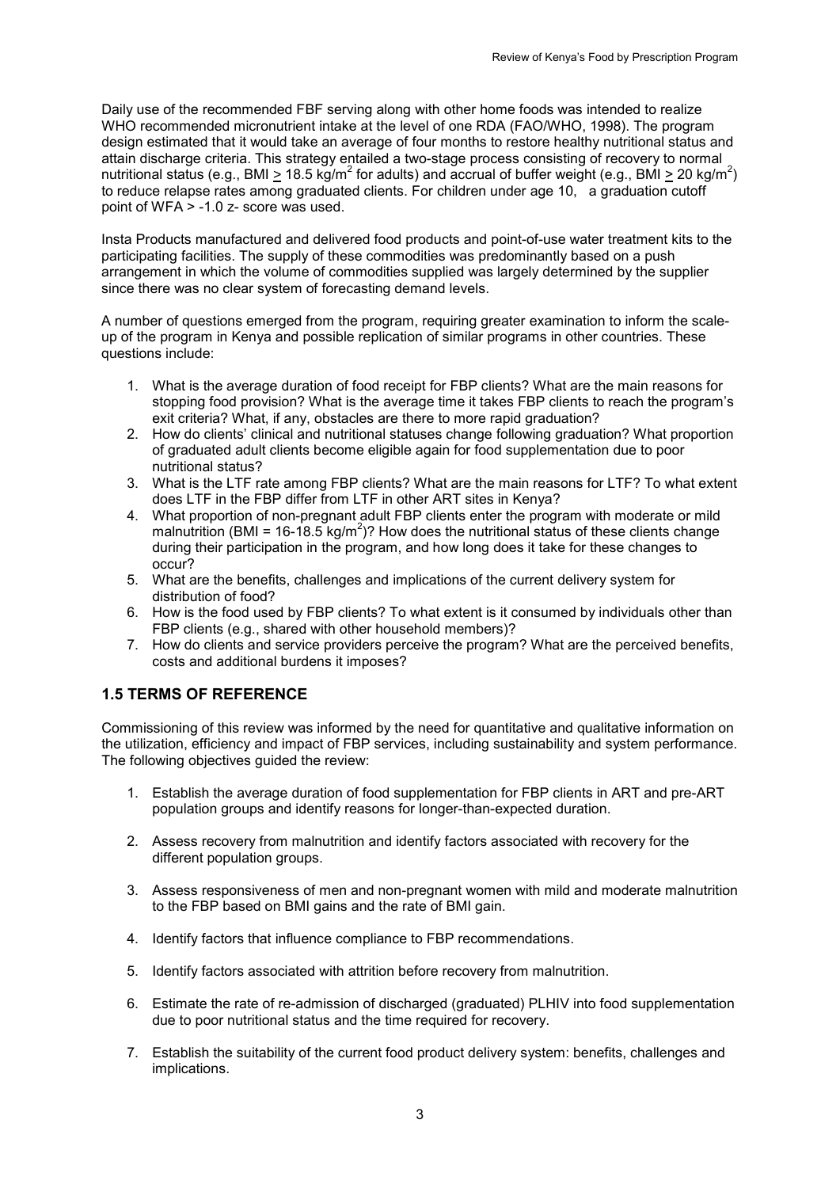Daily use of the recommended FBF serving along with other home foods was intended to realize WHO recommended micronutrient intake at the level of one RDA (FAO/WHO, 1998). The program design estimated that it would take an average of four months to restore healthy nutritional status and attain discharge criteria. This strategy entailed a two-stage process consisting of recovery to normal nutritional status (e.g., BMI $\geq$ 18.5 kg/m$^2$ for adults) and accrual of buffer weight (e.g., BMI $\geq$ 20 kg/m$^2$) to reduce relapse rates among graduated clients. For children under age 10, a graduation cutoff point of WFA > -1.0 z- score was used.

Insta Products manufactured and delivered food products and point-of-use water treatment kits to the participating facilities. The supply of these commodities was predominantly based on a push arrangement in which the volume of commodities supplied was largely determined by the supplier since there was no clear system of forecasting demand levels.

A number of questions emerged from the program, requiring greater examination to inform the scale-up of the program in Kenya and possible replication of similar programs in other countries. These questions include:

1. What is the average duration of food receipt for FBP clients? What are the main reasons for stopping food provision? What is the average time it takes FBP clients to reach the program's exit criteria? What, if any, obstacles are there to more rapid graduation?
2. How do clients' clinical and nutritional statuses change following graduation? What proportion of graduated adult clients become eligible again for food supplementation due to poor nutritional status?
3. What is the LTF rate among FBP clients? What are the main reasons for LTF? To what extent does LTF in the FBP differ from LTF in other ART sites in Kenya?
4. What proportion of non-pregnant adult FBP clients enter the program with moderate or mild malnutrition (BMI = 16-18.5 kg/m$^2$)? How does the nutritional status of these clients change during their participation in the program, and how long does it take for these changes to occur?
5. What are the benefits, challenges and implications of the current delivery system for distribution of food?
6. How is the food used by FBP clients? To what extent is it consumed by individuals other than FBP clients (e.g., shared with other household members)?
7. How do clients and service providers perceive the program? What are the perceived benefits, costs and additional burdens it imposes?

## 1.5 TERMS OF REFERENCE

Commissioning of this review was informed by the need for quantitative and qualitative information on the utilization, efficiency and impact of FBP services, including sustainability and system performance. The following objectives guided the review:

1. Establish the average duration of food supplementation for FBP clients in ART and pre-ART population groups and identify reasons for longer-than-expected duration.
2. Assess recovery from malnutrition and identify factors associated with recovery for the different population groups.
3. Assess responsiveness of men and non-pregnant women with mild and moderate malnutrition to the FBP based on BMI gains and the rate of BMI gain.
4. Identify factors that influence compliance to FBP recommendations.
5. Identify factors associated with attrition before recovery from malnutrition.
6. Estimate the rate of re-admission of discharged (graduated) PLHIV into food supplementation due to poor nutritional status and the time required for recovery.
7. Establish the suitability of the current food product delivery system: benefits, challenges and implications.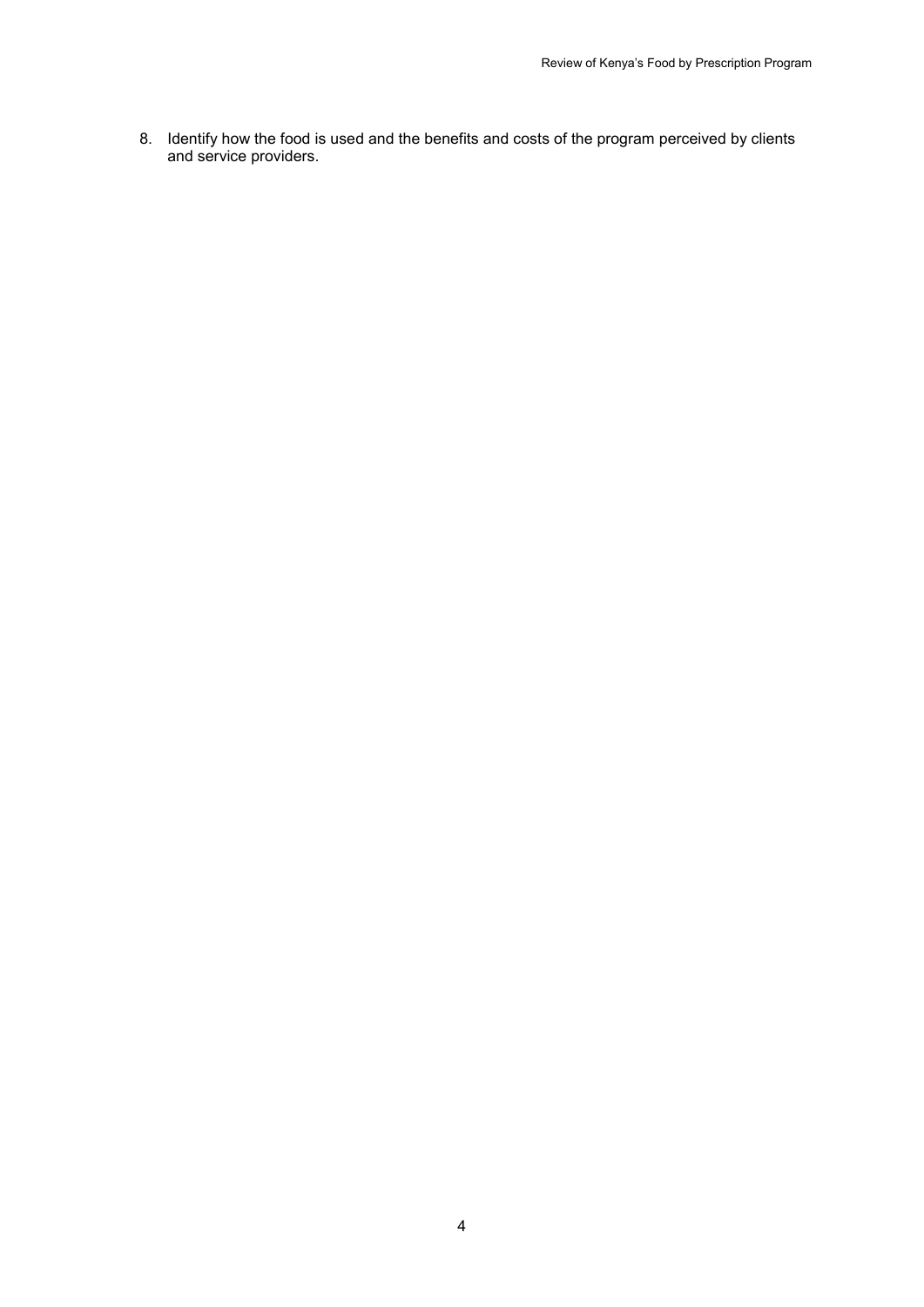8. Identify how the food is used and the benefits and costs of the program perceived by clients and service providers.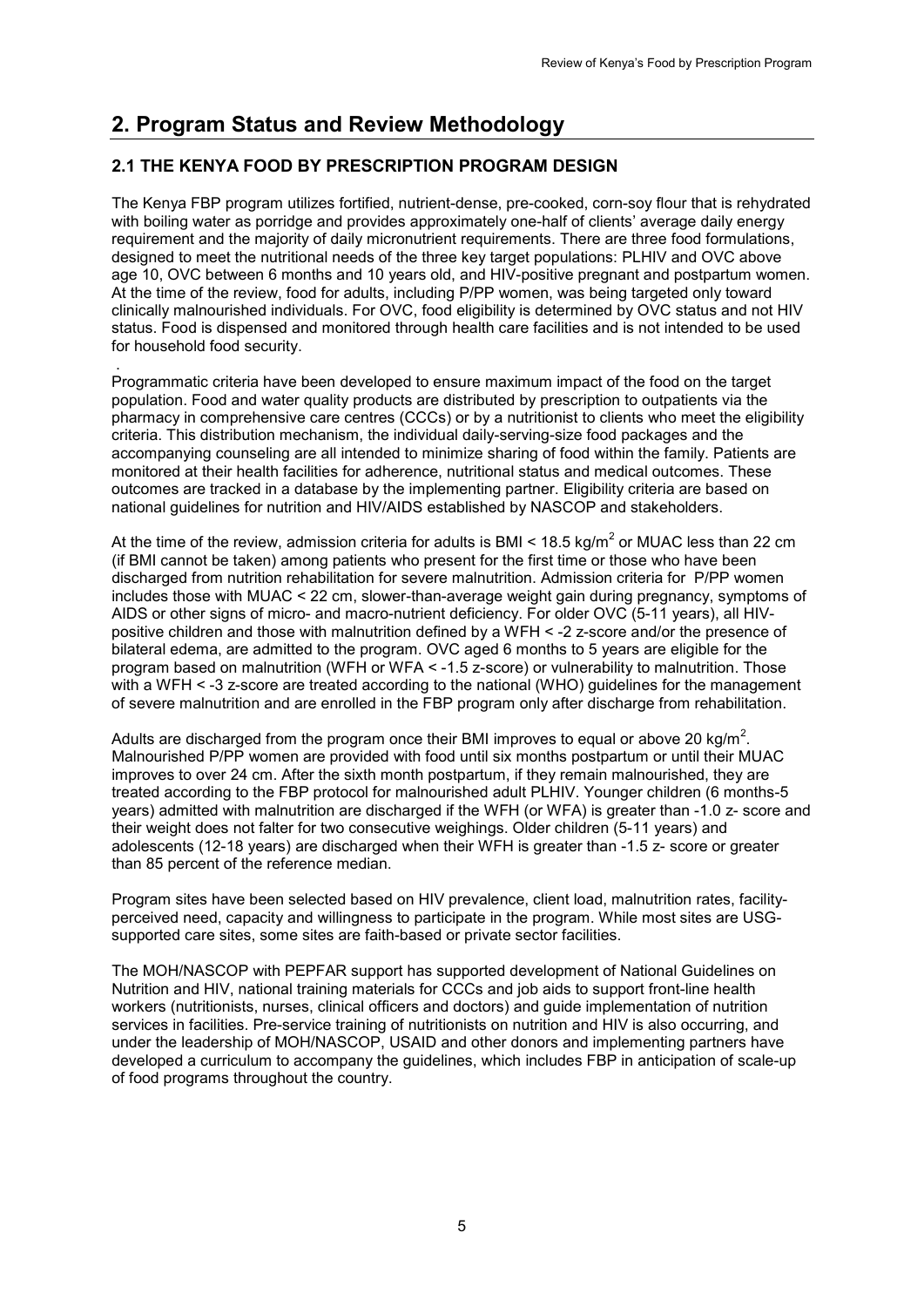# 2. Program Status and Review Methodology

## 2.1 THE KENYA FOOD BY PRESCRIPTION PROGRAM DESIGN

The Kenya FBP program utilizes fortified, nutrient-dense, pre-cooked, corn-soy flour that is rehydrated with boiling water as porridge and provides approximately one-half of clients' average daily energy requirement and the majority of daily micronutrient requirements. There are three food formulations, designed to meet the nutritional needs of the three key target populations: PLHIV and OVC above age 10, OVC between 6 months and 10 years old, and HIV-positive pregnant and postpartum women. At the time of the review, food for adults, including P/PP women, was being targeted only toward clinically malnourished individuals. For OVC, food eligibility is determined by OVC status and not HIV status. Food is dispensed and monitored through health care facilities and is not intended to be used for household food security.

.

Programmatic criteria have been developed to ensure maximum impact of the food on the target population. Food and water quality products are distributed by prescription to outpatients via the pharmacy in comprehensive care centres (CCCs) or by a nutritionist to clients who meet the eligibility criteria. This distribution mechanism, the individual daily-serving-size food packages and the accompanying counseling are all intended to minimize sharing of food within the family. Patients are monitored at their health facilities for adherence, nutritional status and medical outcomes. These outcomes are tracked in a database by the implementing partner. Eligibility criteria are based on national guidelines for nutrition and HIV/AIDS established by NASCOP and stakeholders.

At the time of the review, admission criteria for adults is BMI < 18.5 kg/m$^2$ or MUAC less than 22 cm (if BMI cannot be taken) among patients who present for the first time or those who have been discharged from nutrition rehabilitation for severe malnutrition. Admission criteria for P/PP women includes those with MUAC < 22 cm, slower-than-average weight gain during pregnancy, symptoms of AIDS or other signs of micro- and macro-nutrient deficiency. For older OVC (5-11 years), all HIV-positive children and those with malnutrition defined by a WFH < -2 z-score and/or the presence of bilateral edema, are admitted to the program. OVC aged 6 months to 5 years are eligible for the program based on malnutrition (WFH or WFA < -1.5 z-score) or vulnerability to malnutrition. Those with a WFH < -3 z-score are treated according to the national (WHO) guidelines for the management of severe malnutrition and are enrolled in the FBP program only after discharge from rehabilitation.

Adults are discharged from the program once their BMI improves to equal or above 20 kg/m$^2$. Malnourished P/PP women are provided with food until six months postpartum or until their MUAC improves to over 24 cm. After the sixth month postpartum, if they remain malnourished, they are treated according to the FBP protocol for malnourished adult PLHIV. Younger children (6 months-5 years) admitted with malnutrition are discharged if the WFH (or WFA) is greater than -1.0 z- score and their weight does not falter for two consecutive weighings. Older children (5-11 years) and adolescents (12-18 years) are discharged when their WFH is greater than -1.5 z- score or greater than 85 percent of the reference median.

Program sites have been selected based on HIV prevalence, client load, malnutrition rates, facility-perceived need, capacity and willingness to participate in the program. While most sites are USG-supported care sites, some sites are faith-based or private sector facilities.

The MOH/NASCOP with PEPFAR support has supported development of National Guidelines on Nutrition and HIV, national training materials for CCCs and job aids to support front-line health workers (nutritionists, nurses, clinical officers and doctors) and guide implementation of nutrition services in facilities. Pre-service training of nutritionists on nutrition and HIV is also occurring, and under the leadership of MOH/NASCOP, USAID and other donors and implementing partners have developed a curriculum to accompany the guidelines, which includes FBP in anticipation of scale-up of food programs throughout the country.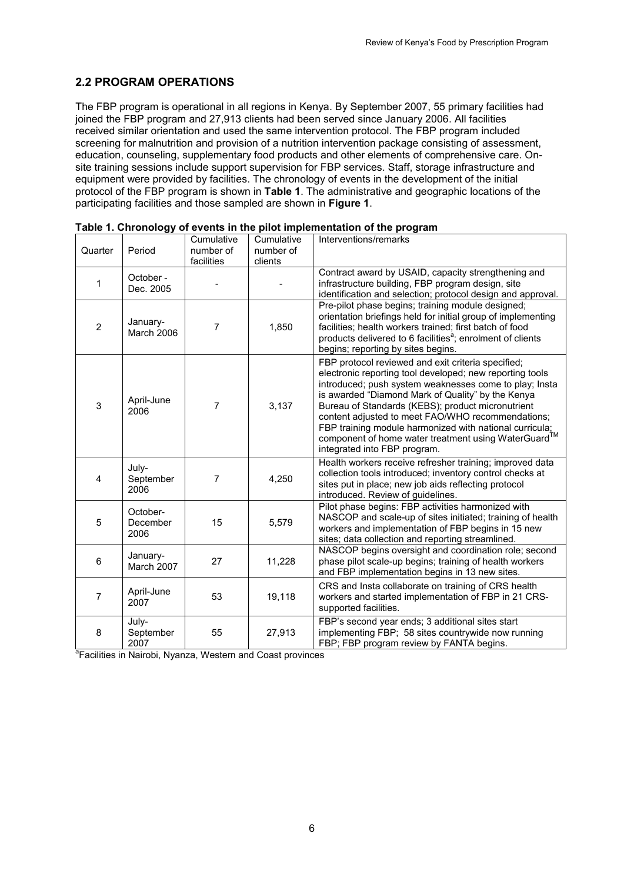## 2.2 PROGRAM OPERATIONS

The FBP program is operational in all regions in Kenya. By September 2007, 55 primary facilities had joined the FBP program and 27,913 clients had been served since January 2006. All facilities received similar orientation and used the same intervention protocol. The FBP program included screening for malnutrition and provision of a nutrition intervention package consisting of assessment, education, counseling, supplementary food products and other elements of comprehensive care. On-site training sessions include support supervision for FBP services. Staff, storage infrastructure and equipment were provided by facilities. The chronology of events in the development of the initial protocol of the FBP program is shown in **Table 1**. The administrative and geographic locations of the participating facilities and those sampled are shown in **Figure 1**.

**Table 1. Chronology of events in the pilot implementation of the program**

| Quarter | Period | Cumulative number of facilities | Cumulative number of clients | Interventions/remarks |
|---|---|---|---|---|
| 1 | October - Dec. 2005 | - | - | Contract award by USAID, capacity strengthening and infrastructure building, FBP program design, site identification and selection; protocol design and approval. |
| 2 | January-March 2006 | 7 | 1,850 | Pre-pilot phase begins; training module designed; orientation briefings held for initial group of implementing facilities; health workers trained; first batch of food products delivered to 6 facilities[a]; enrolment of clients begins; reporting by sites begins. |
| 3 | April-June 2006 | 7 | 3,137 | FBP protocol reviewed and exit criteria specified; electronic reporting tool developed; new reporting tools introduced; push system weaknesses come to play; Insta is awarded "Diamond Mark of Quality" by the Kenya Bureau of Standards (KEBS); product micronutrient content adjusted to meet FAO/WHO recommendations; FBP training module harmonized with national curricula; component of home water treatment using WaterGuard™ integrated into FBP program. |
| 4 | July-September 2006 | 7 | 4,250 | Health workers receive refresher training; improved data collection tools introduced; inventory control checks at sites put in place; new job aids reflecting protocol introduced. Review of guidelines. |
| 5 | October-December 2006 | 15 | 5,579 | Pilot phase begins: FBP activities harmonized with NASCOP and scale-up of sites initiated; training of health workers and implementation of FBP begins in 15 new sites; data collection and reporting streamlined. |
| 6 | January-March 2007 | 27 | 11,228 | NASCOP begins oversight and coordination role; second phase pilot scale-up begins; training of health workers and FBP implementation begins in 13 new sites. |
| 7 | April-June 2007 | 53 | 19,118 | CRS and Insta collaborate on training of CRS health workers and started implementation of FBP in 21 CRS-supported facilities. |
| 8 | July-September 2007 | 55 | 27,913 | FBP's second year ends; 3 additional sites start implementing FBP; 58 sites countrywide now running FBP; FBP program review by FANTA begins. |

[a]Facilities in Nairobi, Nyanza, Western and Coast provinces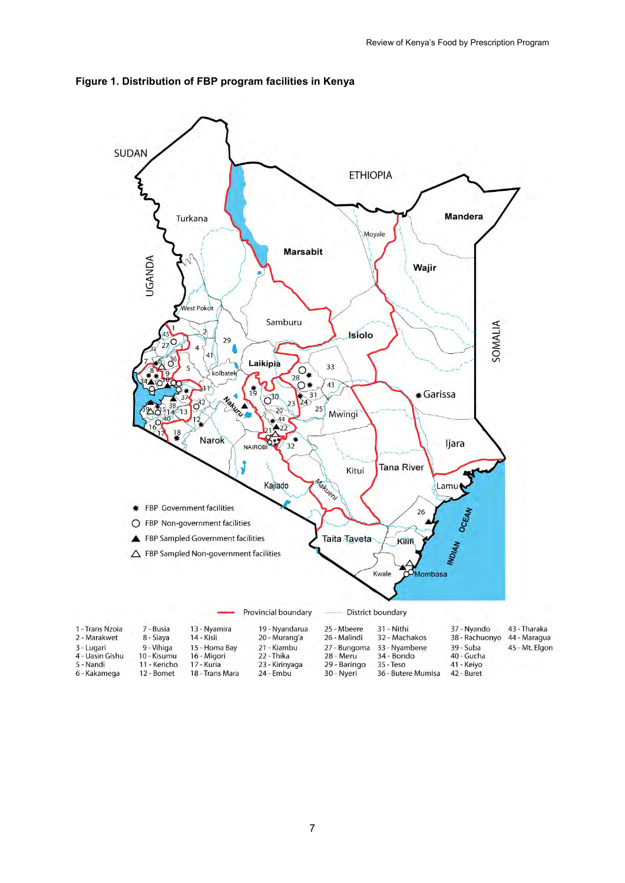**Figure 1. Distribution of FBP program facilities in Kenya**

| | | | | | | | |
|---|---|---|---|---|---|---|---|
| 1 - Trans Nzoia | 7 - Busia | 13 - Nyamira | 19 - Nyandarua | 25 - Mbeere | 31 - Nithi | 37 - Nyando | 43 - Tharaka |
| 2 - Marakwet | 8 - Siaya | 14 - Kisii | 20 - Murang'a | 26 - Malindi | 32 - Machakos | 38 - Rachuonyo | 44 - Maragua |
| 3 - Lugari | 9 - Vihiga | 15 - Homa Bay | 21 - Kiambu | 27 - Bungoma | 33 - Nyambene | 39 - Suba | 45 - Mt. Elgon |
| 4 - Uasin Gishu | 10 - Kisumu | 16 - Migori | 22 - Thika | 28 - Meru | 34 - Bondo | 40 - Gucha | |
| 5 - Nandi | 11 - Kericho | 17 - Kuria | 23 - Kirinyaga | 29 - Baringo | 35 - Teso | 41 - Keiyo | |
| 6 - Kakamega | 12 - Bomet | 18 - Trans Mara | 24 - Embu | 30 - Nyeri | 36 - Butere Mumisa | 42 - Buret | |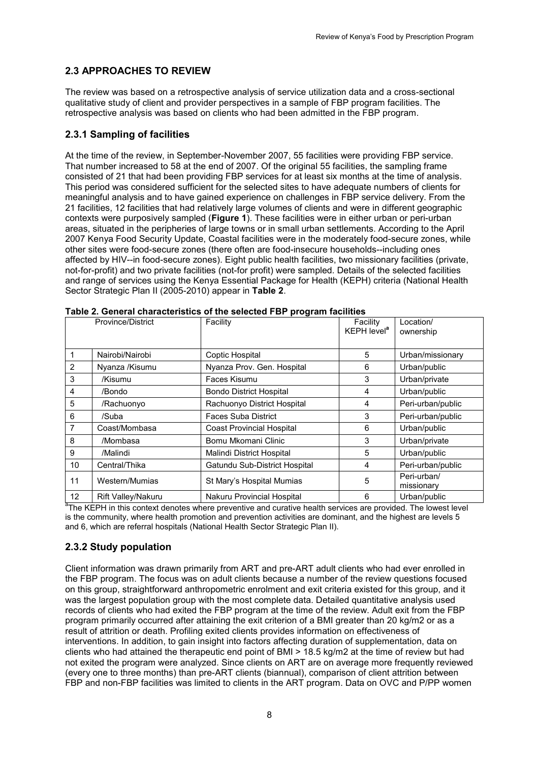## 2.3 APPROACHES TO REVIEW

The review was based on a retrospective analysis of service utilization data and a cross-sectional qualitative study of client and provider perspectives in a sample of FBP program facilities. The retrospective analysis was based on clients who had been admitted in the FBP program.

### 2.3.1 Sampling of facilities

At the time of the review, in September-November 2007, 55 facilities were providing FBP service. That number increased to 58 at the end of 2007. Of the original 55 facilities, the sampling frame consisted of 21 that had been providing FBP services for at least six months at the time of analysis. This period was considered sufficient for the selected sites to have adequate numbers of clients for meaningful analysis and to have gained experience on challenges in FBP service delivery. From the 21 facilities, 12 facilities that had relatively large volumes of clients and were in different geographic contexts were purposively sampled (**Figure 1**). These facilities were in either urban or peri-urban areas, situated in the peripheries of large towns or in small urban settlements. According to the April 2007 Kenya Food Security Update, Coastal facilities were in the moderately food-secure zones, while other sites were food-secure zones (there often are food-insecure households--including ones affected by HIV--in food-secure zones). Eight public health facilities, two missionary facilities (private, not-for-profit) and two private facilities (not-for profit) were sampled. Details of the selected facilities and range of services using the Kenya Essential Package for Health (KEPH) criteria (National Health Sector Strategic Plan II (2005-2010) appear in **Table 2**.

**Table 2. General characteristics of the selected FBP program facilities**

| | Province/District | Facility | Facility KEPH level[a] | Location/ ownership |
|---|---|---|---|---|
| 1 | Nairobi/Nairobi | Coptic Hospital | 5 | Urban/missionary |
| 2 | Nyanza /Kisumu | Nyanza Prov. Gen. Hospital | 6 | Urban/public |
| 3 | /Kisumu | Faces Kisumu | 3 | Urban/private |
| 4 | /Bondo | Bondo District Hospital | 4 | Urban/public |
| 5 | /Rachuonyo | Rachuonyo District Hospital | 4 | Peri-urban/public |
| 6 | /Suba | Faces Suba District | 3 | Peri-urban/public |
| 7 | Coast/Mombasa | Coast Provincial Hospital | 6 | Urban/public |
| 8 | /Mombasa | Bomu Mkomani Clinic | 3 | Urban/private |
| 9 | /Malindi | Malindi District Hospital | 5 | Urban/public |
| 10 | Central/Thika | Gatundu Sub-District Hospital | 4 | Peri-urban/public |
| 11 | Western/Mumias | St Mary's Hospital Mumias | 5 | Peri-urban/ missionary |
| 12 | Rift Valley/Nakuru | Nakuru Provincial Hospital | 6 | Urban/public |

[a]The KEPH in this context denotes where preventive and curative health services are provided. The lowest level is the community, where health promotion and prevention activities are dominant, and the highest are levels 5 and 6, which are referral hospitals (National Health Sector Strategic Plan II).

### 2.3.2 Study population

Client information was drawn primarily from ART and pre-ART adult clients who had ever enrolled in the FBP program. The focus was on adult clients because a number of the review questions focused on this group, straightforward anthropometric enrolment and exit criteria existed for this group, and it was the largest population group with the most complete data. Detailed quantitative analysis used records of clients who had exited the FBP program at the time of the review. Adult exit from the FBP program primarily occurred after attaining the exit criterion of a BMI greater than 20 kg/m2 or as a result of attrition or death. Profiling exited clients provides information on effectiveness of interventions. In addition, to gain insight into factors affecting duration of supplementation, data on clients who had attained the therapeutic end point of BMI > 18.5 kg/m2 at the time of review but had not exited the program were analyzed. Since clients on ART are on average more frequently reviewed (every one to three months) than pre-ART clients (biannual), comparison of client attrition between FBP and non-FBP facilities was limited to clients in the ART program. Data on OVC and P/PP women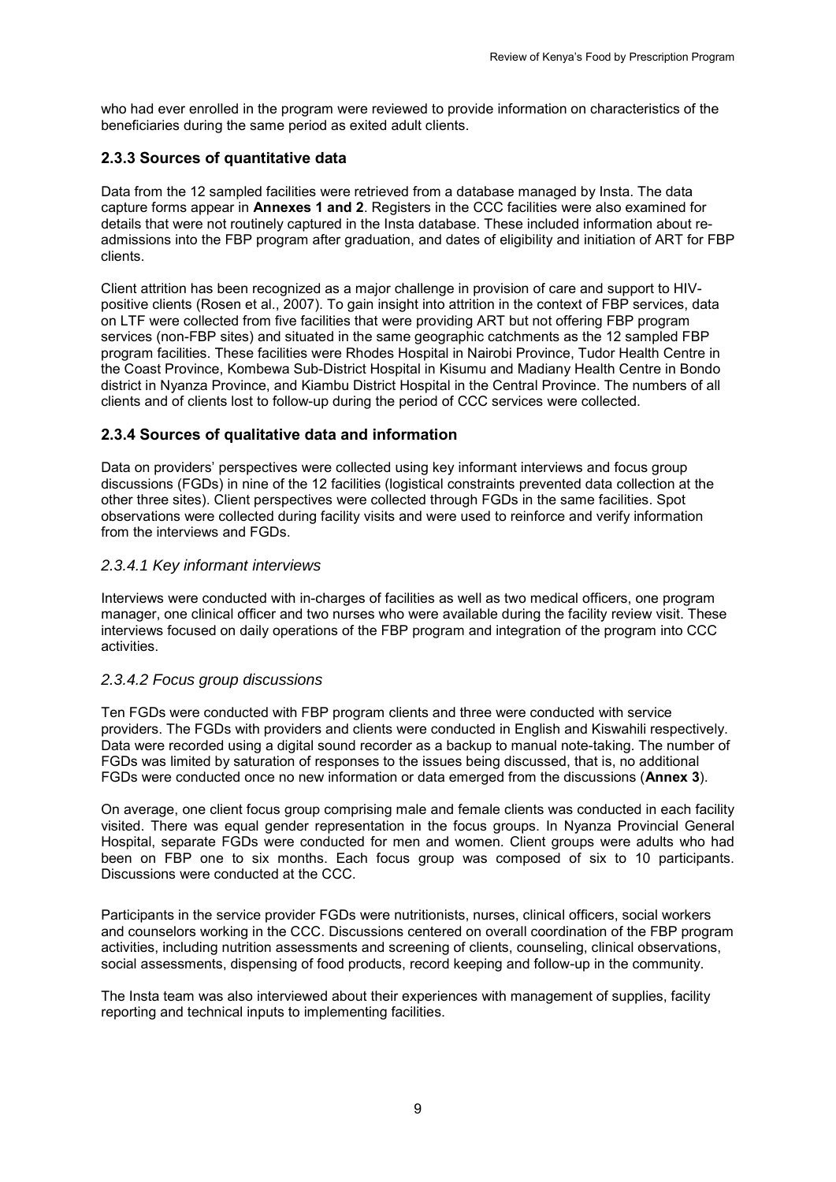who had ever enrolled in the program were reviewed to provide information on characteristics of the beneficiaries during the same period as exited adult clients.

### 2.3.3 Sources of quantitative data

Data from the 12 sampled facilities were retrieved from a database managed by Insta. The data capture forms appear in **Annexes 1 and 2**. Registers in the CCC facilities were also examined for details that were not routinely captured in the Insta database. These included information about re-admissions into the FBP program after graduation, and dates of eligibility and initiation of ART for FBP clients.

Client attrition has been recognized as a major challenge in provision of care and support to HIV-positive clients (Rosen et al., 2007). To gain insight into attrition in the context of FBP services, data on LTF were collected from five facilities that were providing ART but not offering FBP program services (non-FBP sites) and situated in the same geographic catchments as the 12 sampled FBP program facilities. These facilities were Rhodes Hospital in Nairobi Province, Tudor Health Centre in the Coast Province, Kombewa Sub-District Hospital in Kisumu and Madiany Health Centre in Bondo district in Nyanza Province, and Kiambu District Hospital in the Central Province. The numbers of all clients and of clients lost to follow-up during the period of CCC services were collected.

### 2.3.4 Sources of qualitative data and information

Data on providers' perspectives were collected using key informant interviews and focus group discussions (FGDs) in nine of the 12 facilities (logistical constraints prevented data collection at the other three sites). Client perspectives were collected through FGDs in the same facilities. Spot observations were collected during facility visits and were used to reinforce and verify information from the interviews and FGDs.

#### *2.3.4.1 Key informant interviews*

Interviews were conducted with in-charges of facilities as well as two medical officers, one program manager, one clinical officer and two nurses who were available during the facility review visit. These interviews focused on daily operations of the FBP program and integration of the program into CCC activities.

#### *2.3.4.2 Focus group discussions*

Ten FGDs were conducted with FBP program clients and three were conducted with service providers. The FGDs with providers and clients were conducted in English and Kiswahili respectively. Data were recorded using a digital sound recorder as a backup to manual note-taking. The number of FGDs was limited by saturation of responses to the issues being discussed, that is, no additional FGDs were conducted once no new information or data emerged from the discussions (**Annex 3**).

On average, one client focus group comprising male and female clients was conducted in each facility visited. There was equal gender representation in the focus groups. In Nyanza Provincial General Hospital, separate FGDs were conducted for men and women. Client groups were adults who had been on FBP one to six months. Each focus group was composed of six to 10 participants. Discussions were conducted at the CCC.

Participants in the service provider FGDs were nutritionists, nurses, clinical officers, social workers and counselors working in the CCC. Discussions centered on overall coordination of the FBP program activities, including nutrition assessments and screening of clients, counseling, clinical observations, social assessments, dispensing of food products, record keeping and follow-up in the community.

The Insta team was also interviewed about their experiences with management of supplies, facility reporting and technical inputs to implementing facilities.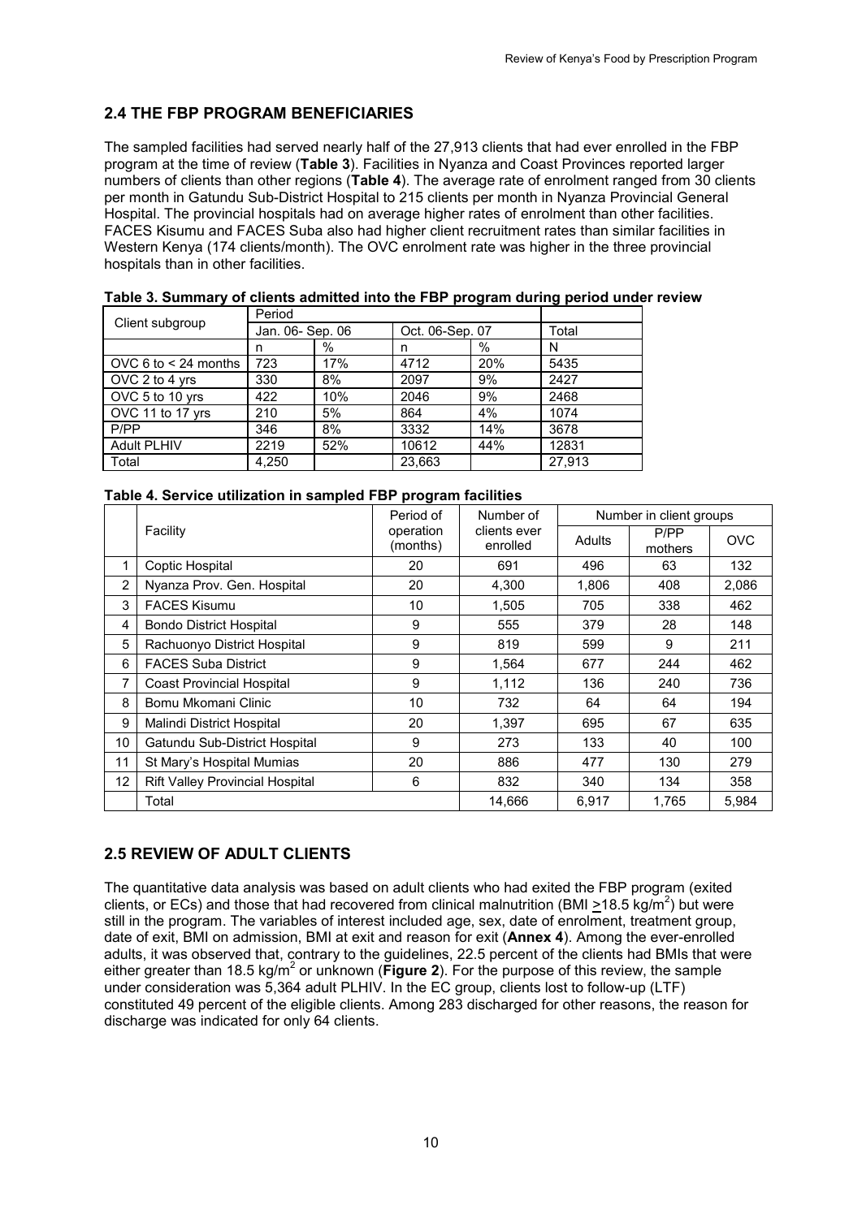## 2.4 THE FBP PROGRAM BENEFICIARIES

The sampled facilities had served nearly half of the 27,913 clients that had ever enrolled in the FBP program at the time of review (**Table 3**). Facilities in Nyanza and Coast Provinces reported larger numbers of clients than other regions (**Table 4**). The average rate of enrolment ranged from 30 clients per month in Gatundu Sub-District Hospital to 215 clients per month in Nyanza Provincial General Hospital. The provincial hospitals had on average higher rates of enrolment than other facilities. FACES Kisumu and FACES Suba also had higher client recruitment rates than similar facilities in Western Kenya (174 clients/month). The OVC enrolment rate was higher in the three provincial hospitals than in other facilities.

**Table 3. Summary of clients admitted into the FBP program during period under review**

| Client subgroup | Period | | | | |
|---|---|---|---|---|---|
| | Jan. 06- Sep. 06 | | Oct. 06-Sep. 07 | | Total |
| | n | % | n | % | N |
| OVC 6 to < 24 months | 723 | 17% | 4712 | 20% | 5435 |
| OVC 2 to 4 yrs | 330 | 8% | 2097 | 9% | 2427 |
| OVC 5 to 10 yrs | 422 | 10% | 2046 | 9% | 2468 |
| OVC 11 to 17 yrs | 210 | 5% | 864 | 4% | 1074 |
| P/PP | 346 | 8% | 3332 | 14% | 3678 |
| Adult PLHIV | 2219 | 52% | 10612 | 44% | 12831 |
| Total | 4,250 | | 23,663 | | 27,913 |

**Table 4. Service utilization in sampled FBP program facilities**

| | Facility | Period of operation (months) | Number of clients ever enrolled | Number in client groups | | |
|---|---|---|---|---|---|---|
| | | | | Adults | P/PP mothers | OVC |
| 1 | Coptic Hospital | 20 | 691 | 496 | 63 | 132 |
| 2 | Nyanza Prov. Gen. Hospital | 20 | 4,300 | 1,806 | 408 | 2,086 |
| 3 | FACES Kisumu | 10 | 1,505 | 705 | 338 | 462 |
| 4 | Bondo District Hospital | 9 | 555 | 379 | 28 | 148 |
| 5 | Rachuonyo District Hospital | 9 | 819 | 599 | 9 | 211 |
| 6 | FACES Suba District | 9 | 1,564 | 677 | 244 | 462 |
| 7 | Coast Provincial Hospital | 9 | 1,112 | 136 | 240 | 736 |
| 8 | Bomu Mkomani Clinic | 10 | 732 | 64 | 64 | 194 |
| 9 | Malindi District Hospital | 20 | 1,397 | 695 | 67 | 635 |
| 10 | Gatundu Sub-District Hospital | 9 | 273 | 133 | 40 | 100 |
| 11 | St Mary's Hospital Mumias | 20 | 886 | 477 | 130 | 279 |
| 12 | Rift Valley Provincial Hospital | 6 | 832 | 340 | 134 | 358 |
| | Total | | 14,666 | 6,917 | 1,765 | 5,984 |

## 2.5 REVIEW OF ADULT CLIENTS

The quantitative data analysis was based on adult clients who had exited the FBP program (exited clients, or ECs) and those that had recovered from clinical malnutrition (BMI $\geq$18.5 kg/m$^2$) but were still in the program. The variables of interest included age, sex, date of enrolment, treatment group, date of exit, BMI on admission, BMI at exit and reason for exit (**Annex 4**). Among the ever-enrolled adults, it was observed that, contrary to the guidelines, 22.5 percent of the clients had BMIs that were either greater than 18.5 kg/m$^2$ or unknown (**Figure 2**). For the purpose of this review, the sample under consideration was 5,364 adult PLHIV. In the EC group, clients lost to follow-up (LTF) constituted 49 percent of the eligible clients. Among 283 discharged for other reasons, the reason for discharge was indicated for only 64 clients.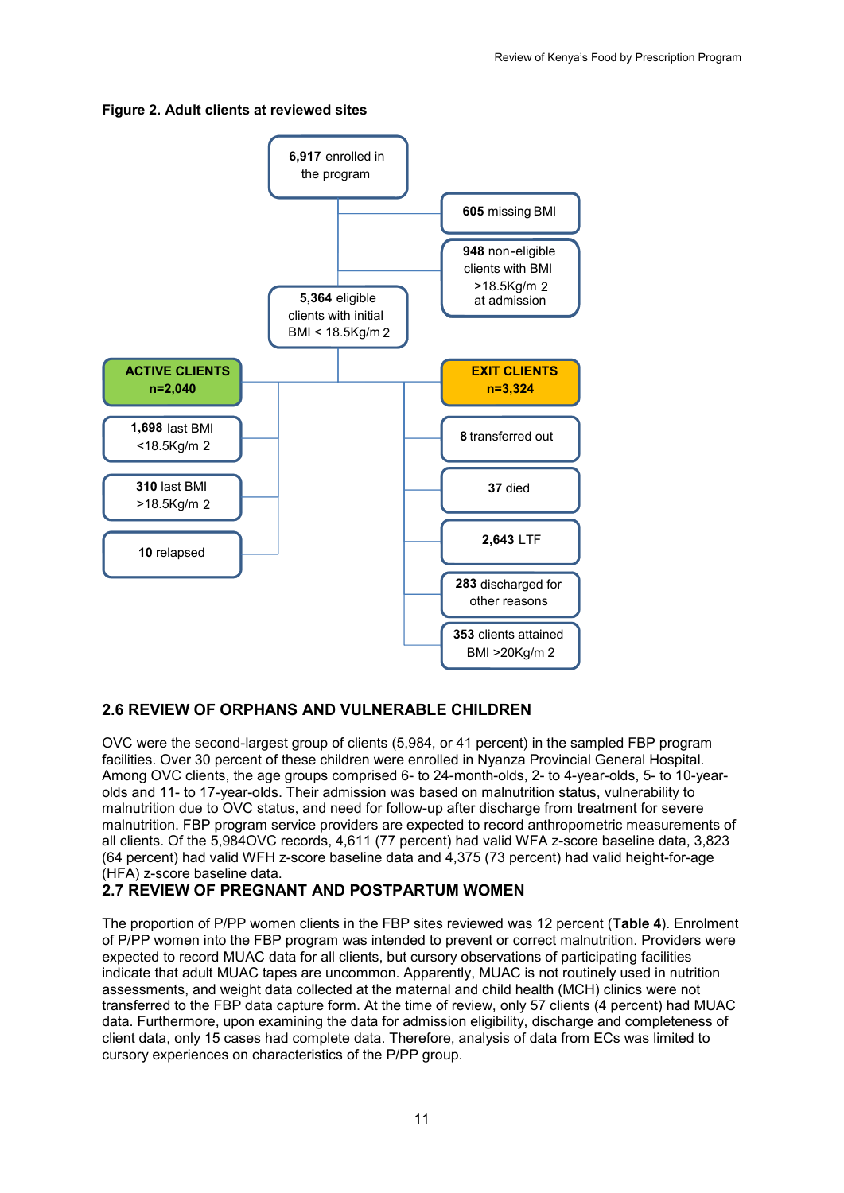**Figure 2. Adult clients at reviewed sites**

**6,917** enrolled in the program

**605** missing BMI

**948** non-eligible clients with BMI >18.5Kg/m 2 at admission

**5,364** eligible clients with initial BMI < 18.5Kg/m 2

**ACTIVE CLIENTS n=2,040**

- **1,698** last BMI <18.5Kg/m 2
- **310** last BMI >18.5Kg/m 2
- **10** relapsed

**EXIT CLIENTS n=3,324**

- **8** transferred out
- **37** died
- **2,643** LTF
- **283** discharged for other reasons
- **353** clients attained BMI ≥20Kg/m 2

## 2.6 REVIEW OF ORPHANS AND VULNERABLE CHILDREN

OVC were the second-largest group of clients (5,984, or 41 percent) in the sampled FBP program facilities. Over 30 percent of these children were enrolled in Nyanza Provincial General Hospital. Among OVC clients, the age groups comprised 6- to 24-month-olds, 2- to 4-year-olds, 5- to 10-year-olds and 11- to 17-year-olds. Their admission was based on malnutrition status, vulnerability to malnutrition due to OVC status, and need for follow-up after discharge from treatment for severe malnutrition. FBP program service providers are expected to record anthropometric measurements of all clients. Of the 5,984OVC records, 4,611 (77 percent) had valid WFA z-score baseline data, 3,823 (64 percent) had valid WFH z-score baseline data and 4,375 (73 percent) had valid height-for-age (HFA) z-score baseline data.

## 2.7 REVIEW OF PREGNANT AND POSTPARTUM WOMEN

The proportion of P/PP women clients in the FBP sites reviewed was 12 percent (**Table 4**). Enrolment of P/PP women into the FBP program was intended to prevent or correct malnutrition. Providers were expected to record MUAC data for all clients, but cursory observations of participating facilities indicate that adult MUAC tapes are uncommon. Apparently, MUAC is not routinely used in nutrition assessments, and weight data collected at the maternal and child health (MCH) clinics were not transferred to the FBP data capture form. At the time of review, only 57 clients (4 percent) had MUAC data. Furthermore, upon examining the data for admission eligibility, discharge and completeness of client data, only 15 cases had complete data. Therefore, analysis of data from ECs was limited to cursory experiences on characteristics of the P/PP group.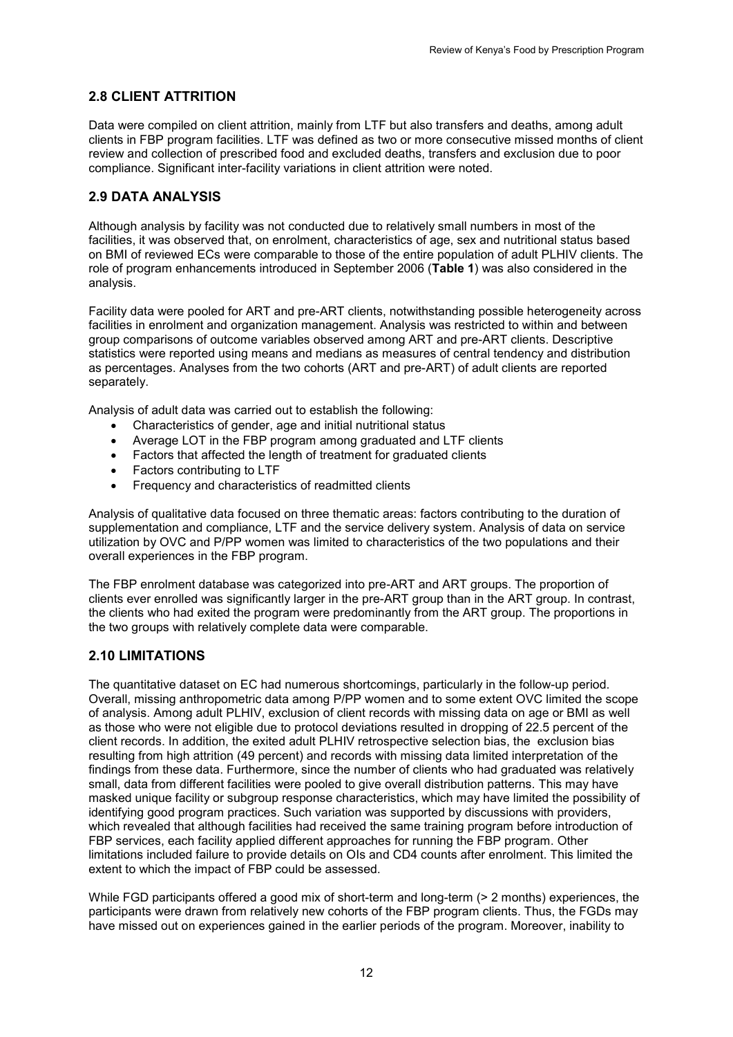## 2.8 CLIENT ATTRITION

Data were compiled on client attrition, mainly from LTF but also transfers and deaths, among adult clients in FBP program facilities. LTF was defined as two or more consecutive missed months of client review and collection of prescribed food and excluded deaths, transfers and exclusion due to poor compliance. Significant inter-facility variations in client attrition were noted.

## 2.9 DATA ANALYSIS

Although analysis by facility was not conducted due to relatively small numbers in most of the facilities, it was observed that, on enrolment, characteristics of age, sex and nutritional status based on BMI of reviewed ECs were comparable to those of the entire population of adult PLHIV clients. The role of program enhancements introduced in September 2006 (**Table 1**) was also considered in the analysis.

Facility data were pooled for ART and pre-ART clients, notwithstanding possible heterogeneity across facilities in enrolment and organization management. Analysis was restricted to within and between group comparisons of outcome variables observed among ART and pre-ART clients. Descriptive statistics were reported using means and medians as measures of central tendency and distribution as percentages. Analyses from the two cohorts (ART and pre-ART) of adult clients are reported separately.

Analysis of adult data was carried out to establish the following:

- Characteristics of gender, age and initial nutritional status
- Average LOT in the FBP program among graduated and LTF clients
- Factors that affected the length of treatment for graduated clients
- Factors contributing to LTF
- Frequency and characteristics of readmitted clients

Analysis of qualitative data focused on three thematic areas: factors contributing to the duration of supplementation and compliance, LTF and the service delivery system. Analysis of data on service utilization by OVC and P/PP women was limited to characteristics of the two populations and their overall experiences in the FBP program.

The FBP enrolment database was categorized into pre-ART and ART groups. The proportion of clients ever enrolled was significantly larger in the pre-ART group than in the ART group. In contrast, the clients who had exited the program were predominantly from the ART group. The proportions in the two groups with relatively complete data were comparable.

## 2.10 LIMITATIONS

The quantitative dataset on EC had numerous shortcomings, particularly in the follow-up period. Overall, missing anthropometric data among P/PP women and to some extent OVC limited the scope of analysis. Among adult PLHIV, exclusion of client records with missing data on age or BMI as well as those who were not eligible due to protocol deviations resulted in dropping of 22.5 percent of the client records. In addition, the exited adult PLHIV retrospective selection bias, the exclusion bias resulting from high attrition (49 percent) and records with missing data limited interpretation of the findings from these data. Furthermore, since the number of clients who had graduated was relatively small, data from different facilities were pooled to give overall distribution patterns. This may have masked unique facility or subgroup response characteristics, which may have limited the possibility of identifying good program practices. Such variation was supported by discussions with providers, which revealed that although facilities had received the same training program before introduction of FBP services, each facility applied different approaches for running the FBP program. Other limitations included failure to provide details on OIs and CD4 counts after enrolment. This limited the extent to which the impact of FBP could be assessed.

While FGD participants offered a good mix of short-term and long-term (> 2 months) experiences, the participants were drawn from relatively new cohorts of the FBP program clients. Thus, the FGDs may have missed out on experiences gained in the earlier periods of the program. Moreover, inability to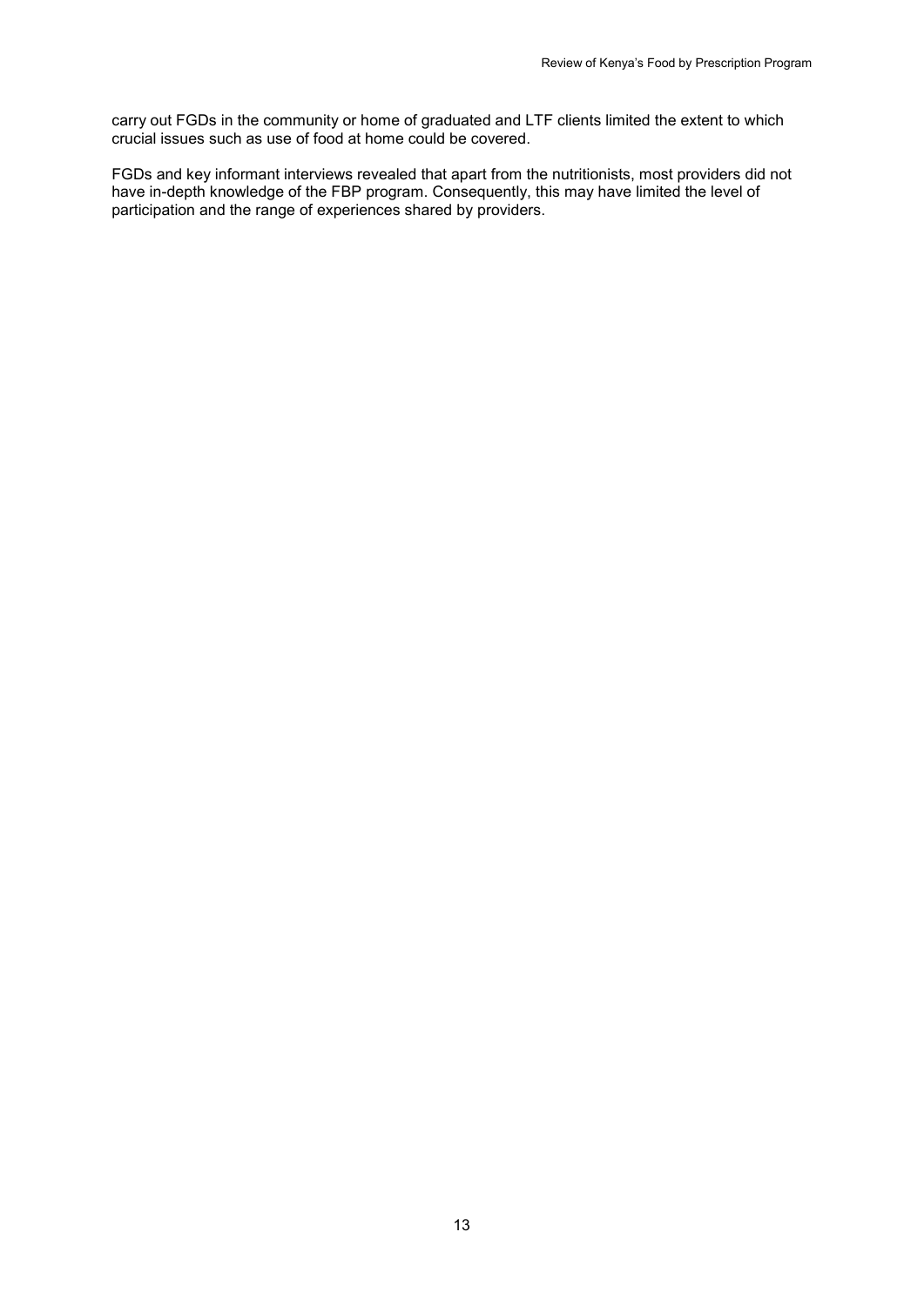carry out FGDs in the community or home of graduated and LTF clients limited the extent to which crucial issues such as use of food at home could be covered.

FGDs and key informant interviews revealed that apart from the nutritionists, most providers did not have in-depth knowledge of the FBP program. Consequently, this may have limited the level of participation and the range of experiences shared by providers.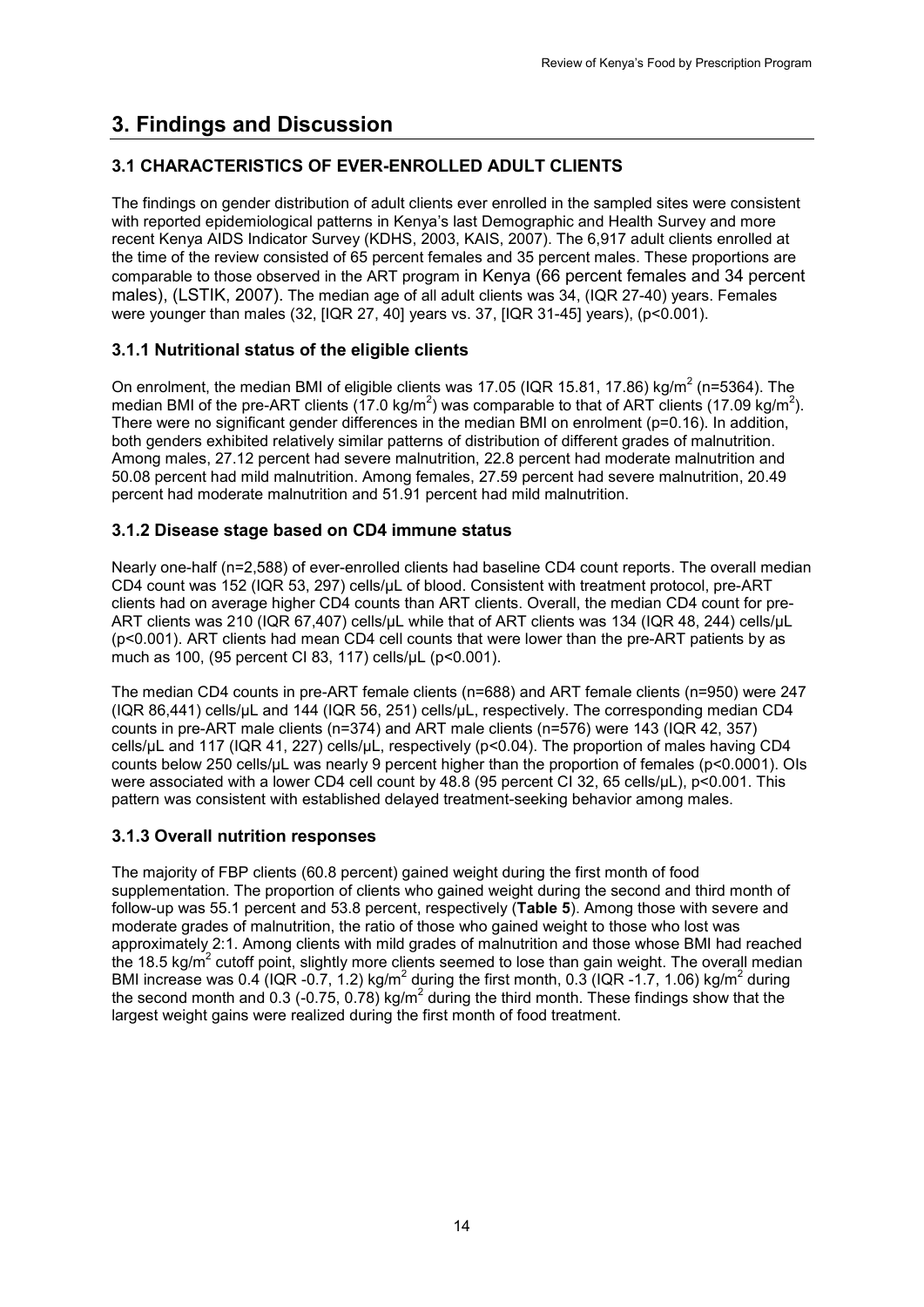# 3. Findings and Discussion

## 3.1 CHARACTERISTICS OF EVER-ENROLLED ADULT CLIENTS

The findings on gender distribution of adult clients ever enrolled in the sampled sites were consistent with reported epidemiological patterns in Kenya's last Demographic and Health Survey and more recent Kenya AIDS Indicator Survey (KDHS, 2003, KAIS, 2007). The 6,917 adult clients enrolled at the time of the review consisted of 65 percent females and 35 percent males. These proportions are comparable to those observed in the ART program in Kenya (66 percent females and 34 percent males), (LSTIK, 2007). The median age of all adult clients was 34, (IQR 27-40) years. Females were younger than males (32, [IQR 27, 40] years vs. 37, [IQR 31-45] years), ($p<0.001$).

### 3.1.1 Nutritional status of the eligible clients

On enrolment, the median BMI of eligible clients was 17.05 (IQR 15.81, 17.86) kg/m$^2$ (n=5364). The median BMI of the pre-ART clients (17.0 kg/m$^2$) was comparable to that of ART clients (17.09 kg/m$^2$). There were no significant gender differences in the median BMI on enrolment ($p=0.16$). In addition, both genders exhibited relatively similar patterns of distribution of different grades of malnutrition. Among males, 27.12 percent had severe malnutrition, 22.8 percent had moderate malnutrition and 50.08 percent had mild malnutrition. Among females, 27.59 percent had severe malnutrition, 20.49 percent had moderate malnutrition and 51.91 percent had mild malnutrition.

### 3.1.2 Disease stage based on CD4 immune status

Nearly one-half (n=2,588) of ever-enrolled clients had baseline CD4 count reports. The overall median CD4 count was 152 (IQR 53, 297) cells/μL of blood. Consistent with treatment protocol, pre-ART clients had on average higher CD4 counts than ART clients. Overall, the median CD4 count for pre-ART clients was 210 (IQR 67,407) cells/μL while that of ART clients was 134 (IQR 48, 244) cells/μL ($p<0.001$). ART clients had mean CD4 cell counts that were lower than the pre-ART patients by as much as 100, (95 percent CI 83, 117) cells/μL ($p<0.001$).

The median CD4 counts in pre-ART female clients (n=688) and ART female clients (n=950) were 247 (IQR 86,441) cells/μL and 144 (IQR 56, 251) cells/μL, respectively. The corresponding median CD4 counts in pre-ART male clients (n=374) and ART male clients (n=576) were 143 (IQR 42, 357) cells/μL and 117 (IQR 41, 227) cells/μL, respectively ($p<0.04$). The proportion of males having CD4 counts below 250 cells/μL was nearly 9 percent higher than the proportion of females ($p<0.0001$). OIs were associated with a lower CD4 cell count by 48.8 (95 percent CI 32, 65 cells/μL), $p<0.001$. This pattern was consistent with established delayed treatment-seeking behavior among males.

### 3.1.3 Overall nutrition responses

The majority of FBP clients (60.8 percent) gained weight during the first month of food supplementation. The proportion of clients who gained weight during the second and third month of follow-up was 55.1 percent and 53.8 percent, respectively (**Table 5**). Among those with severe and moderate grades of malnutrition, the ratio of those who gained weight to those who lost was approximately 2:1. Among clients with mild grades of malnutrition and those whose BMI had reached the 18.5 kg/m$^2$ cutoff point, slightly more clients seemed to lose than gain weight. The overall median BMI increase was 0.4 (IQR -0.7, 1.2) kg/m$^2$ during the first month, 0.3 (IQR -1.7, 1.06) kg/m$^2$ during the second month and 0.3 (-0.75, 0.78) kg/m$^2$ during the third month. These findings show that the largest weight gains were realized during the first month of food treatment.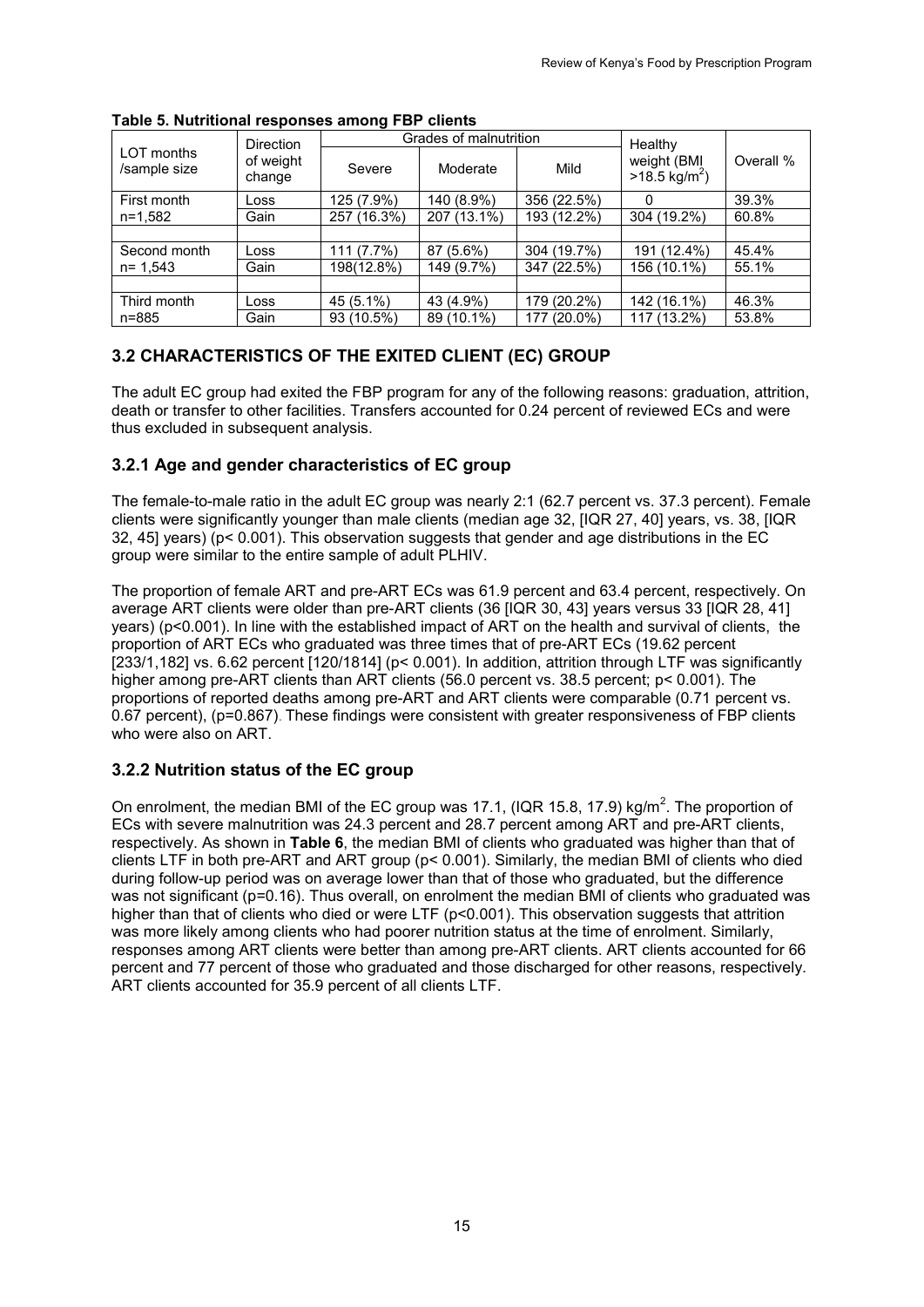**Table 5. Nutritional responses among FBP clients**

| LOT months /sample size | Direction of weight change | Grades of malnutrition | | | Healthy weight (BMI >18.5 kg/m$^2$) | Overall % |
|---|---|---|---|---|---|---|
| | | Severe | Moderate | Mild | | |
| First month | Loss | 125 (7.9%) | 140 (8.9%) | 356 (22.5%) | 0 | 39.3% |
| n=1,582 | Gain | 257 (16.3%) | 207 (13.1%) | 193 (12.2%) | 304 (19.2%) | 60.8% |
| | | | | | | |
| Second month | Loss | 111 (7.7%) | 87 (5.6%) | 304 (19.7%) | 191 (12.4%) | 45.4% |
| n= 1,543 | Gain | 198(12.8%) | 149 (9.7%) | 347 (22.5%) | 156 (10.1%) | 55.1% |
| | | | | | | |
| Third month | Loss | 45 (5.1%) | 43 (4.9%) | 179 (20.2%) | 142 (16.1%) | 46.3% |
| n=885 | Gain | 93 (10.5%) | 89 (10.1%) | 177 (20.0%) | 117 (13.2%) | 53.8% |

## 3.2 CHARACTERISTICS OF THE EXITED CLIENT (EC) GROUP

The adult EC group had exited the FBP program for any of the following reasons: graduation, attrition, death or transfer to other facilities. Transfers accounted for 0.24 percent of reviewed ECs and were thus excluded in subsequent analysis.

### 3.2.1 Age and gender characteristics of EC group

The female-to-male ratio in the adult EC group was nearly 2:1 (62.7 percent vs. 37.3 percent). Female clients were significantly younger than male clients (median age 32, [IQR 27, 40] years, vs. 38, [IQR 32, 45] years) ($p < 0.001$). This observation suggests that gender and age distributions in the EC group were similar to the entire sample of adult PLHIV.

The proportion of female ART and pre-ART ECs was 61.9 percent and 63.4 percent, respectively. On average ART clients were older than pre-ART clients (36 [IQR 30, 43] years versus 33 [IQR 28, 41] years) ($p<0.001$). In line with the established impact of ART on the health and survival of clients, the proportion of ART ECs who graduated was three times that of pre-ART ECs (19.62 percent [233/1,182] vs. 6.62 percent [120/1814] ($p < 0.001$). In addition, attrition through LTF was significantly higher among pre-ART clients than ART clients (56.0 percent vs. 38.5 percent; $p < 0.001$). The proportions of reported deaths among pre-ART and ART clients were comparable (0.71 percent vs. 0.67 percent), ($p=0.867$). These findings were consistent with greater responsiveness of FBP clients who were also on ART.

### 3.2.2 Nutrition status of the EC group

On enrolment, the median BMI of the EC group was 17.1, (IQR 15.8, 17.9) kg/m$^2$. The proportion of ECs with severe malnutrition was 24.3 percent and 28.7 percent among ART and pre-ART clients, respectively. As shown in **Table 6**, the median BMI of clients who graduated was higher than that of clients LTF in both pre-ART and ART group ($p < 0.001$). Similarly, the median BMI of clients who died during follow-up period was on average lower than that of those who graduated, but the difference was not significant ($p=0.16$). Thus overall, on enrolment the median BMI of clients who graduated was higher than that of clients who died or were LTF ($p<0.001$). This observation suggests that attrition was more likely among clients who had poorer nutrition status at the time of enrolment. Similarly, responses among ART clients were better than among pre-ART clients. ART clients accounted for 66 percent and 77 percent of those who graduated and those discharged for other reasons, respectively. ART clients accounted for 35.9 percent of all clients LTF.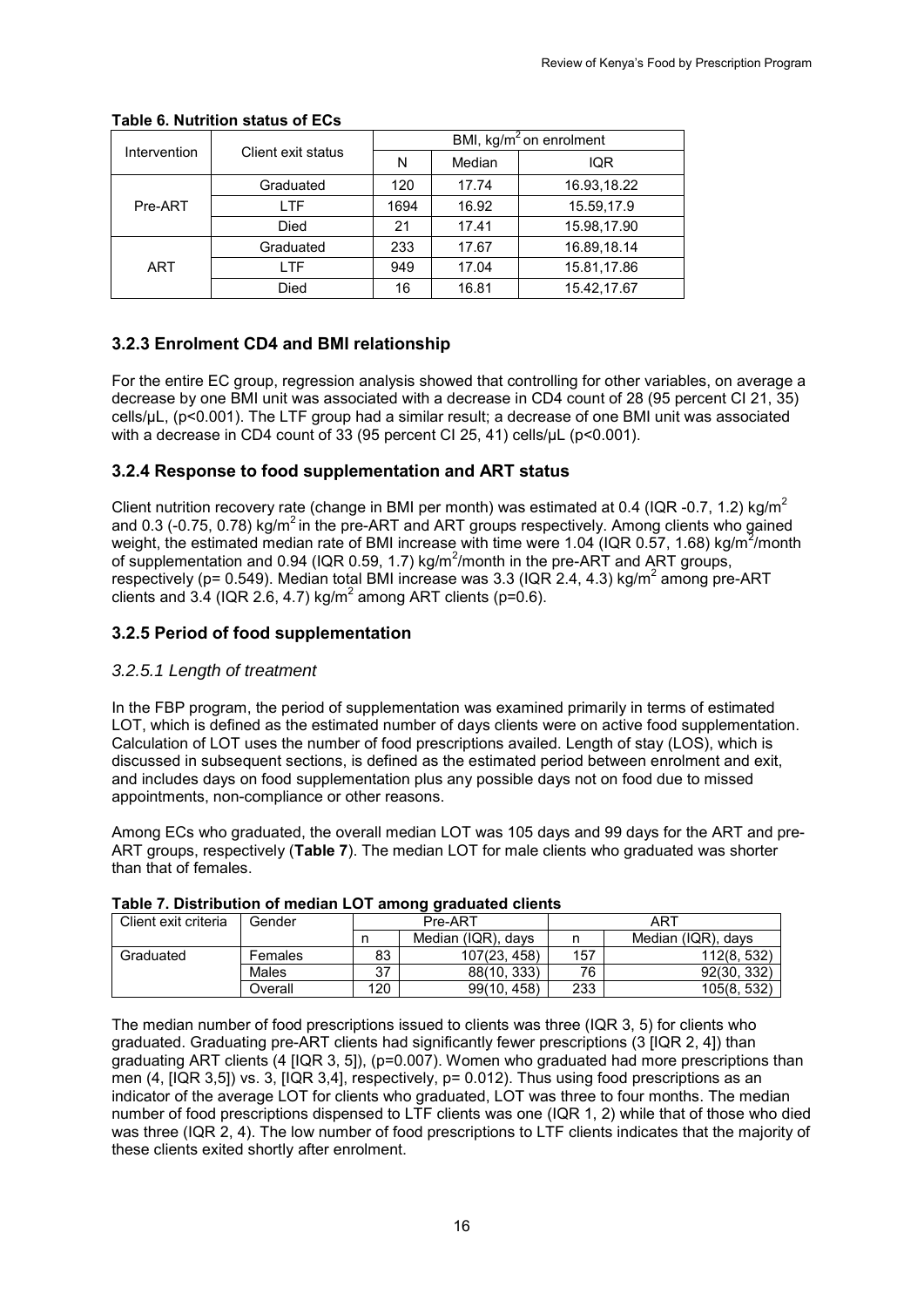**Table 6. Nutrition status of ECs**

| Intervention | Client exit status | BMI, $kg/m^2$ on enrolment | | |
|---|---|---|---|---|
| | | N | Median | IQR |
| Pre-ART | Graduated | 120 | 17.74 | 16.93,18.22 |
| | LTF | 1694 | 16.92 | 15.59,17.9 |
| | Died | 21 | 17.41 | 15.98,17.90 |
| ART | Graduated | 233 | 17.67 | 16.89,18.14 |
| | LTF | 949 | 17.04 | 15.81,17.86 |
| | Died | 16 | 16.81 | 15.42,17.67 |

### 3.2.3 Enrolment CD4 and BMI relationship

For the entire EC group, regression analysis showed that controlling for other variables, on average a decrease by one BMI unit was associated with a decrease in CD4 count of 28 (95 percent CI 21, 35) cells/μL, ($p<0.001$). The LTF group had a similar result; a decrease of one BMI unit was associated with a decrease in CD4 count of 33 (95 percent CI 25, 41) cells/μL ($p<0.001$).

### 3.2.4 Response to food supplementation and ART status

Client nutrition recovery rate (change in BMI per month) was estimated at 0.4 (IQR -0.7, 1.2) $kg/m^2$ and 0.3 (-0.75, 0.78) $kg/m^2$ in the pre-ART and ART groups respectively. Among clients who gained weight, the estimated median rate of BMI increase with time were 1.04 (IQR 0.57, 1.68) $kg/m^2$/month of supplementation and 0.94 (IQR 0.59, 1.7) $kg/m^2$/month in the pre-ART and ART groups, respectively ($p= 0.549$). Median total BMI increase was 3.3 (IQR 2.4, 4.3) $kg/m^2$ among pre-ART clients and 3.4 (IQR 2.6, 4.7) $kg/m^2$ among ART clients ($p=0.6$).

### 3.2.5 Period of food supplementation

#### *3.2.5.1 Length of treatment*

In the FBP program, the period of supplementation was examined primarily in terms of estimated LOT, which is defined as the estimated number of days clients were on active food supplementation. Calculation of LOT uses the number of food prescriptions availed. Length of stay (LOS), which is discussed in subsequent sections, is defined as the estimated period between enrolment and exit, and includes days on food supplementation plus any possible days not on food due to missed appointments, non-compliance or other reasons.

Among ECs who graduated, the overall median LOT was 105 days and 99 days for the ART and pre-ART groups, respectively (**Table 7**). The median LOT for male clients who graduated was shorter than that of females.

**Table 7. Distribution of median LOT among graduated clients**

| Client exit criteria | Gender | Pre-ART | | ART | |
|---|---|---|---|---|---|
| | | n | Median (IQR), days | n | Median (IQR), days |
| Graduated | Females | 83 | 107(23, 458) | 157 | 112(8, 532) |
| | Males | 37 | 88(10, 333) | 76 | 92(30, 332) |
| | Overall | 120 | 99(10, 458) | 233 | 105(8, 532) |

The median number of food prescriptions issued to clients was three (IQR 3, 5) for clients who graduated. Graduating pre-ART clients had significantly fewer prescriptions (3 [IQR 2, 4]) than graduating ART clients (4 [IQR 3, 5]), ($p=0.007$). Women who graduated had more prescriptions than men (4, [IQR 3,5]) vs. 3, [IQR 3,4], respectively, $p= 0.012$). Thus using food prescriptions as an indicator of the average LOT for clients who graduated, LOT was three to four months. The median number of food prescriptions dispensed to LTF clients was one (IQR 1, 2) while that of those who died was three (IQR 2, 4). The low number of food prescriptions to LTF clients indicates that the majority of these clients exited shortly after enrolment.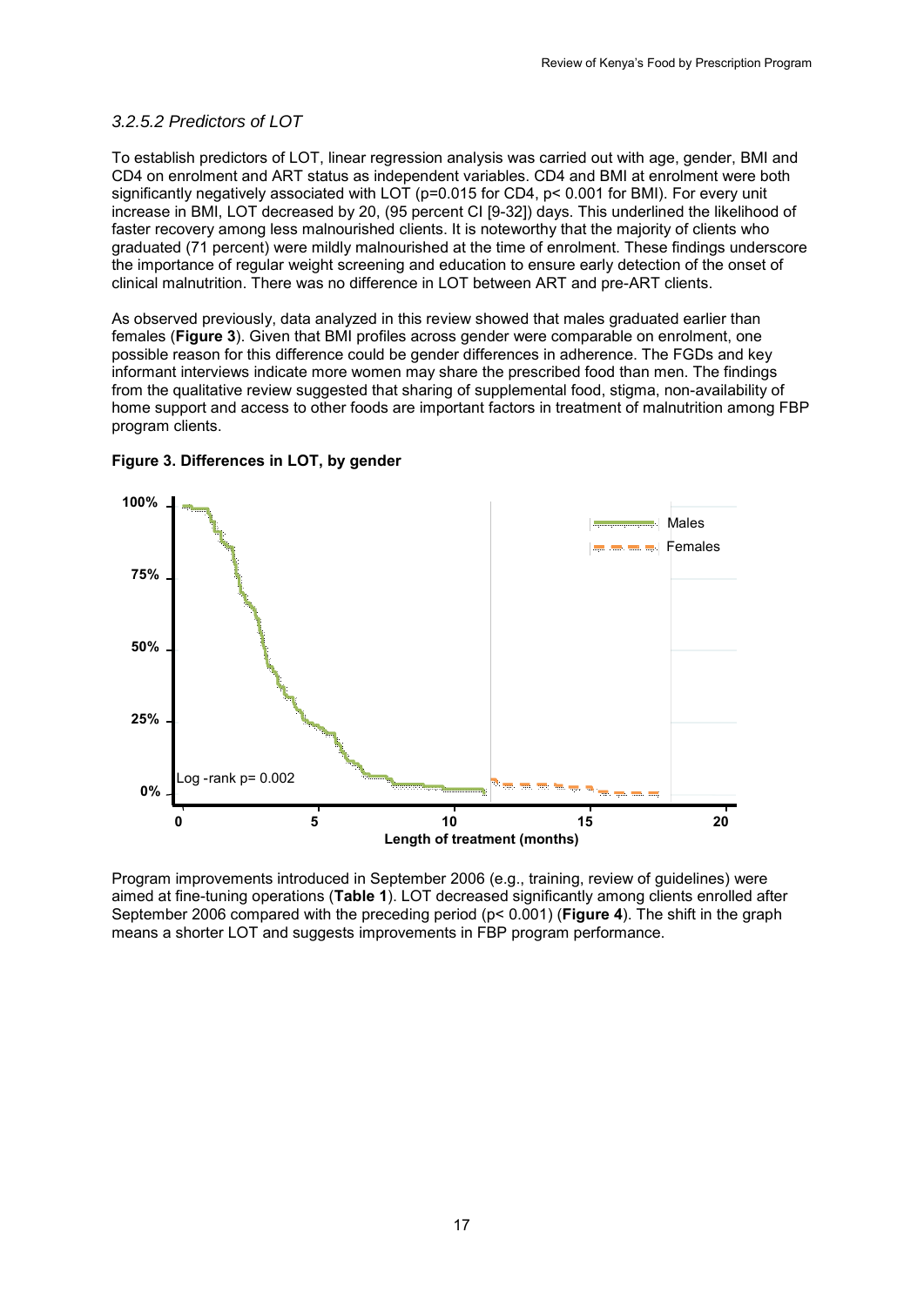### *3.2.5.2 Predictors of LOT*

To establish predictors of LOT, linear regression analysis was carried out with age, gender, BMI and CD4 on enrolment and ART status as independent variables. CD4 and BMI at enrolment were both significantly negatively associated with LOT ($p=0.015$ for CD4, $p< 0.001$ for BMI). For every unit increase in BMI, LOT decreased by 20, (95 percent CI [9-32]) days. This underlined the likelihood of faster recovery among less malnourished clients. It is noteworthy that the majority of clients who graduated (71 percent) were mildly malnourished at the time of enrolment. These findings underscore the importance of regular weight screening and education to ensure early detection of the onset of clinical malnutrition. There was no difference in LOT between ART and pre-ART clients.

As observed previously, data analyzed in this review showed that males graduated earlier than females (**Figure 3**). Given that BMI profiles across gender were comparable on enrolment, one possible reason for this difference could be gender differences in adherence. The FGDs and key informant interviews indicate more women may share the prescribed food than men. The findings from the qualitative review suggested that sharing of supplemental food, stigma, non-availability of home support and access to other foods are important factors in treatment of malnutrition among FBP program clients.

**Figure 3. Differences in LOT, by gender**

Program improvements introduced in September 2006 (e.g., training, review of guidelines) were aimed at fine-tuning operations (**Table 1**). LOT decreased significantly among clients enrolled after September 2006 compared with the preceding period ($p< 0.001$) (**Figure 4**). The shift in the graph means a shorter LOT and suggests improvements in FBP program performance.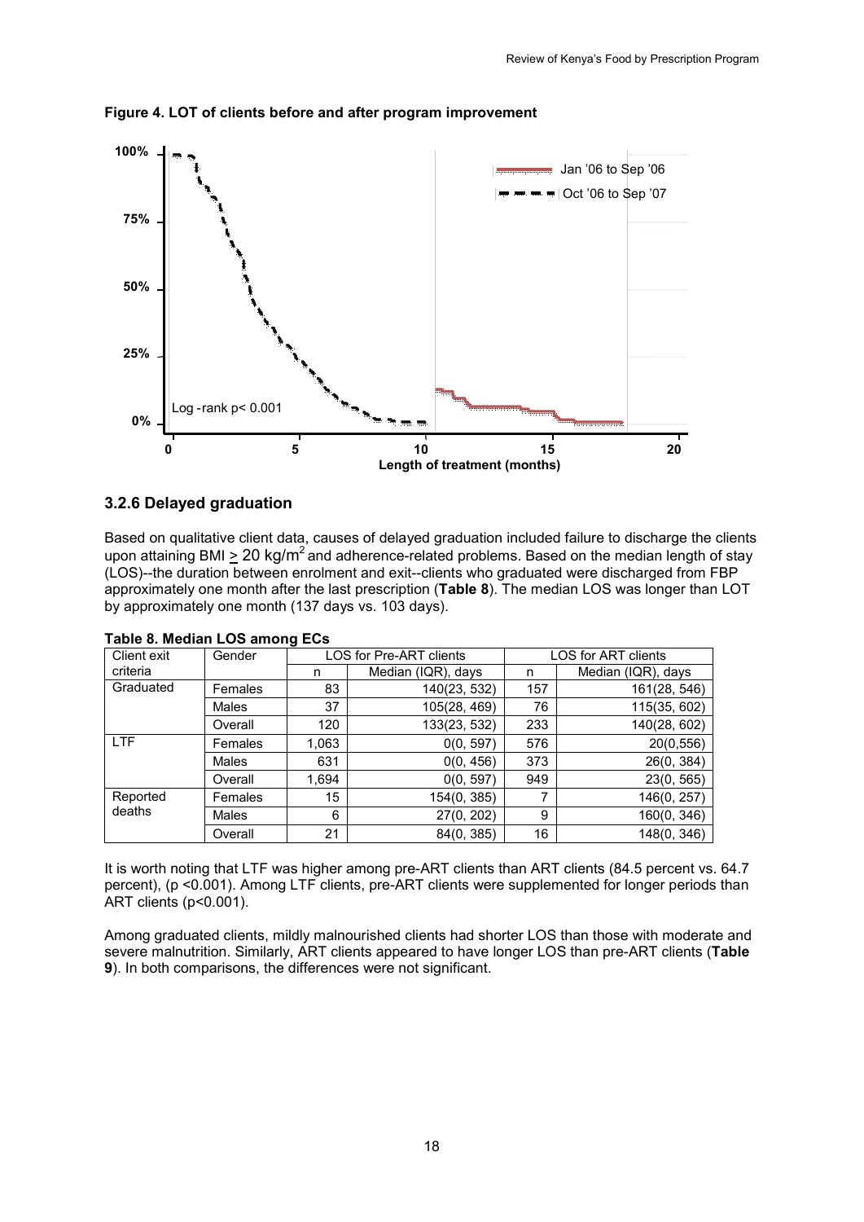**Figure 4. LOT of clients before and after program improvement**

### 3.2.6 Delayed graduation

Based on qualitative client data, causes of delayed graduation included failure to discharge the clients upon attaining BMI $\geq$ 20 kg/m$^2$ and adherence-related problems. Based on the median length of stay (LOS)--the duration between enrolment and exit--clients who graduated were discharged from FBP approximately one month after the last prescription (**Table 8**). The median LOS was longer than LOT by approximately one month (137 days vs. 103 days).

**Table 8. Median LOS among ECs**

| Client exit criteria | Gender | LOS for Pre-ART clients | | LOS for ART clients | |
|---|---|---|---|---|---|
| | | n | Median (IQR), days | n | Median (IQR), days |
| Graduated | Females | 83 | 140(23, 532) | 157 | 161(28, 546) |
| | Males | 37 | 105(28, 469) | 76 | 115(35, 602) |
| | Overall | 120 | 133(23, 532) | 233 | 140(28, 602) |
| LTF | Females | 1,063 | 0(0, 597) | 576 | 20(0,556) |
| | Males | 631 | 0(0, 456) | 373 | 26(0, 384) |
| | Overall | 1,694 | 0(0, 597) | 949 | 23(0, 565) |
| Reported deaths | Females | 15 | 154(0, 385) | 7 | 146(0, 257) |
| | Males | 6 | 27(0, 202) | 9 | 160(0, 346) |
| | Overall | 21 | 84(0, 385) | 16 | 148(0, 346) |

It is worth noting that LTF was higher among pre-ART clients than ART clients (84.5 percent vs. 64.7 percent), ($p < 0.001$). Among LTF clients, pre-ART clients were supplemented for longer periods than ART clients ($p < 0.001$).

Among graduated clients, mildly malnourished clients had shorter LOS than those with moderate and severe malnutrition. Similarly, ART clients appeared to have longer LOS than pre-ART clients (**Table 9**). In both comparisons, the differences were not significant.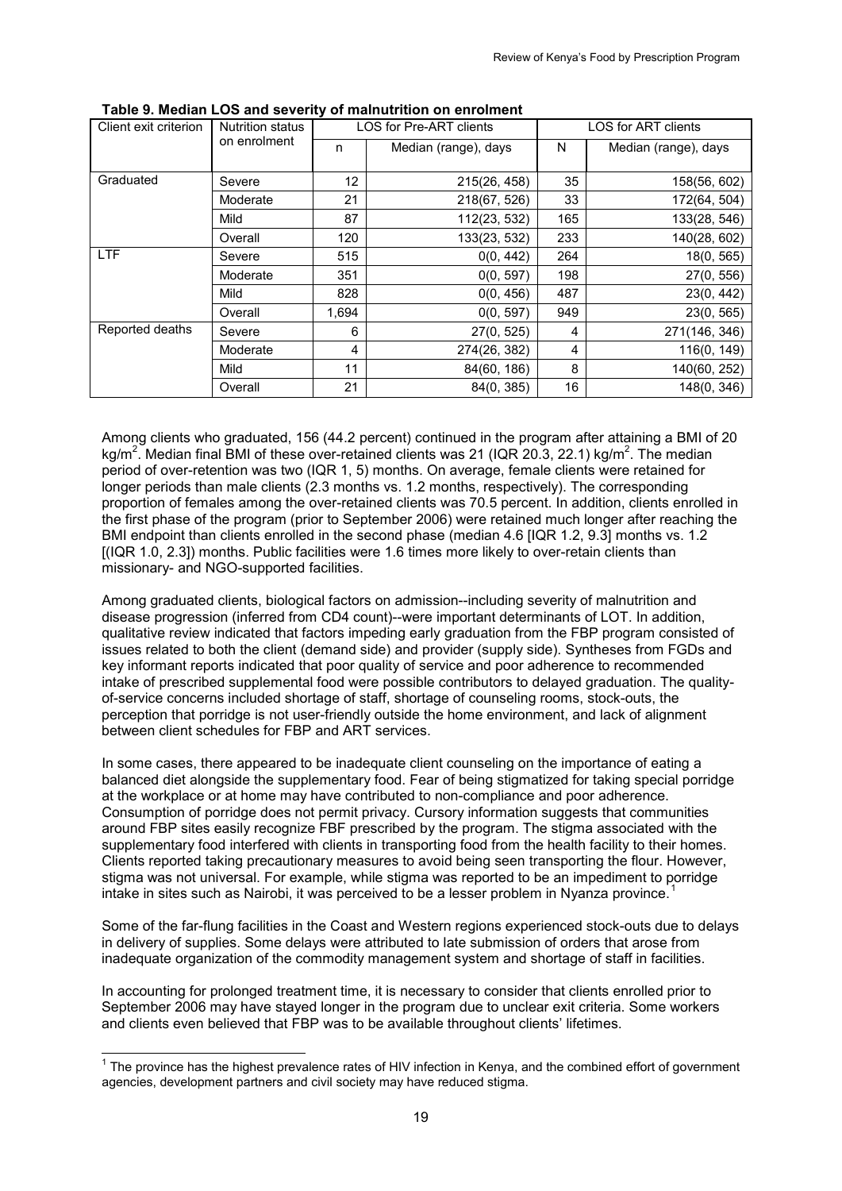**Table 9. Median LOS and severity of malnutrition on enrolment**

| Client exit criterion | Nutrition status on enrolment | LOS for Pre-ART clients | | LOS for ART clients | |
|---|---|---|---|---|---|
| | | n | Median (range), days | N | Median (range), days |
| Graduated | Severe | 12 | 215(26, 458) | 35 | 158(56, 602) |
| | Moderate | 21 | 218(67, 526) | 33 | 172(64, 504) |
| | Mild | 87 | 112(23, 532) | 165 | 133(28, 546) |
| | Overall | 120 | 133(23, 532) | 233 | 140(28, 602) |
| LTF | Severe | 515 | 0(0, 442) | 264 | 18(0, 565) |
| | Moderate | 351 | 0(0, 597) | 198 | 27(0, 556) |
| | Mild | 828 | 0(0, 456) | 487 | 23(0, 442) |
| | Overall | 1,694 | 0(0, 597) | 949 | 23(0, 565) |
| Reported deaths | Severe | 6 | 27(0, 525) | 4 | 271(146, 346) |
| | Moderate | 4 | 274(26, 382) | 4 | 116(0, 149) |
| | Mild | 11 | 84(60, 186) | 8 | 140(60, 252) |
| | Overall | 21 | 84(0, 385) | 16 | 148(0, 346) |

Among clients who graduated, 156 (44.2 percent) continued in the program after attaining a BMI of 20 kg/m$^2$. Median final BMI of these over-retained clients was 21 (IQR 20.3, 22.1) kg/m$^2$. The median period of over-retention was two (IQR 1, 5) months. On average, female clients were retained for longer periods than male clients (2.3 months vs. 1.2 months, respectively). The corresponding proportion of females among the over-retained clients was 70.5 percent. In addition, clients enrolled in the first phase of the program (prior to September 2006) were retained much longer after reaching the BMI endpoint than clients enrolled in the second phase (median 4.6 [IQR 1.2, 9.3] months vs. 1.2 [(IQR 1.0, 2.3]) months. Public facilities were 1.6 times more likely to over-retain clients than missionary- and NGO-supported facilities.

Among graduated clients, biological factors on admission--including severity of malnutrition and disease progression (inferred from CD4 count)--were important determinants of LOT. In addition, qualitative review indicated that factors impeding early graduation from the FBP program consisted of issues related to both the client (demand side) and provider (supply side). Syntheses from FGDs and key informant reports indicated that poor quality of service and poor adherence to recommended intake of prescribed supplemental food were possible contributors to delayed graduation. The quality-of-service concerns included shortage of staff, shortage of counseling rooms, stock-outs, the perception that porridge is not user-friendly outside the home environment, and lack of alignment between client schedules for FBP and ART services.

In some cases, there appeared to be inadequate client counseling on the importance of eating a balanced diet alongside the supplementary food. Fear of being stigmatized for taking special porridge at the workplace or at home may have contributed to non-compliance and poor adherence. Consumption of porridge does not permit privacy. Cursory information suggests that communities around FBP sites easily recognize FBF prescribed by the program. The stigma associated with the supplementary food interfered with clients in transporting food from the health facility to their homes. Clients reported taking precautionary measures to avoid being seen transporting the flour. However, stigma was not universal. For example, while stigma was reported to be an impediment to porridge intake in sites such as Nairobi, it was perceived to be a lesser problem in Nyanza province.[1]

Some of the far-flung facilities in the Coast and Western regions experienced stock-outs due to delays in delivery of supplies. Some delays were attributed to late submission of orders that arose from inadequate organization of the commodity management system and shortage of staff in facilities.

In accounting for prolonged treatment time, it is necessary to consider that clients enrolled prior to September 2006 may have stayed longer in the program due to unclear exit criteria. Some workers and clients even believed that FBP was to be available throughout clients' lifetimes.

[1] The province has the highest prevalence rates of HIV infection in Kenya, and the combined effort of government agencies, development partners and civil society may have reduced stigma.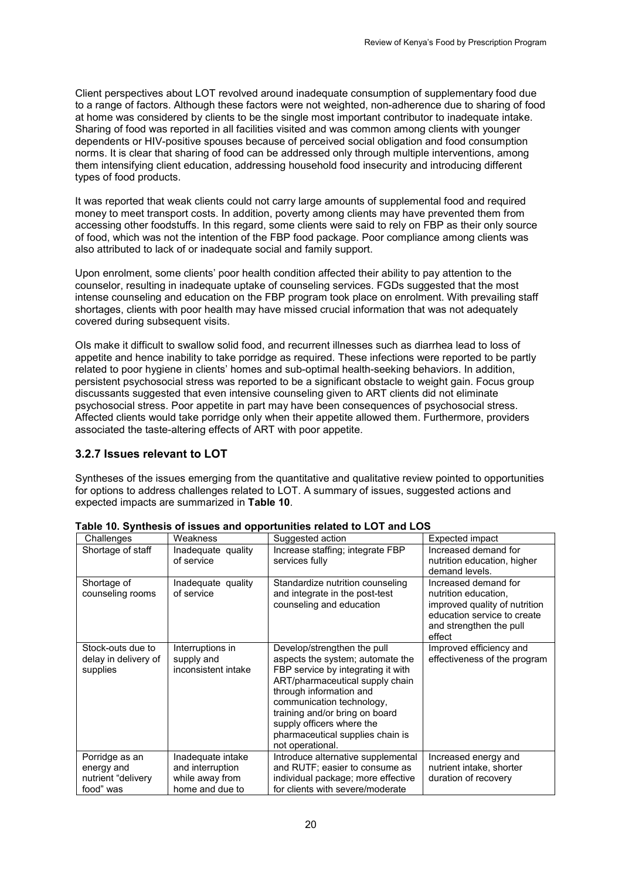Client perspectives about LOT revolved around inadequate consumption of supplementary food due to a range of factors. Although these factors were not weighted, non-adherence due to sharing of food at home was considered by clients to be the single most important contributor to inadequate intake. Sharing of food was reported in all facilities visited and was common among clients with younger dependents or HIV-positive spouses because of perceived social obligation and food consumption norms. It is clear that sharing of food can be addressed only through multiple interventions, among them intensifying client education, addressing household food insecurity and introducing different types of food products.

It was reported that weak clients could not carry large amounts of supplemental food and required money to meet transport costs. In addition, poverty among clients may have prevented them from accessing other foodstuffs. In this regard, some clients were said to rely on FBP as their only source of food, which was not the intention of the FBP food package. Poor compliance among clients was also attributed to lack of or inadequate social and family support.

Upon enrolment, some clients' poor health condition affected their ability to pay attention to the counselor, resulting in inadequate uptake of counseling services. FGDs suggested that the most intense counseling and education on the FBP program took place on enrolment. With prevailing staff shortages, clients with poor health may have missed crucial information that was not adequately covered during subsequent visits.

OIs make it difficult to swallow solid food, and recurrent illnesses such as diarrhea lead to loss of appetite and hence inability to take porridge as required. These infections were reported to be partly related to poor hygiene in clients' homes and sub-optimal health-seeking behaviors. In addition, persistent psychosocial stress was reported to be a significant obstacle to weight gain. Focus group discussants suggested that even intensive counseling given to ART clients did not eliminate psychosocial stress. Poor appetite in part may have been consequences of psychosocial stress. Affected clients would take porridge only when their appetite allowed them. Furthermore, providers associated the taste-altering effects of ART with poor appetite.

### 3.2.7 Issues relevant to LOT

Syntheses of the issues emerging from the quantitative and qualitative review pointed to opportunities for options to address challenges related to LOT. A summary of issues, suggested actions and expected impacts are summarized in **Table 10**.

**Table 10. Synthesis of issues and opportunities related to LOT and LOS**

| Challenges | Weakness | Suggested action | Expected impact |
|---|---|---|---|
| Shortage of staff | Inadequate quality of service | Increase staffing; integrate FBP services fully | Increased demand for nutrition education, higher demand levels. |
| Shortage of counseling rooms | Inadequate quality of service | Standardize nutrition counseling and integrate in the post-test counseling and education | Increased demand for nutrition education, improved quality of nutrition education service to create and strengthen the pull effect |
| Stock-outs due to delay in delivery of supplies | Interruptions in supply and inconsistent intake | Develop/strengthen the pull aspects the system; automate the FBP service by integrating it with ART/pharmaceutical supply chain through information and communication technology, training and/or bring on board supply officers where the pharmaceutical supplies chain is not operational. | Improved efficiency and effectiveness of the program |
| Porridge as an energy and nutrient "delivery food" was | Inadequate intake and interruption while away from home and due to | Introduce alternative supplemental and RUTF; easier to consume as individual package; more effective for clients with severe/moderate | Increased energy and nutrient intake, shorter duration of recovery |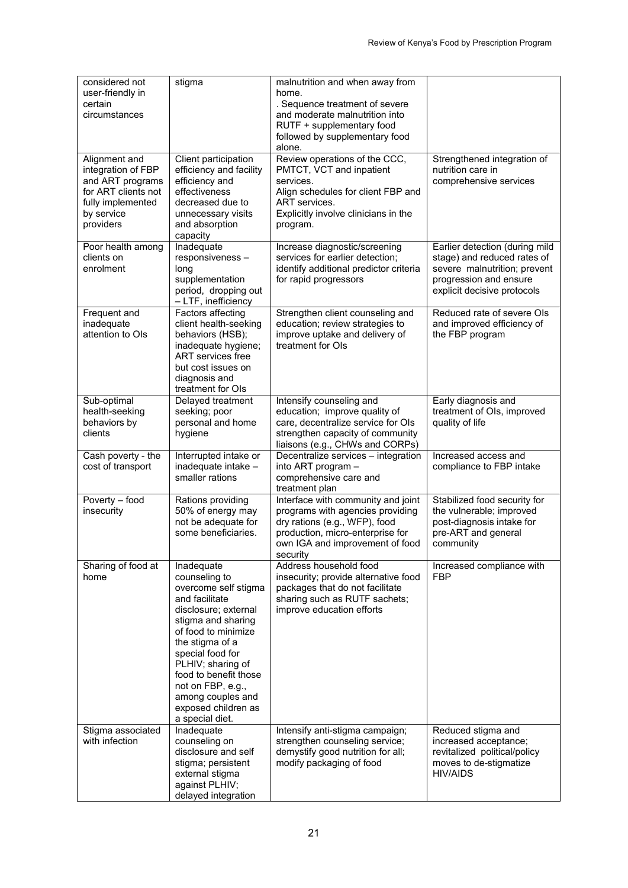| | | | |
|---|---|---|---|
| considered not user-friendly in certain circumstances | stigma | malnutrition and when away from home. . Sequence treatment of severe and moderate malnutrition into RUTF + supplementary food followed by supplementary food alone. | |
| Alignment and integration of FBP and ART programs for ART clients not fully implemented by service providers | Client participation efficiency and facility efficiency and effectiveness decreased due to unnecessary visits and absorption capacity | Review operations of the CCC, PMTCT, VCT and inpatient services. Align schedules for client FBP and ART services. Explicitly involve clinicians in the program. | Strengthened integration of nutrition care in comprehensive services |
| Poor health among clients on enrolment | Inadequate responsiveness – long supplementation period, dropping out – LTF, inefficiency | Increase diagnostic/screening services for earlier detection; identify additional predictor criteria for rapid progressors | Earlier detection (during mild stage) and reduced rates of severe malnutrition; prevent progression and ensure explicit decisive protocols |
| Frequent and inadequate attention to OIs | Factors affecting client health-seeking behaviors (HSB); inadequate hygiene; ART services free but cost issues on diagnosis and treatment for OIs | Strengthen client counseling and education; review strategies to improve uptake and delivery of treatment for OIs | Reduced rate of severe OIs and improved efficiency of the FBP program |
| Sub-optimal health-seeking behaviors by clients | Delayed treatment seeking; poor personal and home hygiene | Intensify counseling and education; improve quality of care, decentralize service for OIs strengthen capacity of community liaisons (e.g., CHWs and CORPs) | Early diagnosis and treatment of OIs, improved quality of life |
| Cash poverty - the cost of transport | Interrupted intake or inadequate intake – smaller rations | Decentralize services – integration into ART program – comprehensive care and treatment plan | Increased access and compliance to FBP intake |
| Poverty – food insecurity | Rations providing 50% of energy may not be adequate for some beneficiaries. | Interface with community and joint programs with agencies providing dry rations (e.g., WFP), food production, micro-enterprise for own IGA and improvement of food security | Stabilized food security for the vulnerable; improved post-diagnosis intake for pre-ART and general community |
| Sharing of food at home | Inadequate counseling to overcome self stigma and facilitate disclosure; external stigma and sharing of food to minimize the stigma of a special food for PLHIV; sharing of food to benefit those not on FBP, e.g., among couples and exposed children as a special diet. | Address household food insecurity; provide alternative food packages that do not facilitate sharing such as RUTF sachets; improve education efforts | Increased compliance with FBP |
| Stigma associated with infection | Inadequate counseling on disclosure and self stigma; persistent external stigma against PLHIV; delayed integration | Intensify anti-stigma campaign; strengthen counseling service; demystify good nutrition for all; modify packaging of food | Reduced stigma and increased acceptance; revitalized political/policy moves to de-stigmatize HIV/AIDS |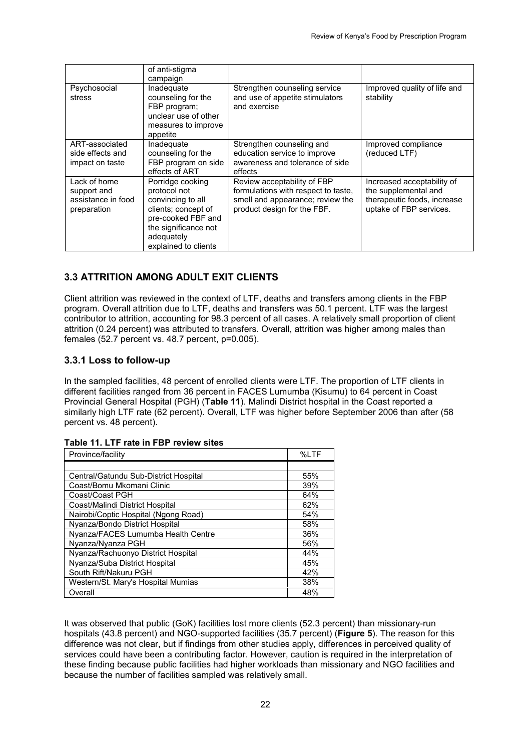|  | of anti-stigma campaign |  |  |
|---|---|---|---|
| Psychosocial stress | Inadequate counseling for the FBP program; unclear use of other measures to improve appetite | Strengthen counseling service and use of appetite stimulators and exercise | Improved quality of life and stability |
| ART-associated side effects and impact on taste | Inadequate counseling for the FBP program on side effects of ART | Strengthen counseling and education service to improve awareness and tolerance of side effects | Improved compliance (reduced LTF) |
| Lack of home support and assistance in food preparation | Porridge cooking protocol not convincing to all clients; concept of pre-cooked FBF and the significance not adequately explained to clients | Review acceptability of FBP formulations with respect to taste, smell and appearance; review the product design for the FBF. | Increased acceptability of the supplemental and therapeutic foods, increase uptake of FBP services. |

## 3.3 ATTRITION AMONG ADULT EXIT CLIENTS

Client attrition was reviewed in the context of LTF, deaths and transfers among clients in the FBP program. Overall attrition due to LTF, deaths and transfers was 50.1 percent. LTF was the largest contributor to attrition, accounting for 98.3 percent of all cases. A relatively small proportion of client attrition (0.24 percent) was attributed to transfers. Overall, attrition was higher among males than females (52.7 percent vs. 48.7 percent, p=0.005).

### 3.3.1 Loss to follow-up

In the sampled facilities, 48 percent of enrolled clients were LTF. The proportion of LTF clients in different facilities ranged from 36 percent in FACES Lumumba (Kisumu) to 64 percent in Coast Provincial General Hospital (PGH) (**Table 11**). Malindi District hospital in the Coast reported a similarly high LTF rate (62 percent). Overall, LTF was higher before September 2006 than after (58 percent vs. 48 percent).

**Table 11. LTF rate in FBP review sites**

| Province/facility | %LTF |
|---|---|
| Central/Gatundu Sub-District Hospital | 55% |
| Coast/Bomu Mkomani Clinic | 39% |
| Coast/Coast PGH | 64% |
| Coast/Malindi District Hospital | 62% |
| Nairobi/Coptic Hospital (Ngong Road) | 54% |
| Nyanza/Bondo District Hospital | 58% |
| Nyanza/FACES Lumumba Health Centre | 36% |
| Nyanza/Nyanza PGH | 56% |
| Nyanza/Rachuonyo District Hospital | 44% |
| Nyanza/Suba District Hospital | 45% |
| South Rift/Nakuru PGH | 42% |
| Western/St. Mary's Hospital Mumias | 38% |
| Overall | 48% |

It was observed that public (GoK) facilities lost more clients (52.3 percent) than missionary-run hospitals (43.8 percent) and NGO-supported facilities (35.7 percent) (**Figure 5**). The reason for this difference was not clear, but if findings from other studies apply, differences in perceived quality of services could have been a contributing factor. However, caution is required in the interpretation of these finding because public facilities had higher workloads than missionary and NGO facilities and because the number of facilities sampled was relatively small.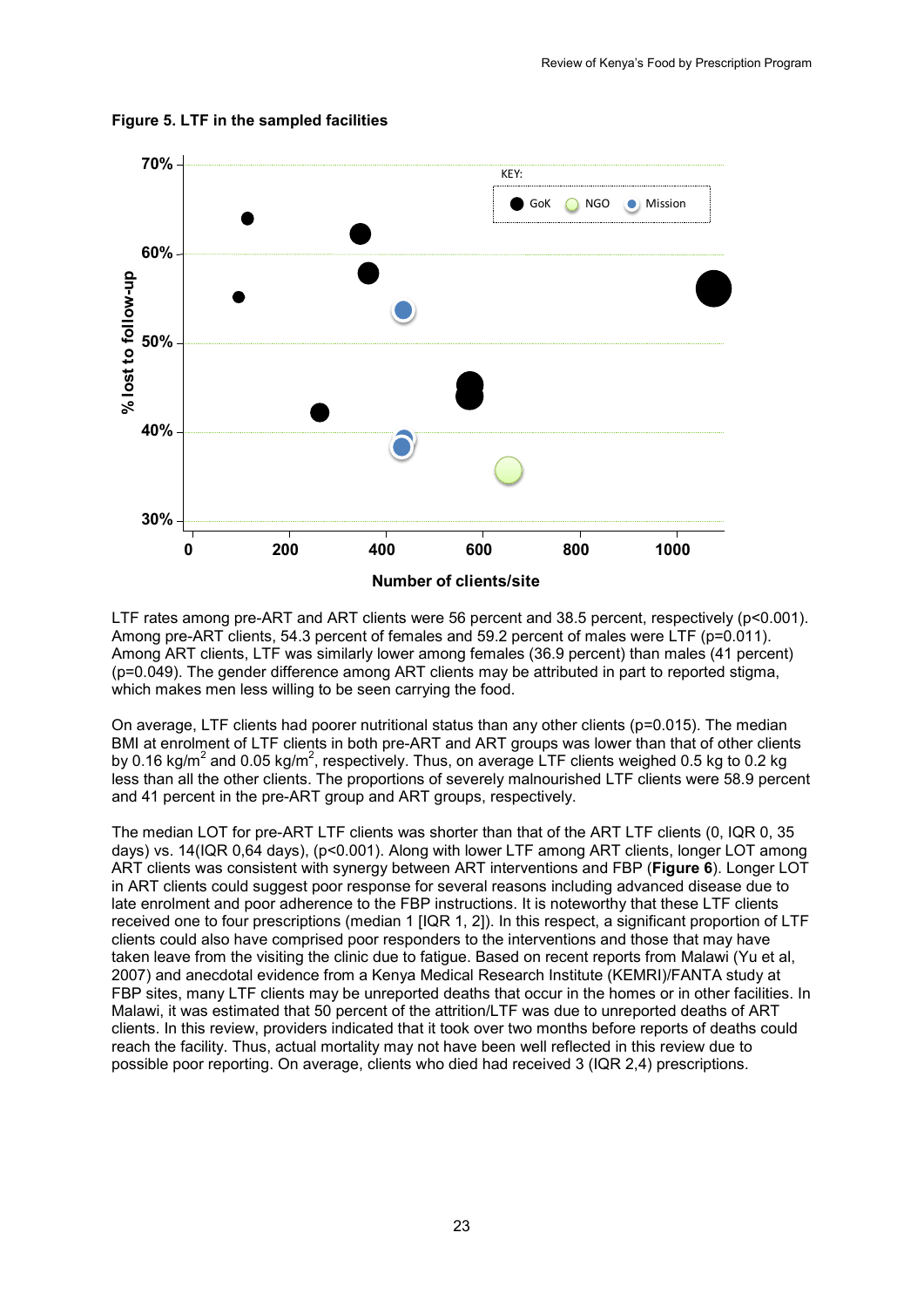**Figure 5. LTF in the sampled facilities**

LTF rates among pre-ART and ART clients were 56 percent and 38.5 percent, respectively ($p<0.001$). Among pre-ART clients, 54.3 percent of females and 59.2 percent of males were LTF ($p=0.011$). Among ART clients, LTF was similarly lower among females (36.9 percent) than males (41 percent) ($p=0.049$). The gender difference among ART clients may be attributed in part to reported stigma, which makes men less willing to be seen carrying the food.

On average, LTF clients had poorer nutritional status than any other clients ($p=0.015$). The median BMI at enrolment of LTF clients in both pre-ART and ART groups was lower than that of other clients by 0.16 $kg/m^2$ and 0.05 $kg/m^2$, respectively. Thus, on average LTF clients weighed 0.5 kg to 0.2 kg less than all the other clients. The proportions of severely malnourished LTF clients were 58.9 percent and 41 percent in the pre-ART group and ART groups, respectively.

The median LOT for pre-ART LTF clients was shorter than that of the ART LTF clients (0, IQR 0, 35 days) vs. 14(IQR 0,64 days), ($p<0.001$). Along with lower LTF among ART clients, longer LOT among ART clients was consistent with synergy between ART interventions and FBP (**Figure 6**). Longer LOT in ART clients could suggest poor response for several reasons including advanced disease due to late enrolment and poor adherence to the FBP instructions. It is noteworthy that these LTF clients received one to four prescriptions (median 1 [IQR 1, 2]). In this respect, a significant proportion of LTF clients could also have comprised poor responders to the interventions and those that may have taken leave from the visiting the clinic due to fatigue. Based on recent reports from Malawi (Yu et al, 2007) and anecdotal evidence from a Kenya Medical Research Institute (KEMRI)/FANTA study at FBP sites, many LTF clients may be unreported deaths that occur in the homes or in other facilities. In Malawi, it was estimated that 50 percent of the attrition/LTF was due to unreported deaths of ART clients. In this review, providers indicated that it took over two months before reports of deaths could reach the facility. Thus, actual mortality may not have been well reflected in this review due to possible poor reporting. On average, clients who died had received 3 (IQR 2,4) prescriptions.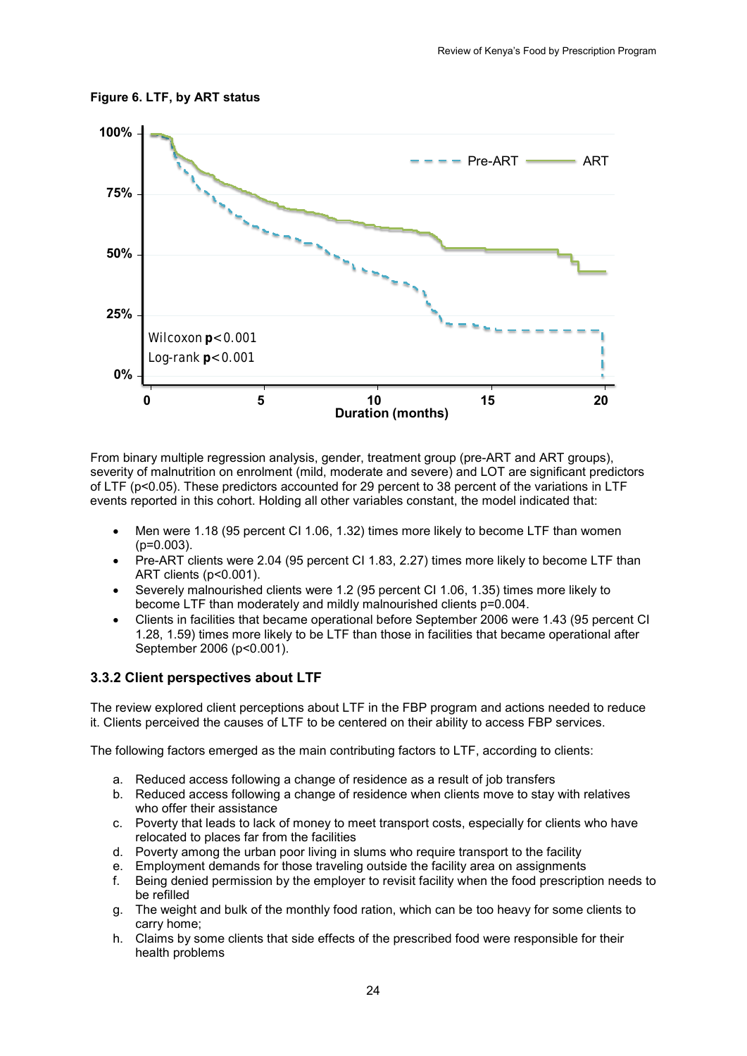**Figure 6. LTF, by ART status**

From binary multiple regression analysis, gender, treatment group (pre-ART and ART groups), severity of malnutrition on enrolment (mild, moderate and severe) and LOT are significant predictors of LTF ($p<0.05$). These predictors accounted for 29 percent to 38 percent of the variations in LTF events reported in this cohort. Holding all other variables constant, the model indicated that:

- Men were 1.18 (95 percent CI 1.06, 1.32) times more likely to become LTF than women ($p=0.003$).
- Pre-ART clients were 2.04 (95 percent CI 1.83, 2.27) times more likely to become LTF than ART clients ($p<0.001$).
- Severely malnourished clients were 1.2 (95 percent CI 1.06, 1.35) times more likely to become LTF than moderately and mildly malnourished clients $p=0.004$.
- Clients in facilities that became operational before September 2006 were 1.43 (95 percent CI 1.28, 1.59) times more likely to be LTF than those in facilities that became operational after September 2006 ($p<0.001$).

### 3.3.2 Client perspectives about LTF

The review explored client perceptions about LTF in the FBP program and actions needed to reduce it. Clients perceived the causes of LTF to be centered on their ability to access FBP services.

The following factors emerged as the main contributing factors to LTF, according to clients:

a. Reduced access following a change of residence as a result of job transfers
b. Reduced access following a change of residence when clients move to stay with relatives who offer their assistance
c. Poverty that leads to lack of money to meet transport costs, especially for clients who have relocated to places far from the facilities
d. Poverty among the urban poor living in slums who require transport to the facility
e. Employment demands for those traveling outside the facility area on assignments
f. Being denied permission by the employer to revisit facility when the food prescription needs to be refilled
g. The weight and bulk of the monthly food ration, which can be too heavy for some clients to carry home;
h. Claims by some clients that side effects of the prescribed food were responsible for their health problems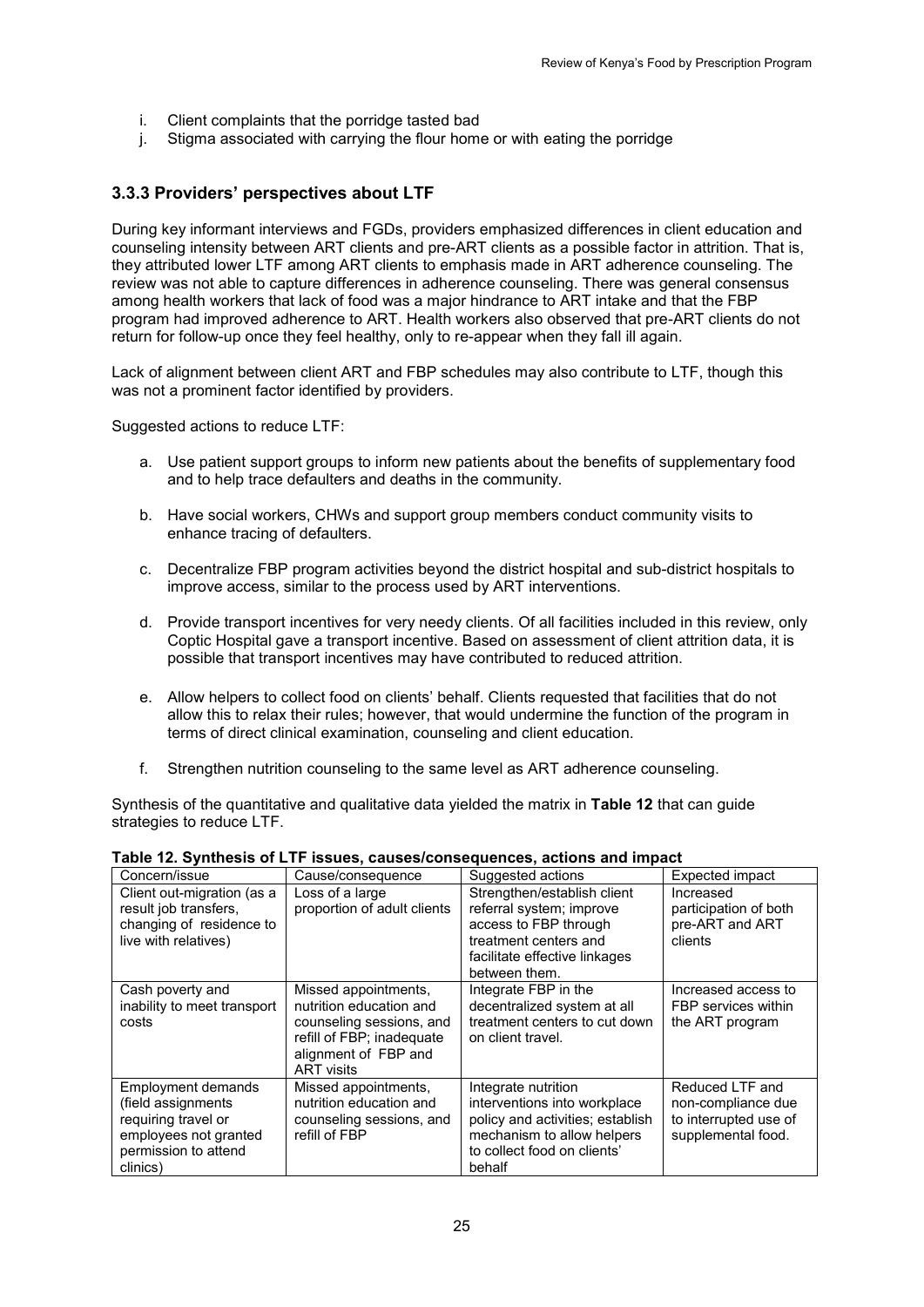i. Client complaints that the porridge tasted bad
j. Stigma associated with carrying the flour home or with eating the porridge

### 3.3.3 Providers' perspectives about LTF

During key informant interviews and FGDs, providers emphasized differences in client education and counseling intensity between ART clients and pre-ART clients as a possible factor in attrition. That is, they attributed lower LTF among ART clients to emphasis made in ART adherence counseling. The review was not able to capture differences in adherence counseling. There was general consensus among health workers that lack of food was a major hindrance to ART intake and that the FBP program had improved adherence to ART. Health workers also observed that pre-ART clients do not return for follow-up once they feel healthy, only to re-appear when they fall ill again.

Lack of alignment between client ART and FBP schedules may also contribute to LTF, though this was not a prominent factor identified by providers.

Suggested actions to reduce LTF:

a. Use patient support groups to inform new patients about the benefits of supplementary food and to help trace defaulters and deaths in the community.

b. Have social workers, CHWs and support group members conduct community visits to enhance tracing of defaulters.

c. Decentralize FBP program activities beyond the district hospital and sub-district hospitals to improve access, similar to the process used by ART interventions.

d. Provide transport incentives for very needy clients. Of all facilities included in this review, only Coptic Hospital gave a transport incentive. Based on assessment of client attrition data, it is possible that transport incentives may have contributed to reduced attrition.

e. Allow helpers to collect food on clients' behalf. Clients requested that facilities that do not allow this to relax their rules; however, that would undermine the function of the program in terms of direct clinical examination, counseling and client education.

f. Strengthen nutrition counseling to the same level as ART adherence counseling.

Synthesis of the quantitative and qualitative data yielded the matrix in **Table 12** that can guide strategies to reduce LTF.

**Table 12. Synthesis of LTF issues, causes/consequences, actions and impact**

| Concern/issue | Cause/consequence | Suggested actions | Expected impact |
|---|---|---|---|
| Client out-migration (as a result job transfers, changing of residence to live with relatives) | Loss of a large proportion of adult clients | Strengthen/establish client referral system; improve access to FBP through treatment centers and facilitate effective linkages between them. | Increased participation of both pre-ART and ART clients |
| Cash poverty and inability to meet transport costs | Missed appointments, nutrition education and counseling sessions, and refill of FBP; inadequate alignment of FBP and ART visits | Integrate FBP in the decentralized system at all treatment centers to cut down on client travel. | Increased access to FBP services within the ART program |
| Employment demands (field assignments requiring travel or employees not granted permission to attend clinics) | Missed appointments, nutrition education and counseling sessions, and refill of FBP | Integrate nutrition interventions into workplace policy and activities; establish mechanism to allow helpers to collect food on clients' behalf | Reduced LTF and non-compliance due to interrupted use of supplemental food. |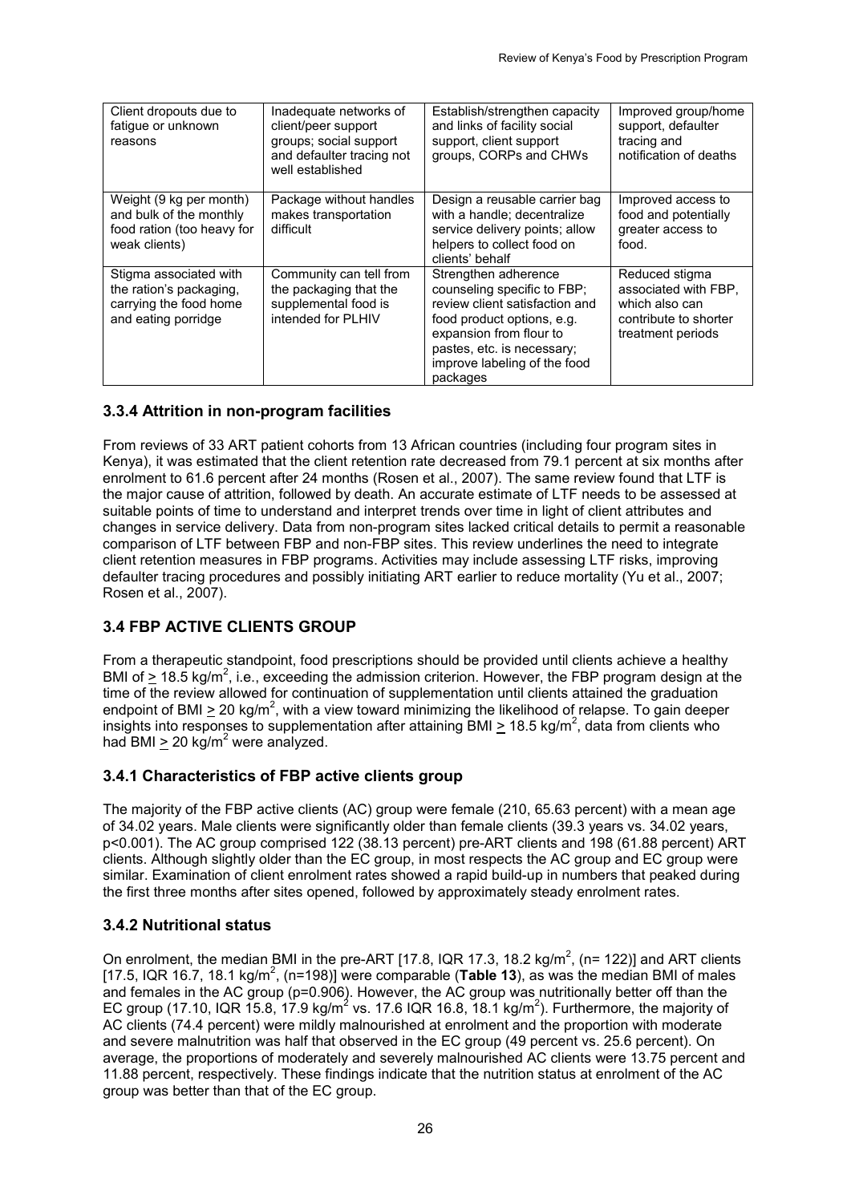| Client dropouts due to fatigue or unknown reasons | Inadequate networks of client/peer support groups; social support and defaulter tracing not well established | Establish/strengthen capacity and links of facility social support, client support groups, CORPs and CHWs | Improved group/home support, defaulter tracing and notification of deaths |
|---|---|---|---|
| Weight (9 kg per month) and bulk of the monthly food ration (too heavy for weak clients) | Package without handles makes transportation difficult | Design a reusable carrier bag with a handle; decentralize service delivery points; allow helpers to collect food on clients' behalf | Improved access to food and potentially greater access to food. |
| Stigma associated with the ration's packaging, carrying the food home and eating porridge | Community can tell from the packaging that the supplemental food is intended for PLHIV | Strengthen adherence counseling specific to FBP; review client satisfaction and food product options, e.g. expansion from flour to pastes, etc. is necessary; improve labeling of the food packages | Reduced stigma associated with FBP, which also can contribute to shorter treatment periods |

### 3.3.4 Attrition in non-program facilities

From reviews of 33 ART patient cohorts from 13 African countries (including four program sites in Kenya), it was estimated that the client retention rate decreased from 79.1 percent at six months after enrolment to 61.6 percent after 24 months (Rosen et al., 2007). The same review found that LTF is the major cause of attrition, followed by death. An accurate estimate of LTF needs to be assessed at suitable points of time to understand and interpret trends over time in light of client attributes and changes in service delivery. Data from non-program sites lacked critical details to permit a reasonable comparison of LTF between FBP and non-FBP sites. This review underlines the need to integrate client retention measures in FBP programs. Activities may include assessing LTF risks, improving defaulter tracing procedures and possibly initiating ART earlier to reduce mortality (Yu et al., 2007; Rosen et al., 2007).

## 3.4 FBP ACTIVE CLIENTS GROUP

From a therapeutic standpoint, food prescriptions should be provided until clients achieve a healthy BMI of $\geq$ 18.5 kg/m$^2$, i.e., exceeding the admission criterion. However, the FBP program design at the time of the review allowed for continuation of supplementation until clients attained the graduation endpoint of BMI $\geq$ 20 kg/m$^2$, with a view toward minimizing the likelihood of relapse. To gain deeper insights into responses to supplementation after attaining BMI $\geq$ 18.5 kg/m$^2$, data from clients who had BMI $\geq$ 20 kg/m$^2$ were analyzed.

### 3.4.1 Characteristics of FBP active clients group

The majority of the FBP active clients (AC) group were female (210, 65.63 percent) with a mean age of 34.02 years. Male clients were significantly older than female clients (39.3 years vs. 34.02 years, p<0.001). The AC group comprised 122 (38.13 percent) pre-ART clients and 198 (61.88 percent) ART clients. Although slightly older than the EC group, in most respects the AC group and EC group were similar. Examination of client enrolment rates showed a rapid build-up in numbers that peaked during the first three months after sites opened, followed by approximately steady enrolment rates.

### 3.4.2 Nutritional status

On enrolment, the median BMI in the pre-ART [17.8, IQR 17.3, 18.2 kg/m$^2$, (n= 122)] and ART clients [17.5, IQR 16.7, 18.1 kg/m$^2$, (n=198)] were comparable (**Table 13**), as was the median BMI of males and females in the AC group (p=0.906). However, the AC group was nutritionally better off than the EC group (17.10, IQR 15.8, 17.9 kg/m$^2$ vs. 17.6 IQR 16.8, 18.1 kg/m$^2$). Furthermore, the majority of AC clients (74.4 percent) were mildly malnourished at enrolment and the proportion with moderate and severe malnutrition was half that observed in the EC group (49 percent vs. 25.6 percent). On average, the proportions of moderately and severely malnourished AC clients were 13.75 percent and 11.88 percent, respectively. These findings indicate that the nutrition status at enrolment of the AC group was better than that of the EC group.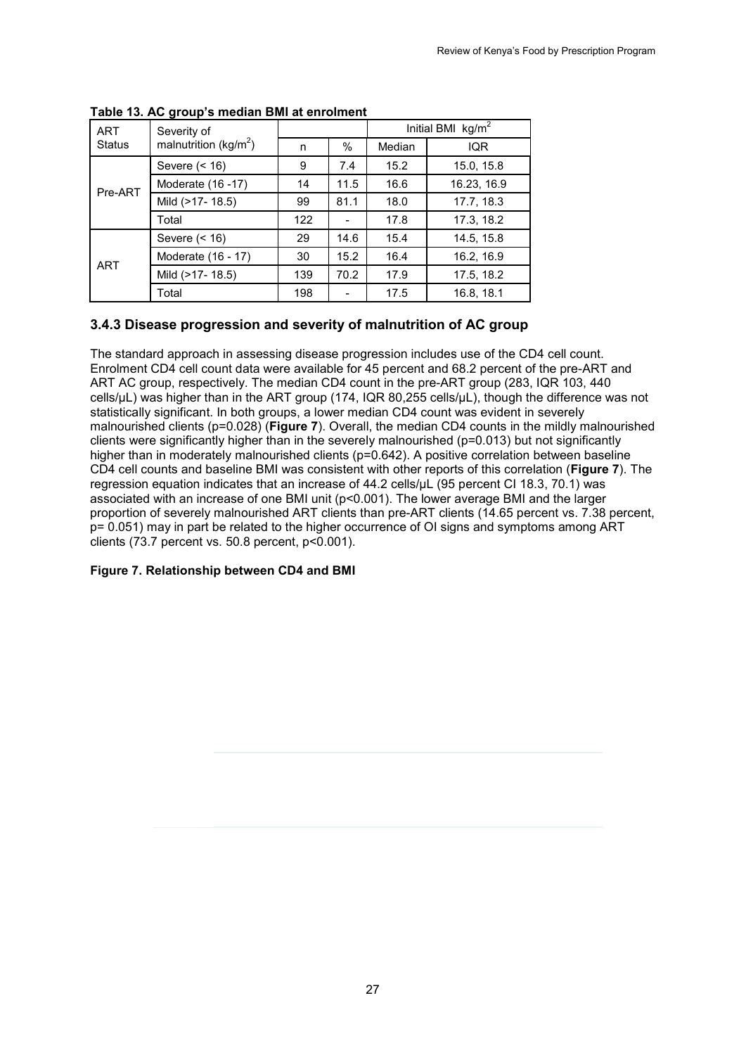**Table 13. AC group's median BMI at enrolment**

| ART Status | Severity of malnutrition ($kg/m^2$) | | | Initial BMI $kg/m^2$ | |
|---|---|---|---|---|---|
| | | n | % | Median | IQR |
| Pre-ART | Severe (< 16) | 9 | 7.4 | 15.2 | 15.0, 15.8 |
| | Moderate (16 -17) | 14 | 11.5 | 16.6 | 16.23, 16.9 |
| | Mild (>17- 18.5) | 99 | 81.1 | 18.0 | 17.7, 18.3 |
| | Total | 122 | - | 17.8 | 17.3, 18.2 |
| ART | Severe (< 16) | 29 | 14.6 | 15.4 | 14.5, 15.8 |
| | Moderate (16 - 17) | 30 | 15.2 | 16.4 | 16.2, 16.9 |
| | Mild (>17- 18.5) | 139 | 70.2 | 17.9 | 17.5, 18.2 |
| | Total | 198 | - | 17.5 | 16.8, 18.1 |

### 3.4.3 Disease progression and severity of malnutrition of AC group

The standard approach in assessing disease progression includes use of the CD4 cell count. Enrolment CD4 cell count data were available for 45 percent and 68.2 percent of the pre-ART and ART AC group, respectively. The median CD4 count in the pre-ART group (283, IQR 103, 440 cells/μL) was higher than in the ART group (174, IQR 80,255 cells/μL), though the difference was not statistically significant. In both groups, a lower median CD4 count was evident in severely malnourished clients ($p=0.028$) (**Figure 7**). Overall, the median CD4 counts in the mildly malnourished clients were significantly higher than in the severely malnourished ($p=0.013$) but not significantly higher than in moderately malnourished clients ($p=0.642$). A positive correlation between baseline CD4 cell counts and baseline BMI was consistent with other reports of this correlation (**Figure 7**). The regression equation indicates that an increase of 44.2 cells/μL (95 percent CI 18.3, 70.1) was associated with an increase of one BMI unit ($p<0.001$). The lower average BMI and the larger proportion of severely malnourished ART clients than pre-ART clients (14.65 percent vs. 7.38 percent, $p= 0.051$) may in part be related to the higher occurrence of OI signs and symptoms among ART clients (73.7 percent vs. 50.8 percent, $p<0.001$).

**Figure 7. Relationship between CD4 and BMI**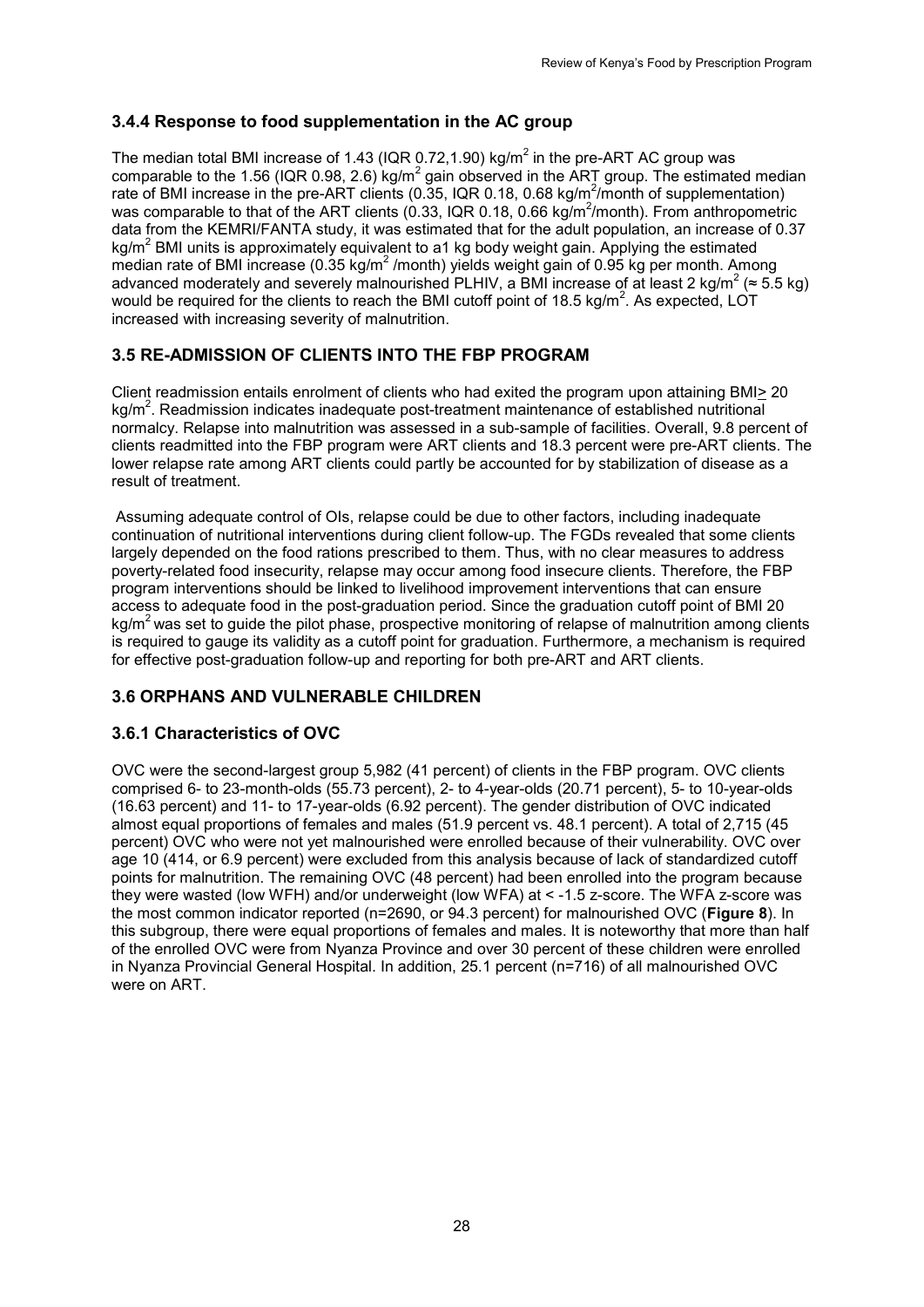### 3.4.4 Response to food supplementation in the AC group

The median total BMI increase of 1.43 (IQR 0.72,1.90) kg/m$^2$ in the pre-ART AC group was comparable to the 1.56 (IQR 0.98, 2.6) kg/m$^2$ gain observed in the ART group. The estimated median rate of BMI increase in the pre-ART clients (0.35, IQR 0.18, 0.68 kg/m$^2$/month of supplementation) was comparable to that of the ART clients (0.33, IQR 0.18, 0.66 kg/m$^2$/month). From anthropometric data from the KEMRI/FANTA study, it was estimated that for the adult population, an increase of 0.37 kg/m$^2$ BMI units is approximately equivalent to a1 kg body weight gain. Applying the estimated median rate of BMI increase (0.35 kg/m$^2$ /month) yields weight gain of 0.95 kg per month. Among advanced moderately and severely malnourished PLHIV, a BMI increase of at least 2 kg/m$^2$ (≈ 5.5 kg) would be required for the clients to reach the BMI cutoff point of 18.5 kg/m$^2$. As expected, LOT increased with increasing severity of malnutrition.

## 3.5 RE-ADMISSION OF CLIENTS INTO THE FBP PROGRAM

Client readmission entails enrolment of clients who had exited the program upon attaining BMI$\geq$ 20 kg/m$^2$. Readmission indicates inadequate post-treatment maintenance of established nutritional normalcy. Relapse into malnutrition was assessed in a sub-sample of facilities. Overall, 9.8 percent of clients readmitted into the FBP program were ART clients and 18.3 percent were pre-ART clients. The lower relapse rate among ART clients could partly be accounted for by stabilization of disease as a result of treatment.

Assuming adequate control of OIs, relapse could be due to other factors, including inadequate continuation of nutritional interventions during client follow-up. The FGDs revealed that some clients largely depended on the food rations prescribed to them. Thus, with no clear measures to address poverty-related food insecurity, relapse may occur among food insecure clients. Therefore, the FBP program interventions should be linked to livelihood improvement interventions that can ensure access to adequate food in the post-graduation period. Since the graduation cutoff point of BMI 20 kg/m$^2$ was set to guide the pilot phase, prospective monitoring of relapse of malnutrition among clients is required to gauge its validity as a cutoff point for graduation. Furthermore, a mechanism is required for effective post-graduation follow-up and reporting for both pre-ART and ART clients.

## 3.6 ORPHANS AND VULNERABLE CHILDREN

### 3.6.1 Characteristics of OVC

OVC were the second-largest group 5,982 (41 percent) of clients in the FBP program. OVC clients comprised 6- to 23-month-olds (55.73 percent), 2- to 4-year-olds (20.71 percent), 5- to 10-year-olds (16.63 percent) and 11- to 17-year-olds (6.92 percent). The gender distribution of OVC indicated almost equal proportions of females and males (51.9 percent vs. 48.1 percent). A total of 2,715 (45 percent) OVC who were not yet malnourished were enrolled because of their vulnerability. OVC over age 10 (414, or 6.9 percent) were excluded from this analysis because of lack of standardized cutoff points for malnutrition. The remaining OVC (48 percent) had been enrolled into the program because they were wasted (low WFH) and/or underweight (low WFA) at < -1.5 z-score. The WFA z-score was the most common indicator reported (n=2690, or 94.3 percent) for malnourished OVC (**Figure 8**). In this subgroup, there were equal proportions of females and males. It is noteworthy that more than half of the enrolled OVC were from Nyanza Province and over 30 percent of these children were enrolled in Nyanza Provincial General Hospital. In addition, 25.1 percent (n=716) of all malnourished OVC were on ART.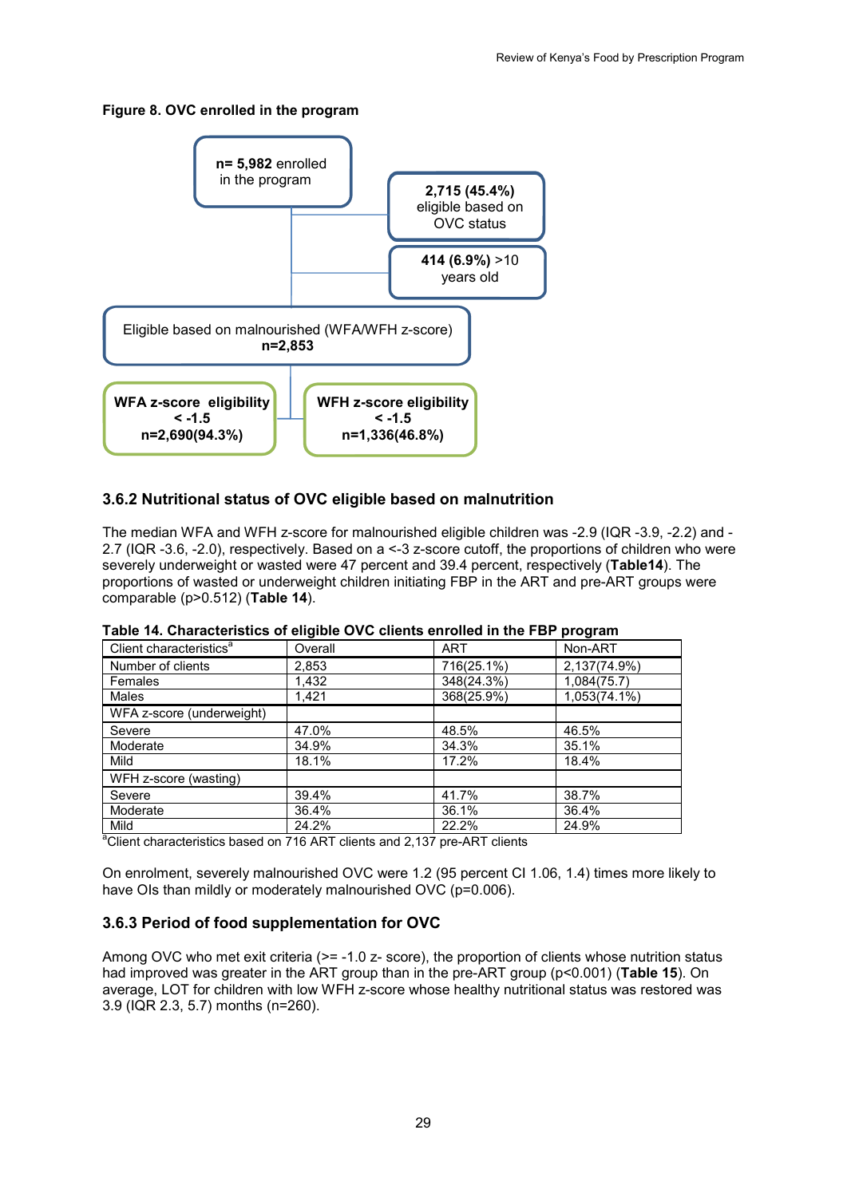**Figure 8. OVC enrolled in the program**

**n= 5,982** enrolled in the program

**2,715 (45.4%)** eligible based on OVC status

**414 (6.9%)** >10 years old

Eligible based on malnourished (WFA/WFH z-score) **n=2,853**

**WFA z-score eligibility < -1.5 n=2,690(94.3%)**

**WFH z-score eligibility < -1.5 n=1,336(46.8%)**

### 3.6.2 Nutritional status of OVC eligible based on malnutrition

The median WFA and WFH z-score for malnourished eligible children was -2.9 (IQR -3.9, -2.2) and -2.7 (IQR -3.6, -2.0), respectively. Based on a <-3 z-score cutoff, the proportions of children who were severely underweight or wasted were 47 percent and 39.4 percent, respectively (**Table14**). The proportions of wasted or underweight children initiating FBP in the ART and pre-ART groups were comparable (p>0.512) (**Table 14**).

**Table 14. Characteristics of eligible OVC clients enrolled in the FBP program**

| Client characteristics[a] | Overall | ART | Non-ART |
|---|---|---|---|
| Number of clients | 2,853 | 716(25.1%) | 2,137(74.9%) |
| Females | 1,432 | 348(24.3%) | 1,084(75.7) |
| Males | 1,421 | 368(25.9%) | 1,053(74.1%) |
| WFA z-score (underweight) | | | |
| Severe | 47.0% | 48.5% | 46.5% |
| Moderate | 34.9% | 34.3% | 35.1% |
| Mild | 18.1% | 17.2% | 18.4% |
| WFH z-score (wasting) | | | |
| Severe | 39.4% | 41.7% | 38.7% |
| Moderate | 36.4% | 36.1% | 36.4% |
| Mild | 24.2% | 22.2% | 24.9% |

[a]Client characteristics based on 716 ART clients and 2,137 pre-ART clients

On enrolment, severely malnourished OVC were 1.2 (95 percent CI 1.06, 1.4) times more likely to have OIs than mildly or moderately malnourished OVC (p=0.006).

### 3.6.3 Period of food supplementation for OVC

Among OVC who met exit criteria (>= -1.0 z- score), the proportion of clients whose nutrition status had improved was greater in the ART group than in the pre-ART group (p<0.001) (**Table 15**). On average, LOT for children with low WFH z-score whose healthy nutritional status was restored was 3.9 (IQR 2.3, 5.7) months (n=260).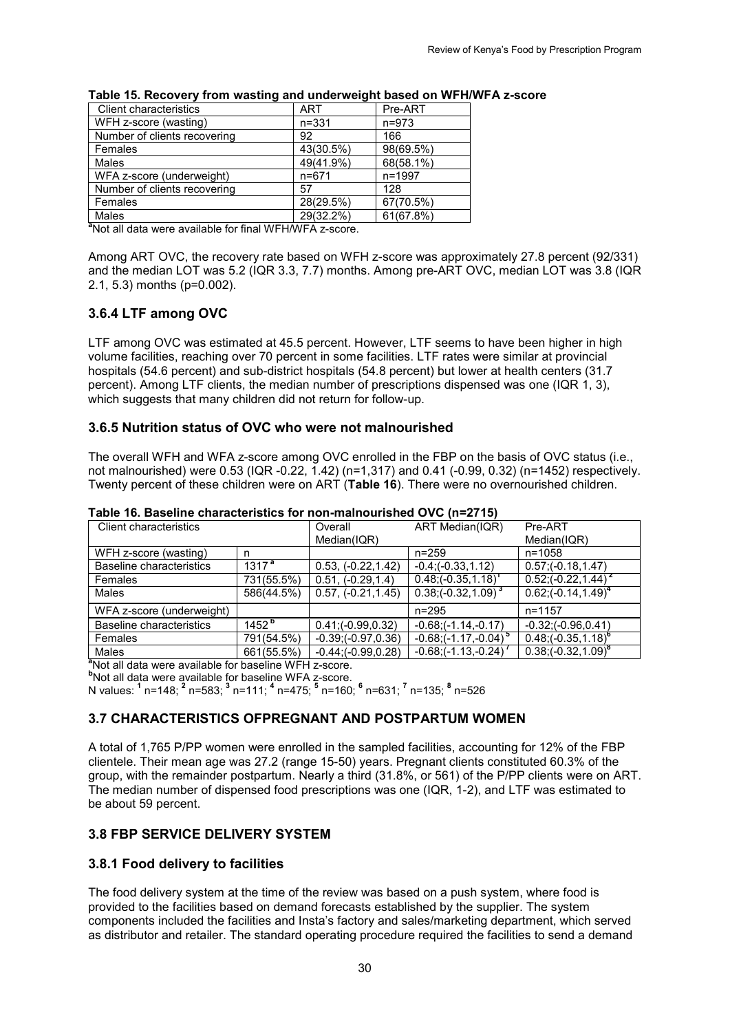**Table 15. Recovery from wasting and underweight based on WFH/WFA z-score**

| Client characteristics | ART | Pre-ART |
|---|---|---|
| WFH z-score (wasting) | n=331 | n=973 |
| Number of clients recovering | 92 | 166 |
| Females | 43(30.5%) | 98(69.5%) |
| Males | 49(41.9%) | 68(58.1%) |
| WFA z-score (underweight) | n=671 | n=1997 |
| Number of clients recovering | 57 | 128 |
| Females | 28(29.5%) | 67(70.5%) |
| Males | 29(32.2%) | 61(67.8%) |

[a]Not all data were available for final WFH/WFA z-score.

Among ART OVC, the recovery rate based on WFH z-score was approximately 27.8 percent (92/331) and the median LOT was 5.2 (IQR 3.3, 7.7) months. Among pre-ART OVC, median LOT was 3.8 (IQR 2.1, 5.3) months (p=0.002).

### 3.6.4 LTF among OVC

LTF among OVC was estimated at 45.5 percent. However, LTF seems to have been higher in high volume facilities, reaching over 70 percent in some facilities. LTF rates were similar at provincial hospitals (54.6 percent) and sub-district hospitals (54.8 percent) but lower at health centers (31.7 percent). Among LTF clients, the median number of prescriptions dispensed was one (IQR 1, 3), which suggests that many children did not return for follow-up.

### 3.6.5 Nutrition status of OVC who were not malnourished

The overall WFH and WFA z-score among OVC enrolled in the FBP on the basis of OVC status (i.e., not malnourished) were 0.53 (IQR -0.22, 1.42) (n=1,317) and 0.41 (-0.99, 0.32) (n=1452) respectively. Twenty percent of these children were on ART (**Table 16**). There were no overnourished children.

**Table 16. Baseline characteristics for non-malnourished OVC (n=2715)**

| Client characteristics | | Overall Median(IQR) | ART Median(IQR) | Pre-ART Median(IQR) |
|---|---|---|---|---|
| WFH z-score (wasting) | n | | n=259 | n=1058 |
| Baseline characteristics | 1317 [a] | 0.53, (-0.22,1.42) | -0.4;(-0.33,1.12) | 0.57;(-0.18,1.47) |
| Females | 731(55.5%) | 0.51, (-0.29,1.4) | 0.48;(-0.35,1.18) [1] | 0.52;(-0.22,1.44) [2] |
| Males | 586(44.5%) | 0.57, (-0.21,1.45) | 0.38;(-0.32,1.09) [3] | 0.62;(-0.14,1.49) [4] |
| WFA z-score (underweight) | | | n=295 | n=1157 |
| Baseline characteristics | 1452 [b] | 0.41;(-0.99,0.32) | -0.68;(-1.14,-0.17) | -0.32;(-0.96,0.41) |
| Females | 791(54.5%) | -0.39;(-0.97,0.36) | -0.68;(-1.17,-0.04) [5] | 0.48;(-0.35,1.18) [6] |
| Males | 661(55.5%) | -0.44;(-0.99,0.28) | -0.68;(-1.13,-0.24) [7] | 0.38;(-0.32,1.09) [8] |

[a]Not all data were available for baseline WFH z-score.
[b]Not all data were available for baseline WFA z-score.
N values: [1] n=148; [2] n=583; [3] n=111; [4] n=475; [5] n=160; [6] n=631; [7] n=135; [8] n=526

## 3.7 CHARACTERISTICS OFPREGNANT AND POSTPARTUM WOMEN

A total of 1,765 P/PP women were enrolled in the sampled facilities, accounting for 12% of the FBP clientele. Their mean age was 27.2 (range 15-50) years. Pregnant clients constituted 60.3% of the group, with the remainder postpartum. Nearly a third (31.8%, or 561) of the P/PP clients were on ART. The median number of dispensed food prescriptions was one (IQR, 1-2), and LTF was estimated to be about 59 percent.

## 3.8 FBP SERVICE DELIVERY SYSTEM

### 3.8.1 Food delivery to facilities

The food delivery system at the time of the review was based on a push system, where food is provided to the facilities based on demand forecasts established by the supplier. The system components included the facilities and Insta's factory and sales/marketing department, which served as distributor and retailer. The standard operating procedure required the facilities to send a demand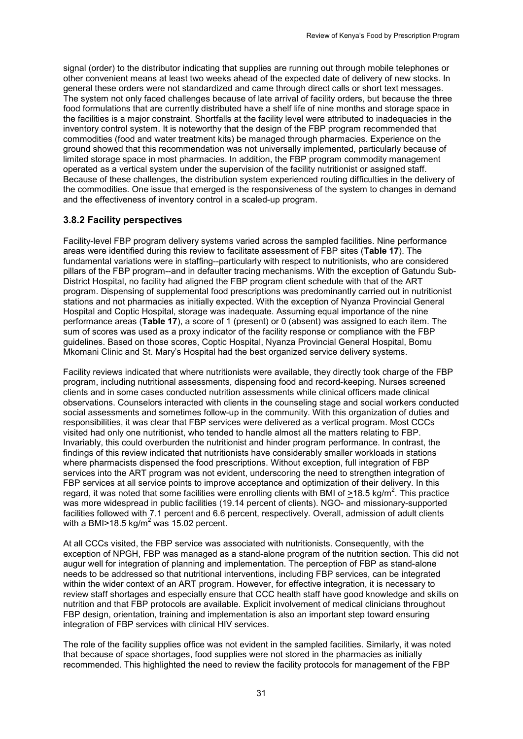signal (order) to the distributor indicating that supplies are running out through mobile telephones or other convenient means at least two weeks ahead of the expected date of delivery of new stocks. In general these orders were not standardized and came through direct calls or short text messages. The system not only faced challenges because of late arrival of facility orders, but because the three food formulations that are currently distributed have a shelf life of nine months and storage space in the facilities is a major constraint. Shortfalls at the facility level were attributed to inadequacies in the inventory control system. It is noteworthy that the design of the FBP program recommended that commodities (food and water treatment kits) be managed through pharmacies. Experience on the ground showed that this recommendation was not universally implemented, particularly because of limited storage space in most pharmacies. In addition, the FBP program commodity management operated as a vertical system under the supervision of the facility nutritionist or assigned staff. Because of these challenges, the distribution system experienced routing difficulties in the delivery of the commodities. One issue that emerged is the responsiveness of the system to changes in demand and the effectiveness of inventory control in a scaled-up program.

### 3.8.2 Facility perspectives

Facility-level FBP program delivery systems varied across the sampled facilities. Nine performance areas were identified during this review to facilitate assessment of FBP sites (**Table 17**). The fundamental variations were in staffing--particularly with respect to nutritionists, who are considered pillars of the FBP program--and in defaulter tracing mechanisms. With the exception of Gatundu Sub-District Hospital, no facility had aligned the FBP program client schedule with that of the ART program. Dispensing of supplemental food prescriptions was predominantly carried out in nutritionist stations and not pharmacies as initially expected. With the exception of Nyanza Provincial General Hospital and Coptic Hospital, storage was inadequate. Assuming equal importance of the nine performance areas (**Table 17**), a score of 1 (present) or 0 (absent) was assigned to each item. The sum of scores was used as a proxy indicator of the facility response or compliance with the FBP guidelines. Based on those scores, Coptic Hospital, Nyanza Provincial General Hospital, Bomu Mkomani Clinic and St. Mary's Hospital had the best organized service delivery systems.

Facility reviews indicated that where nutritionists were available, they directly took charge of the FBP program, including nutritional assessments, dispensing food and record-keeping. Nurses screened clients and in some cases conducted nutrition assessments while clinical officers made clinical observations. Counselors interacted with clients in the counseling stage and social workers conducted social assessments and sometimes follow-up in the community. With this organization of duties and responsibilities, it was clear that FBP services were delivered as a vertical program. Most CCCs visited had only one nutritionist, who tended to handle almost all the matters relating to FBP. Invariably, this could overburden the nutritionist and hinder program performance. In contrast, the findings of this review indicated that nutritionists have considerably smaller workloads in stations where pharmacists dispensed the food prescriptions. Without exception, full integration of FBP services into the ART program was not evident, underscoring the need to strengthen integration of FBP services at all service points to improve acceptance and optimization of their delivery. In this regard, it was noted that some facilities were enrolling clients with BMI of $\geq$18.5 kg/m$^2$. This practice was more widespread in public facilities (19.14 percent of clients). NGO- and missionary-supported facilities followed with 7.1 percent and 6.6 percent, respectively. Overall, admission of adult clients with a BMI>18.5 kg/m$^2$ was 15.02 percent.

At all CCCs visited, the FBP service was associated with nutritionists. Consequently, with the exception of NPGH, FBP was managed as a stand-alone program of the nutrition section. This did not augur well for integration of planning and implementation. The perception of FBP as stand-alone needs to be addressed so that nutritional interventions, including FBP services, can be integrated within the wider context of an ART program. However, for effective integration, it is necessary to review staff shortages and especially ensure that CCC health staff have good knowledge and skills on nutrition and that FBP protocols are available. Explicit involvement of medical clinicians throughout FBP design, orientation, training and implementation is also an important step toward ensuring integration of FBP services with clinical HIV services.

The role of the facility supplies office was not evident in the sampled facilities. Similarly, it was noted that because of space shortages, food supplies were not stored in the pharmacies as initially recommended. This highlighted the need to review the facility protocols for management of the FBP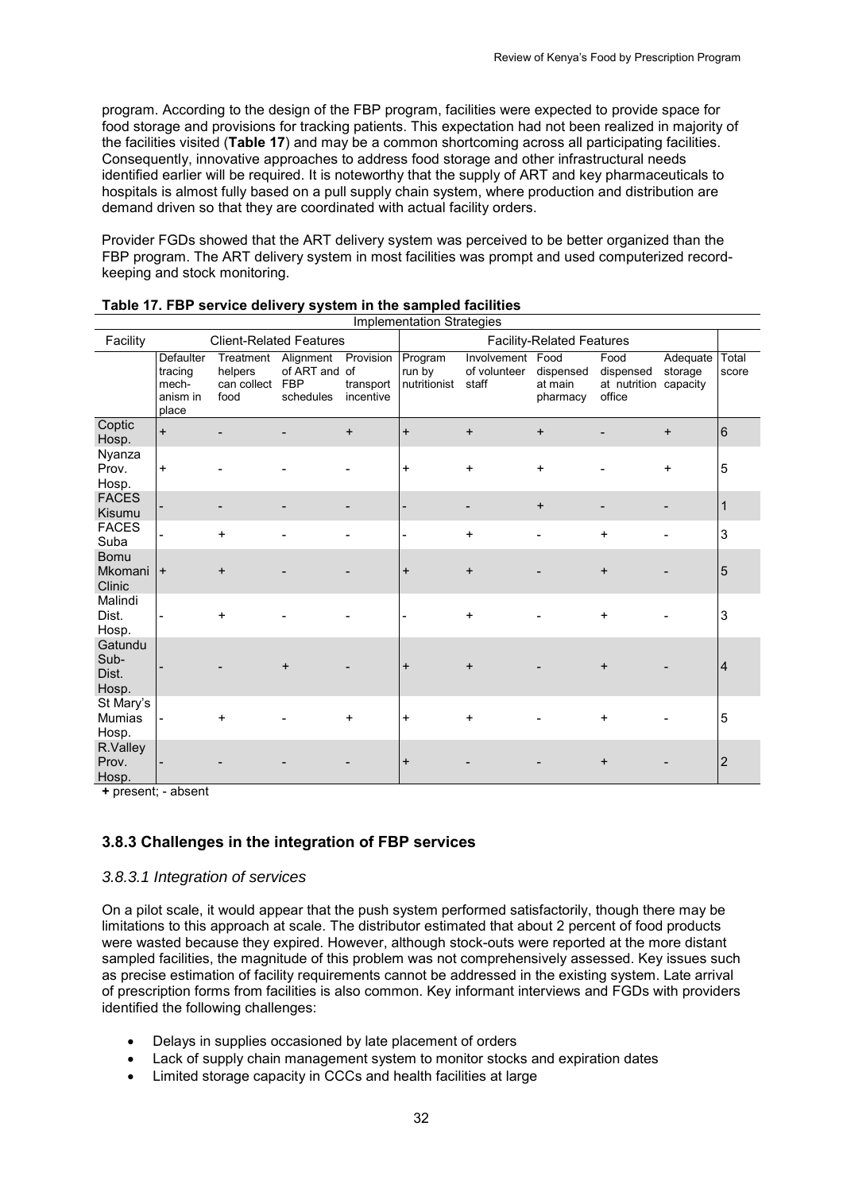program. According to the design of the FBP program, facilities were expected to provide space for food storage and provisions for tracking patients. This expectation had not been realized in majority of the facilities visited (**Table 17**) and may be a common shortcoming across all participating facilities. Consequently, innovative approaches to address food storage and other infrastructural needs identified earlier will be required. It is noteworthy that the supply of ART and key pharmaceuticals to hospitals is almost fully based on a pull supply chain system, where production and distribution are demand driven so that they are coordinated with actual facility orders.

Provider FGDs showed that the ART delivery system was perceived to be better organized than the FBP program. The ART delivery system in most facilities was prompt and used computerized record-keeping and stock monitoring.

**Table 17. FBP service delivery system in the sampled facilities**

| | Implementation Strategies | | | | | | | | | |
|---|---|---|---|---|---|---|---|---|---|---|
| Facility | Client-Related Features | | | | Facility-Related Features | | | | | |
| | Defaulter tracing mech-anism in place | Treatment helpers can collect food | Alignment of ART and FBP schedules | Provision of transport incentive | Program run by nutritionist | Involvement of volunteer staff | Food dispensed at main pharmacy | Food dispensed at nutrition office | Adequate storage capacity | Total score |
| Coptic Hosp. | + | - | - | + | + | + | + | - | + | 6 |
| Nyanza Prov. Hosp. | + | - | - | - | + | + | + | - | + | 5 |
| FACES Kisumu | - | - | - | - | - | - | + | - | - | 1 |
| FACES Suba | - | + | - | - | - | + | - | + | - | 3 |
| Bomu Mkomani Clinic | + | + | - | - | + | + | - | + | - | 5 |
| Malindi Dist. Hosp. | - | + | - | - | - | + | - | + | - | 3 |
| Gatundu Sub-Dist. Hosp. | - | - | + | - | + | + | - | + | - | 4 |
| St Mary's Mumias Hosp. | - | + | - | + | + | + | - | + | - | 5 |
| R.Valley Prov. Hosp. | - | - | - | - | + | - | - | + | - | 2 |

**+** present; - absent

### 3.8.3 Challenges in the integration of FBP services

#### *3.8.3.1 Integration of services*

On a pilot scale, it would appear that the push system performed satisfactorily, though there may be limitations to this approach at scale. The distributor estimated that about 2 percent of food products were wasted because they expired. However, although stock-outs were reported at the more distant sampled facilities, the magnitude of this problem was not comprehensively assessed. Key issues such as precise estimation of facility requirements cannot be addressed in the existing system. Late arrival of prescription forms from facilities is also common. Key informant interviews and FGDs with providers identified the following challenges:

- Delays in supplies occasioned by late placement of orders
- Lack of supply chain management system to monitor stocks and expiration dates
- Limited storage capacity in CCCs and health facilities at large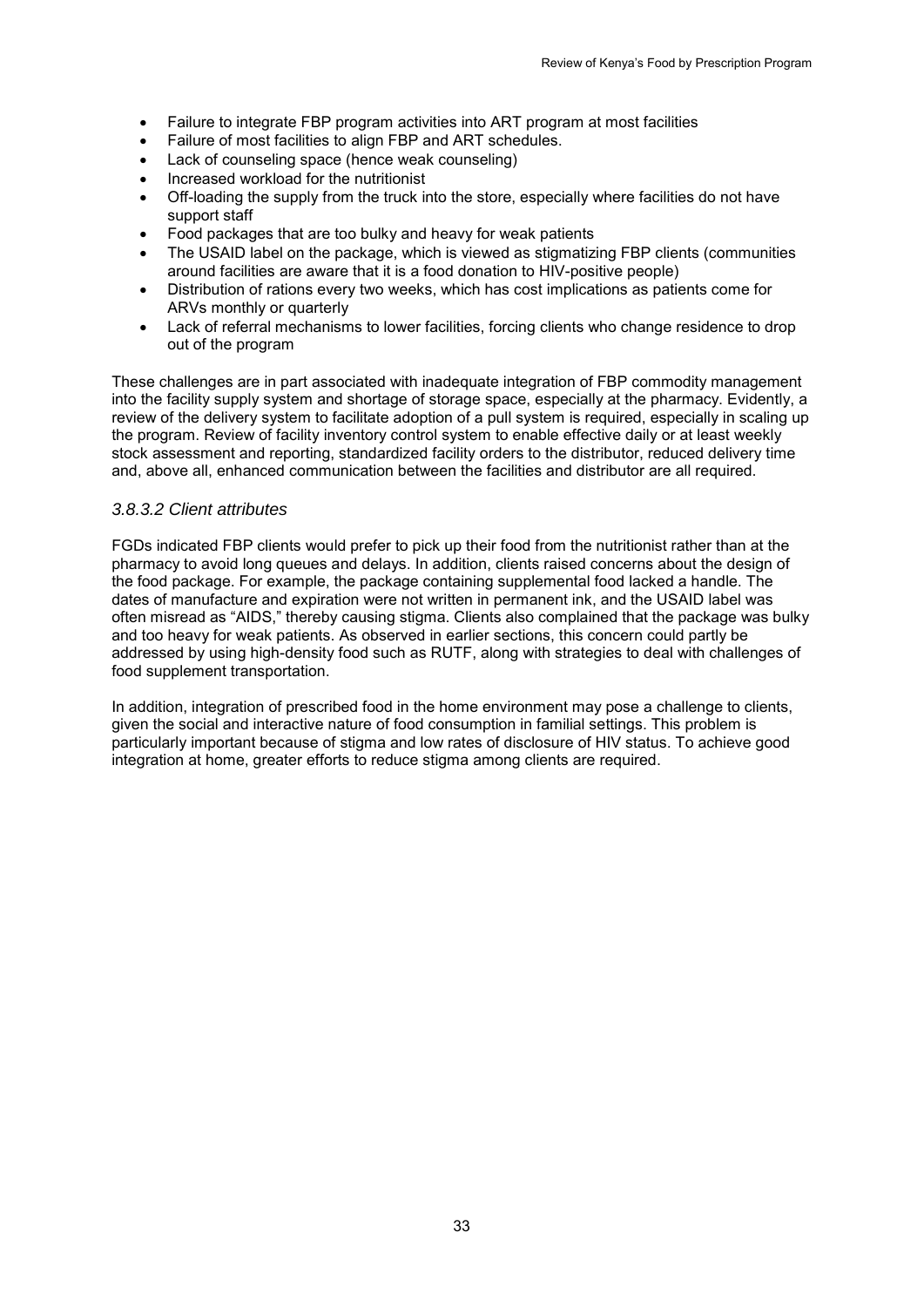- Failure to integrate FBP program activities into ART program at most facilities
- Failure of most facilities to align FBP and ART schedules.
- Lack of counseling space (hence weak counseling)
- Increased workload for the nutritionist
- Off-loading the supply from the truck into the store, especially where facilities do not have support staff
- Food packages that are too bulky and heavy for weak patients
- The USAID label on the package, which is viewed as stigmatizing FBP clients (communities around facilities are aware that it is a food donation to HIV-positive people)
- Distribution of rations every two weeks, which has cost implications as patients come for ARVs monthly or quarterly
- Lack of referral mechanisms to lower facilities, forcing clients who change residence to drop out of the program

These challenges are in part associated with inadequate integration of FBP commodity management into the facility supply system and shortage of storage space, especially at the pharmacy. Evidently, a review of the delivery system to facilitate adoption of a pull system is required, especially in scaling up the program. Review of facility inventory control system to enable effective daily or at least weekly stock assessment and reporting, standardized facility orders to the distributor, reduced delivery time and, above all, enhanced communication between the facilities and distributor are all required.

#### *3.8.3.2 Client attributes*

FGDs indicated FBP clients would prefer to pick up their food from the nutritionist rather than at the pharmacy to avoid long queues and delays. In addition, clients raised concerns about the design of the food package. For example, the package containing supplemental food lacked a handle. The dates of manufacture and expiration were not written in permanent ink, and the USAID label was often misread as "AIDS," thereby causing stigma. Clients also complained that the package was bulky and too heavy for weak patients. As observed in earlier sections, this concern could partly be addressed by using high-density food such as RUTF, along with strategies to deal with challenges of food supplement transportation.

In addition, integration of prescribed food in the home environment may pose a challenge to clients, given the social and interactive nature of food consumption in familial settings. This problem is particularly important because of stigma and low rates of disclosure of HIV status. To achieve good integration at home, greater efforts to reduce stigma among clients are required.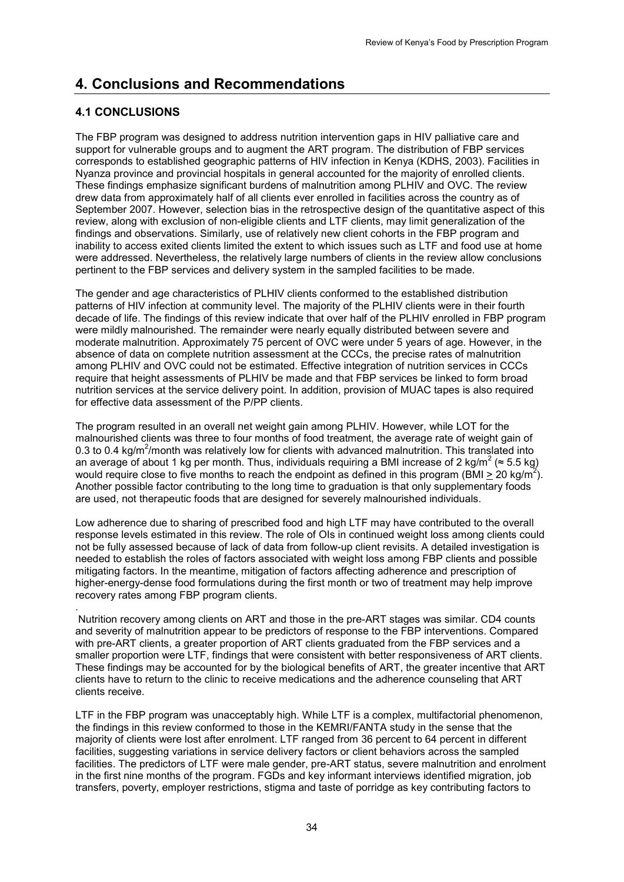# 4. Conclusions and Recommendations

## 4.1 CONCLUSIONS

The FBP program was designed to address nutrition intervention gaps in HIV palliative care and support for vulnerable groups and to augment the ART program. The distribution of FBP services corresponds to established geographic patterns of HIV infection in Kenya (KDHS, 2003). Facilities in Nyanza province and provincial hospitals in general accounted for the majority of enrolled clients. These findings emphasize significant burdens of malnutrition among PLHIV and OVC. The review drew data from approximately half of all clients ever enrolled in facilities across the country as of September 2007. However, selection bias in the retrospective design of the quantitative aspect of this review, along with exclusion of non-eligible clients and LTF clients, may limit generalization of the findings and observations. Similarly, use of relatively new client cohorts in the FBP program and inability to access exited clients limited the extent to which issues such as LTF and food use at home were addressed. Nevertheless, the relatively large numbers of clients in the review allow conclusions pertinent to the FBP services and delivery system in the sampled facilities to be made.

The gender and age characteristics of PLHIV clients conformed to the established distribution patterns of HIV infection at community level. The majority of the PLHIV clients were in their fourth decade of life. The findings of this review indicate that over half of the PLHIV enrolled in FBP program were mildly malnourished. The remainder were nearly equally distributed between severe and moderate malnutrition. Approximately 75 percent of OVC were under 5 years of age. However, in the absence of data on complete nutrition assessment at the CCCs, the precise rates of malnutrition among PLHIV and OVC could not be estimated. Effective integration of nutrition services in CCCs require that height assessments of PLHIV be made and that FBP services be linked to form broad nutrition services at the service delivery point. In addition, provision of MUAC tapes is also required for effective data assessment of the P/PP clients.

The program resulted in an overall net weight gain among PLHIV. However, while LOT for the malnourished clients was three to four months of food treatment, the average rate of weight gain of 0.3 to 0.4 $kg/m^2$/month was relatively low for clients with advanced malnutrition. This translated into an average of about 1 kg per month. Thus, individuals requiring a BMI increase of 2 $kg/m^2$ ($\approx$ 5.5 kg) would require close to five months to reach the endpoint as defined in this program (BMI $\geq$ 20 $kg/m^2$). Another possible factor contributing to the long time to graduation is that only supplementary foods are used, not therapeutic foods that are designed for severely malnourished individuals.

Low adherence due to sharing of prescribed food and high LTF may have contributed to the overall response levels estimated in this review. The role of OIs in continued weight loss among clients could not be fully assessed because of lack of data from follow-up client revisits. A detailed investigation is needed to establish the roles of factors associated with weight loss among FBP clients and possible mitigating factors. In the meantime, mitigation of factors affecting adherence and prescription of higher-energy-dense food formulations during the first month or two of treatment may help improve recovery rates among FBP program clients.

Nutrition recovery among clients on ART and those in the pre-ART stages was similar. CD4 counts and severity of malnutrition appear to be predictors of response to the FBP interventions. Compared with pre-ART clients, a greater proportion of ART clients graduated from the FBP services and a smaller proportion were LTF, findings that were consistent with better responsiveness of ART clients. These findings may be accounted for by the biological benefits of ART, the greater incentive that ART clients have to return to the clinic to receive medications and the adherence counseling that ART clients receive.

LTF in the FBP program was unacceptably high. While LTF is a complex, multifactorial phenomenon, the findings in this review conformed to those in the KEMRI/FANTA study in the sense that the majority of clients were lost after enrolment. LTF ranged from 36 percent to 64 percent in different facilities, suggesting variations in service delivery factors or client behaviors across the sampled facilities. The predictors of LTF were male gender, pre-ART status, severe malnutrition and enrolment in the first nine months of the program. FGDs and key informant interviews identified migration, job transfers, poverty, employer restrictions, stigma and taste of porridge as key contributing factors to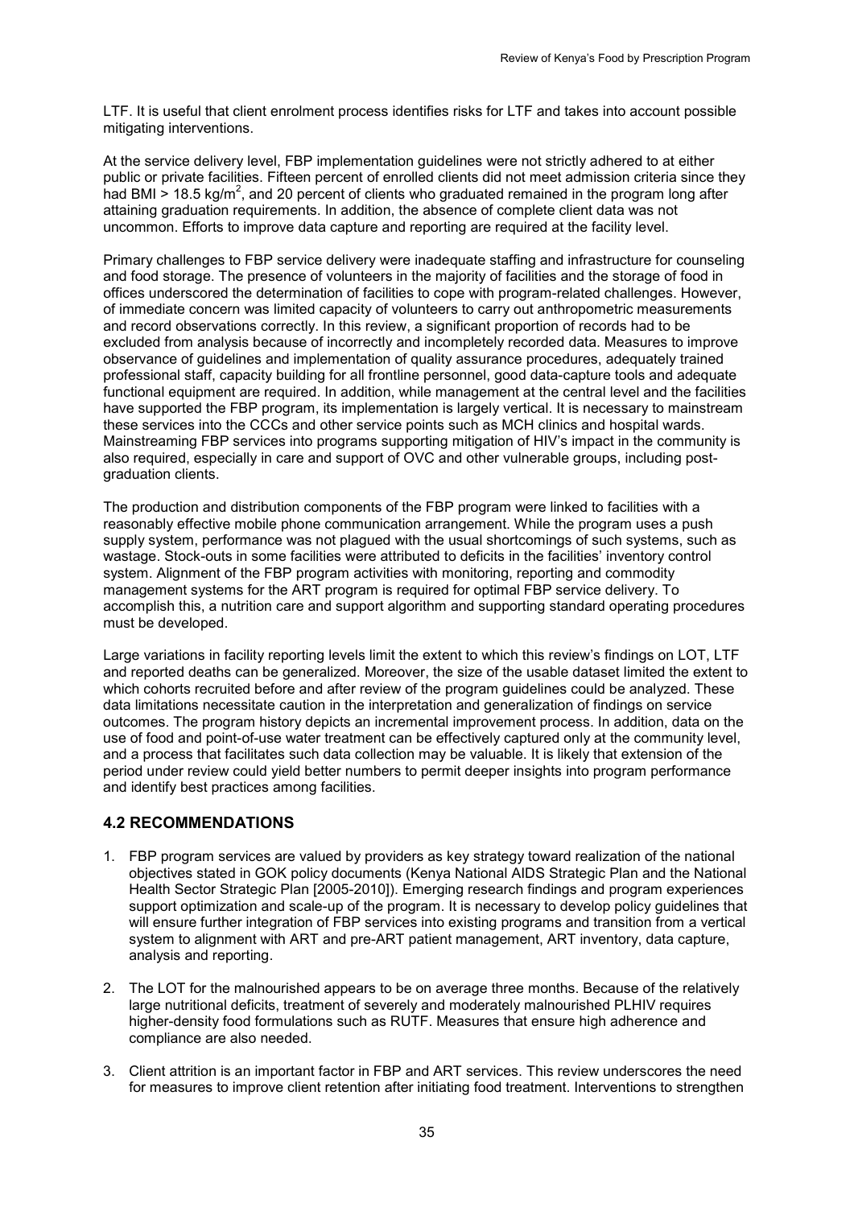LTF. It is useful that client enrolment process identifies risks for LTF and takes into account possible mitigating interventions.

At the service delivery level, FBP implementation guidelines were not strictly adhered to at either public or private facilities. Fifteen percent of enrolled clients did not meet admission criteria since they had BMI > 18.5 kg/m$^2$, and 20 percent of clients who graduated remained in the program long after attaining graduation requirements. In addition, the absence of complete client data was not uncommon. Efforts to improve data capture and reporting are required at the facility level.

Primary challenges to FBP service delivery were inadequate staffing and infrastructure for counseling and food storage. The presence of volunteers in the majority of facilities and the storage of food in offices underscored the determination of facilities to cope with program-related challenges. However, of immediate concern was limited capacity of volunteers to carry out anthropometric measurements and record observations correctly. In this review, a significant proportion of records had to be excluded from analysis because of incorrectly and incompletely recorded data. Measures to improve observance of guidelines and implementation of quality assurance procedures, adequately trained professional staff, capacity building for all frontline personnel, good data-capture tools and adequate functional equipment are required. In addition, while management at the central level and the facilities have supported the FBP program, its implementation is largely vertical. It is necessary to mainstream these services into the CCCs and other service points such as MCH clinics and hospital wards. Mainstreaming FBP services into programs supporting mitigation of HIV's impact in the community is also required, especially in care and support of OVC and other vulnerable groups, including post-graduation clients.

The production and distribution components of the FBP program were linked to facilities with a reasonably effective mobile phone communication arrangement. While the program uses a push supply system, performance was not plagued with the usual shortcomings of such systems, such as wastage. Stock-outs in some facilities were attributed to deficits in the facilities' inventory control system. Alignment of the FBP program activities with monitoring, reporting and commodity management systems for the ART program is required for optimal FBP service delivery. To accomplish this, a nutrition care and support algorithm and supporting standard operating procedures must be developed.

Large variations in facility reporting levels limit the extent to which this review's findings on LOT, LTF and reported deaths can be generalized. Moreover, the size of the usable dataset limited the extent to which cohorts recruited before and after review of the program guidelines could be analyzed. These data limitations necessitate caution in the interpretation and generalization of findings on service outcomes. The program history depicts an incremental improvement process. In addition, data on the use of food and point-of-use water treatment can be effectively captured only at the community level, and a process that facilitates such data collection may be valuable. It is likely that extension of the period under review could yield better numbers to permit deeper insights into program performance and identify best practices among facilities.

## 4.2 RECOMMENDATIONS

1. FBP program services are valued by providers as key strategy toward realization of the national objectives stated in GOK policy documents (Kenya National AIDS Strategic Plan and the National Health Sector Strategic Plan [2005-2010]). Emerging research findings and program experiences support optimization and scale-up of the program. It is necessary to develop policy guidelines that will ensure further integration of FBP services into existing programs and transition from a vertical system to alignment with ART and pre-ART patient management, ART inventory, data capture, analysis and reporting.

2. The LOT for the malnourished appears to be on average three months. Because of the relatively large nutritional deficits, treatment of severely and moderately malnourished PLHIV requires higher-density food formulations such as RUTF. Measures that ensure high adherence and compliance are also needed.

3. Client attrition is an important factor in FBP and ART services. This review underscores the need for measures to improve client retention after initiating food treatment. Interventions to strengthen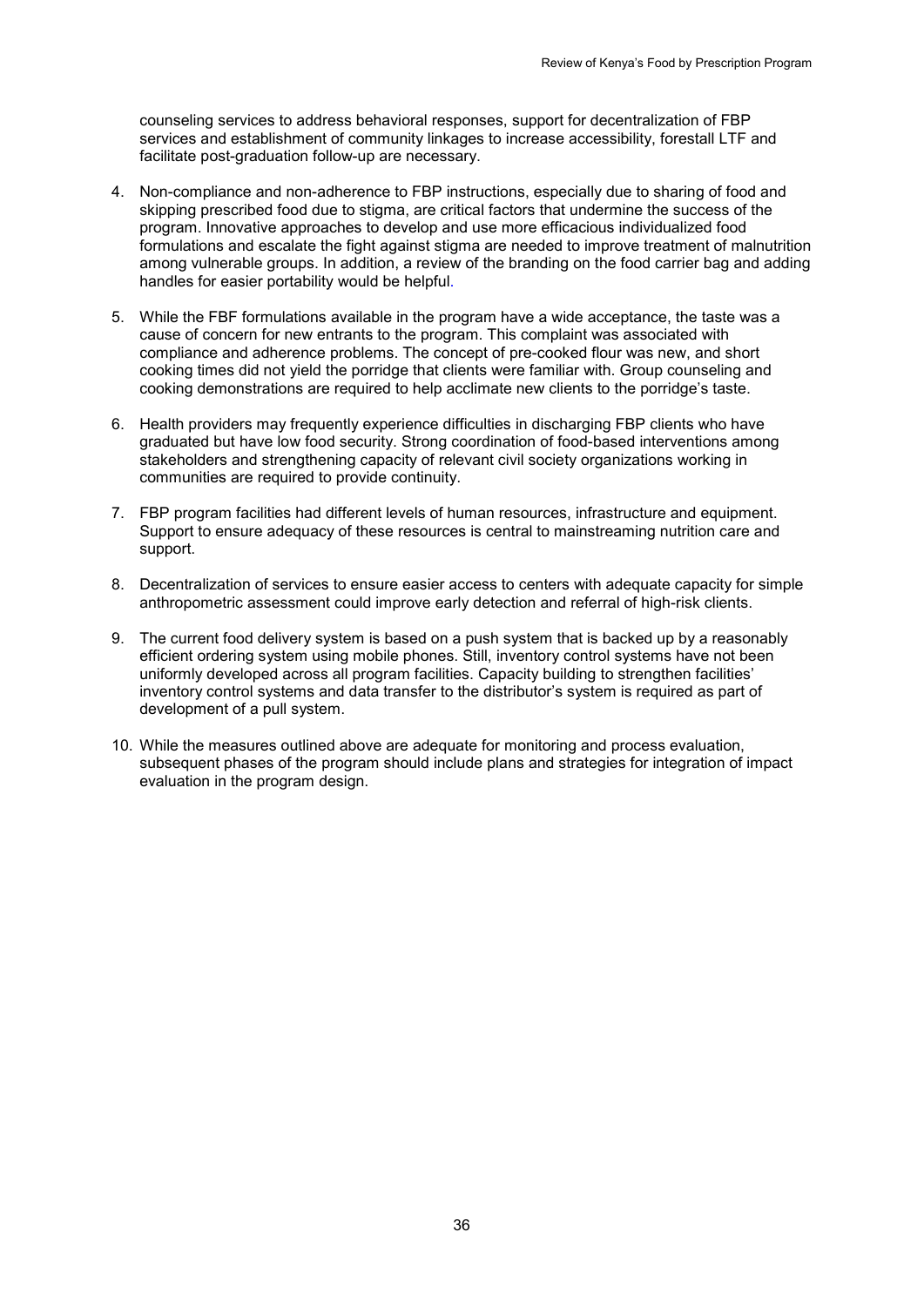counseling services to address behavioral responses, support for decentralization of FBP services and establishment of community linkages to increase accessibility, forestall LTF and facilitate post-graduation follow-up are necessary.

4. Non-compliance and non-adherence to FBP instructions, especially due to sharing of food and skipping prescribed food due to stigma, are critical factors that undermine the success of the program. Innovative approaches to develop and use more efficacious individualized food formulations and escalate the fight against stigma are needed to improve treatment of malnutrition among vulnerable groups. In addition, a review of the branding on the food carrier bag and adding handles for easier portability would be helpful.

5. While the FBF formulations available in the program have a wide acceptance, the taste was a cause of concern for new entrants to the program. This complaint was associated with compliance and adherence problems. The concept of pre-cooked flour was new, and short cooking times did not yield the porridge that clients were familiar with. Group counseling and cooking demonstrations are required to help acclimate new clients to the porridge's taste.

6. Health providers may frequently experience difficulties in discharging FBP clients who have graduated but have low food security. Strong coordination of food-based interventions among stakeholders and strengthening capacity of relevant civil society organizations working in communities are required to provide continuity.

7. FBP program facilities had different levels of human resources, infrastructure and equipment. Support to ensure adequacy of these resources is central to mainstreaming nutrition care and support.

8. Decentralization of services to ensure easier access to centers with adequate capacity for simple anthropometric assessment could improve early detection and referral of high-risk clients.

9. The current food delivery system is based on a push system that is backed up by a reasonably efficient ordering system using mobile phones. Still, inventory control systems have not been uniformly developed across all program facilities. Capacity building to strengthen facilities' inventory control systems and data transfer to the distributor's system is required as part of development of a pull system.

10. While the measures outlined above are adequate for monitoring and process evaluation, subsequent phases of the program should include plans and strategies for integration of impact evaluation in the program design.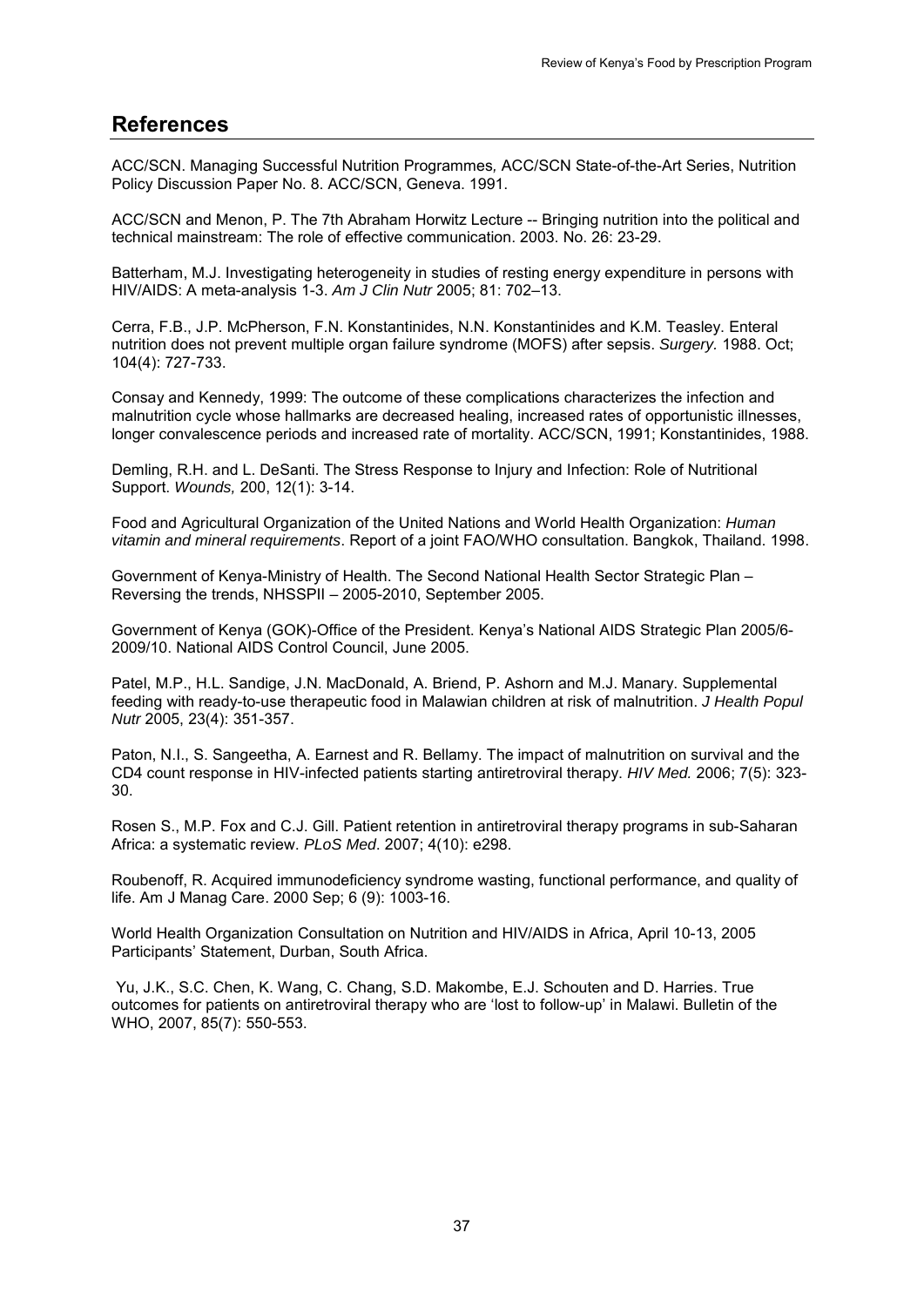## References

ACC/SCN. Managing Successful Nutrition Programmes*,* ACC/SCN State-of-the-Art Series, Nutrition Policy Discussion Paper No. 8. ACC/SCN, Geneva. 1991.

ACC/SCN and Menon, P. The 7th Abraham Horwitz Lecture -- Bringing nutrition into the political and technical mainstream: The role of effective communication. 2003. No. 26: 23-29.

Batterham, M.J. Investigating heterogeneity in studies of resting energy expenditure in persons with HIV/AIDS: A meta-analysis 1-3. *Am J Clin Nutr* 2005; 81: 702–13.

Cerra, F.B., J.P. McPherson, F.N. Konstantinides, N.N. Konstantinides and K.M. Teasley. Enteral nutrition does not prevent multiple organ failure syndrome (MOFS) after sepsis. *Surgery.* 1988. Oct; 104(4): 727-733.

Consay and Kennedy, 1999: The outcome of these complications characterizes the infection and malnutrition cycle whose hallmarks are decreased healing, increased rates of opportunistic illnesses, longer convalescence periods and increased rate of mortality. ACC/SCN, 1991; Konstantinides, 1988.

Demling, R.H. and L. DeSanti. The Stress Response to Injury and Infection: Role of Nutritional Support. *Wounds,* 200, 12(1): 3-14.

Food and Agricultural Organization of the United Nations and World Health Organization: *Human vitamin and mineral requirements*. Report of a joint FAO/WHO consultation. Bangkok, Thailand. 1998.

Government of Kenya-Ministry of Health. The Second National Health Sector Strategic Plan – Reversing the trends, NHSSPII – 2005-2010, September 2005.

Government of Kenya (GOK)-Office of the President. Kenya's National AIDS Strategic Plan 2005/6-2009/10. National AIDS Control Council, June 2005.

Patel, M.P., H.L. Sandige, J.N. MacDonald, A. Briend, P. Ashorn and M.J. Manary. Supplemental feeding with ready-to-use therapeutic food in Malawian children at risk of malnutrition. *J Health Popul Nutr* 2005, 23(4): 351-357.

Paton, N.I., S. Sangeetha, A. Earnest and R. Bellamy. The impact of malnutrition on survival and the CD4 count response in HIV-infected patients starting antiretroviral therapy. *HIV Med.* 2006; 7(5): 323-30.

Rosen S., M.P. Fox and C.J. Gill. Patient retention in antiretroviral therapy programs in sub-Saharan Africa: a systematic review. *PLoS Med*. 2007; 4(10): e298.

Roubenoff, R. Acquired immunodeficiency syndrome wasting, functional performance, and quality of life. Am J Manag Care. 2000 Sep; 6 (9): 1003-16.

World Health Organization Consultation on Nutrition and HIV/AIDS in Africa, April 10-13, 2005 Participants' Statement, Durban, South Africa.

Yu, J.K., S.C. Chen, K. Wang, C. Chang, S.D. Makombe, E.J. Schouten and D. Harries. True outcomes for patients on antiretroviral therapy who are 'lost to follow-up' in Malawi. Bulletin of the WHO, 2007, 85(7): 550-553.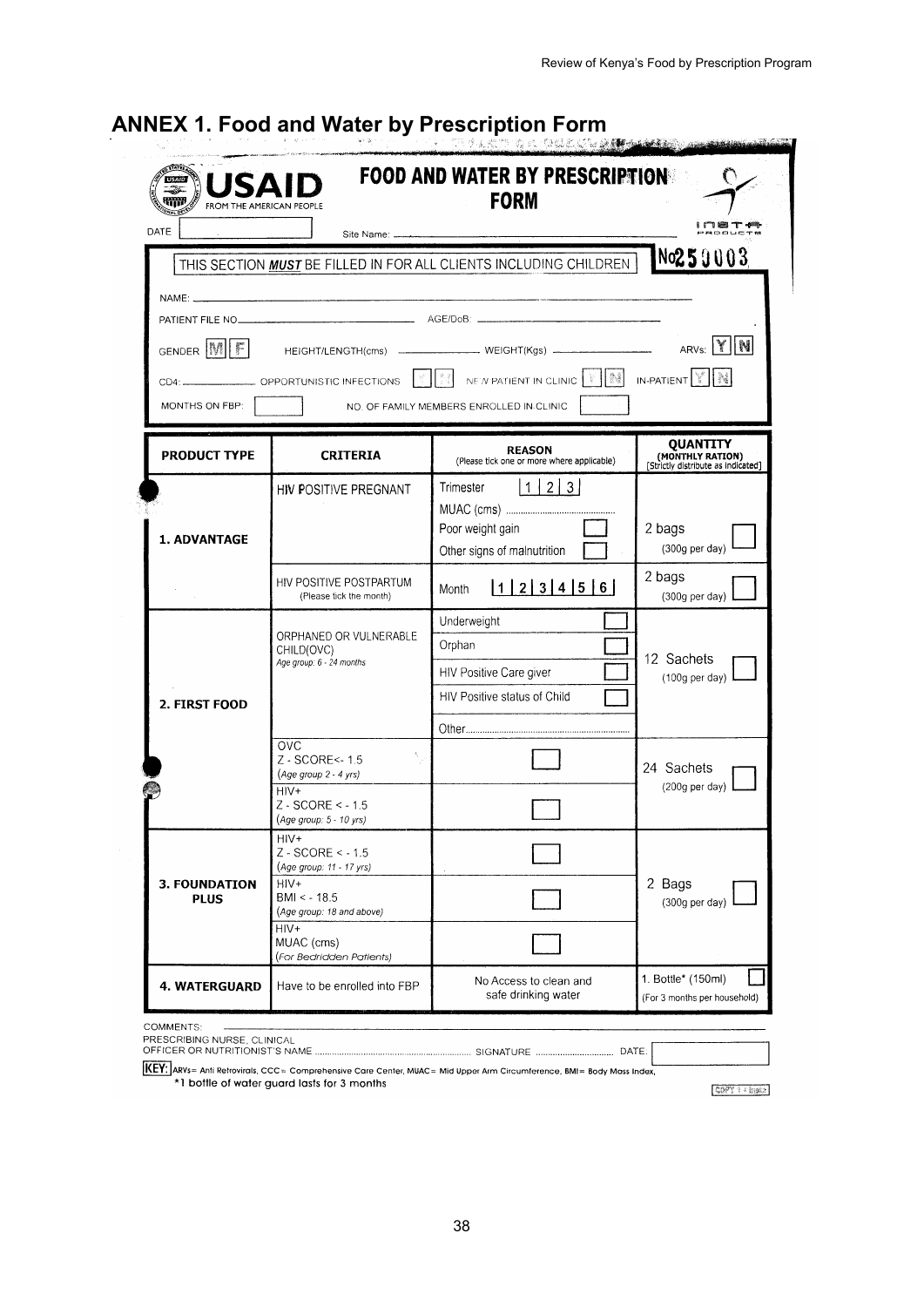# ANNEX 1. Food and Water by Prescription Form

USAID FROM THE AMERICAN PEOPLE

**FOOD AND WATER BY PRESCRIPTION FORM**

INSTA PRODUCTS

DATE [ ] Site Name: ______

THIS SECTION ***MUST*** BE FILLED IN FOR ALL CLIENTS INCLUDING CHILDREN

No250003

NAME: ______

PATIENT FILE NO. ______ AGE/DoB: ______

GENDER [M] [F] HEIGHT/LENGTH(cms) ______ WEIGHT(Kgs) ______ ARVs: [Y] [N]

CD4: ______ OPPORTUNISTIC INFECTIONS [Y] [N] NEW PATIENT IN CLINIC [Y] [N] IN-PATIENT [Y] [N]

MONTHS ON FBP: [ ] NO. OF FAMILY MEMBERS ENROLLED IN CLINIC [ ]

| PRODUCT TYPE | CRITERIA | REASON (Please tick one or more where applicable) | QUANTITY (MONTHLY RATION) [Strictly distribute as indicated] |
|---|---|---|---|
| **1. ADVANTAGE** | HIV POSITIVE PREGNANT | Trimester 1 \| 2 \| 3<br>MUAC (cms) ......<br>Poor weight gain [ ]<br>Other signs of malnutrition [ ] | 2 bags (300g per day) [ ] |
| | HIV POSITIVE POSTPARTUM (Please tick the month) | Month 1 \| 2 \| 3 \| 4 \| 5 \| 6 | 2 bags (300g per day) [ ] |
| **2. FIRST FOOD** | ORPHANED OR VULNERABLE CHILD(OVC) *Age group: 6 - 24 months* | Underweight [ ]<br>Orphan [ ]<br>HIV Positive Care giver [ ]<br>HIV Positive status of Child [ ]<br>Other...... | 12 Sachets (100g per day) [ ] |
| | OVC<br>Z - SCORE< -1.5<br>(*Age group 2 - 4 yrs*) | [ ] | 24 Sachets (200g per day) [ ] |
| | HIV+<br>Z - SCORE < - 1.5<br>(*Age group: 5 - 10 yrs*) | [ ] | |
| **3. FOUNDATION PLUS** | HIV+<br>Z - SCORE < - 1.5<br>(*Age group: 11 - 17 yrs*) | [ ] | 2 Bags (300g per day) [ ] |
| | HIV+<br>BMI < - 18.5<br>(*Age group: 18 and above*) | [ ] | |
| | HIV+<br>MUAC (cms)<br>(*For Bedridden Patients*) | [ ] | |
| **4. WATERGUARD** | Have to be enrolled into FBP | No Access to clean and safe drinking water | 1. Bottle* (150ml) [ ]<br>(For 3 months per household) |

COMMENTS: ______

PRESCRIBING NURSE, CLINICAL OFFICER OR NUTRITIONIST'S NAME ...... SIGNATURE ...... DATE [ ]

**KEY:** ARVs= Anti Retrovirals, CCC= Comprehensive Care Center, MUAC= Mid Upper Arm Circumference, BMI= Body Mass Index,
*1 bottle of water guard lasts for 3 months

COPY 1 - BOOK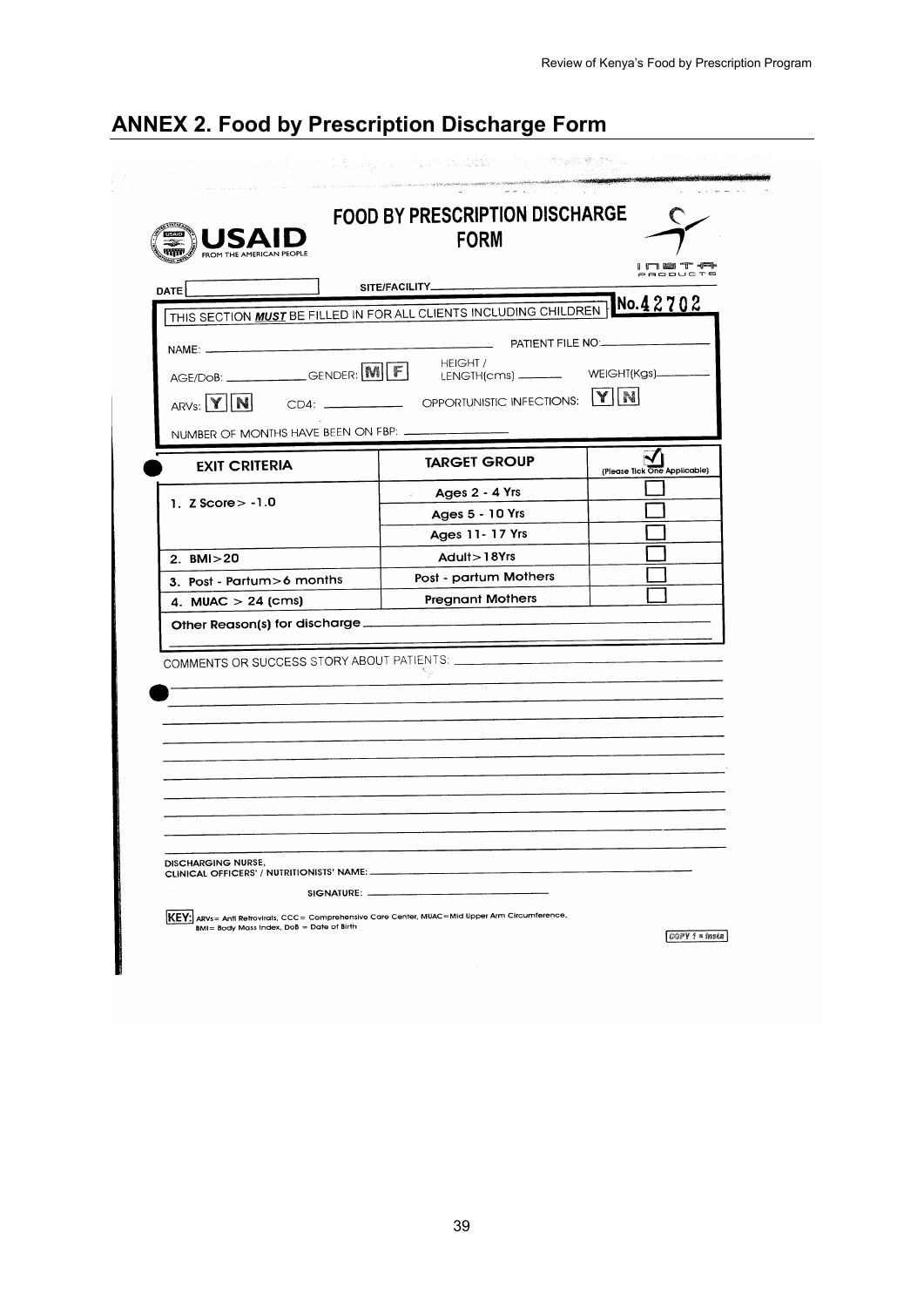## ANNEX 2. Food by Prescription Discharge Form

USAID FROM THE AMERICAN PEOPLE

**FOOD BY PRESCRIPTION DISCHARGE FORM**

INSTA PRODUCTS

DATE ______ SITE/FACILITY ______

THIS SECTION ***MUST*** BE FILLED IN FOR ALL CLIENTS INCLUDING CHILDREN **No.42702**

NAME: ______ PATIENT FILE NO: ______

AGE/DoB: ______ GENDER: M F HEIGHT / LENGTH(cms) ______ WEIGHT(Kgs) ______

ARVs: Y N CD4: ______ OPPORTUNISTIC INFECTIONS: Y N

NUMBER OF MONTHS HAVE BEEN ON FBP: ______

| EXIT CRITERIA | TARGET GROUP | (Please Tick One Applicable) |
|---|---|---|
| 1. Z Score> -1.0 | Ages 2 - 4 Yrs | ☐ |
| | Ages 5 - 10 Yrs | ☐ |
| | Ages 11- 17 Yrs | ☐ |
| 2. BMI>20 | Adult>18Yrs | ☐ |
| 3. Post - Partum>6 months | Post - partum Mothers | ☐ |
| 4. MUAC > 24 (cms) | Pregnant Mothers | ☐ |
| Other Reason(s) for discharge ______ | | |

COMMENTS OR SUCCESS STORY ABOUT PATIENTS: ______

DISCHARGING NURSE, CLINICAL OFFICERS' / NUTRITIONISTS' NAME: ______

SIGNATURE: ______

**KEY:** ARVs= Anti Retrovirals, CCC= Comprehensive Care Center, MUAC=Mid Upper Arm Circumference, BMI= Body Mass Index, DoB = Date of Birth

COPY 1 = Insta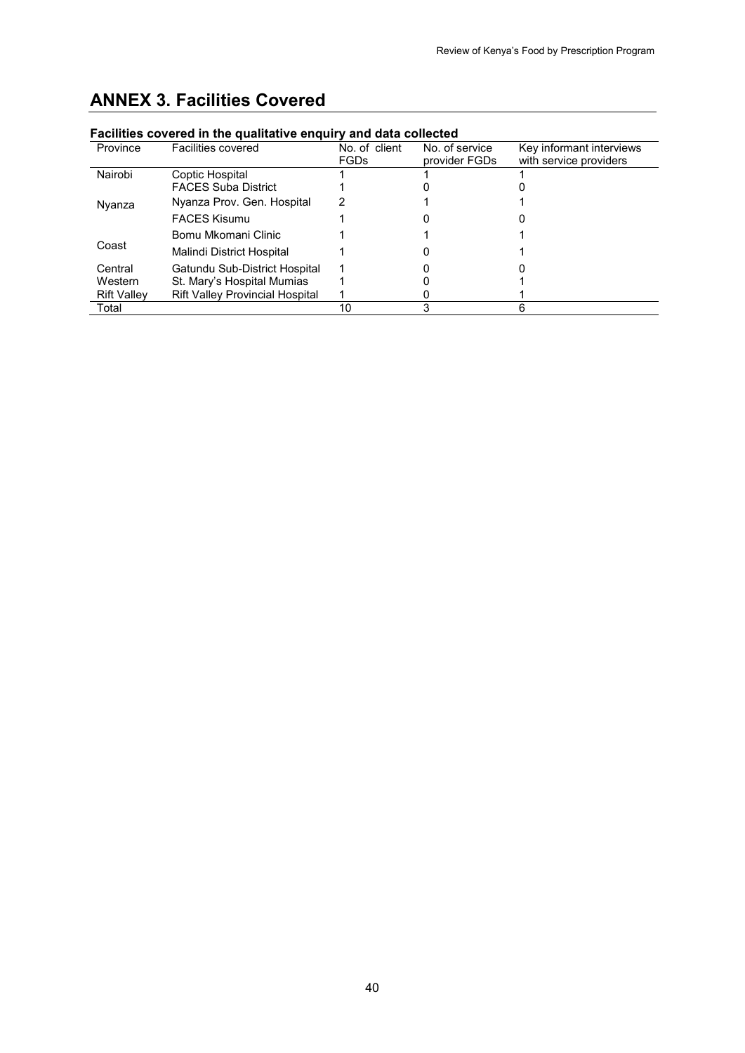# ANNEX 3. Facilities Covered

**Facilities covered in the qualitative enquiry and data collected**

| Province | Facilities covered | No. of client FGDs | No. of service provider FGDs | Key informant interviews with service providers |
|---|---|---|---|---|
| Nairobi | Coptic Hospital | 1 | 1 | 1 |
| | FACES Suba District | 1 | 0 | 0 |
| Nyanza | Nyanza Prov. Gen. Hospital | 2 | 1 | 1 |
| | FACES Kisumu | 1 | 0 | 0 |
| Coast | Bomu Mkomani Clinic | 1 | 1 | 1 |
| | Malindi District Hospital | 1 | 0 | 1 |
| Central | Gatundu Sub-District Hospital | 1 | 0 | 0 |
| Western | St. Mary's Hospital Mumias | 1 | 0 | 1 |
| Rift Valley | Rift Valley Provincial Hospital | 1 | 0 | 1 |
| Total | | 10 | 3 | 6 |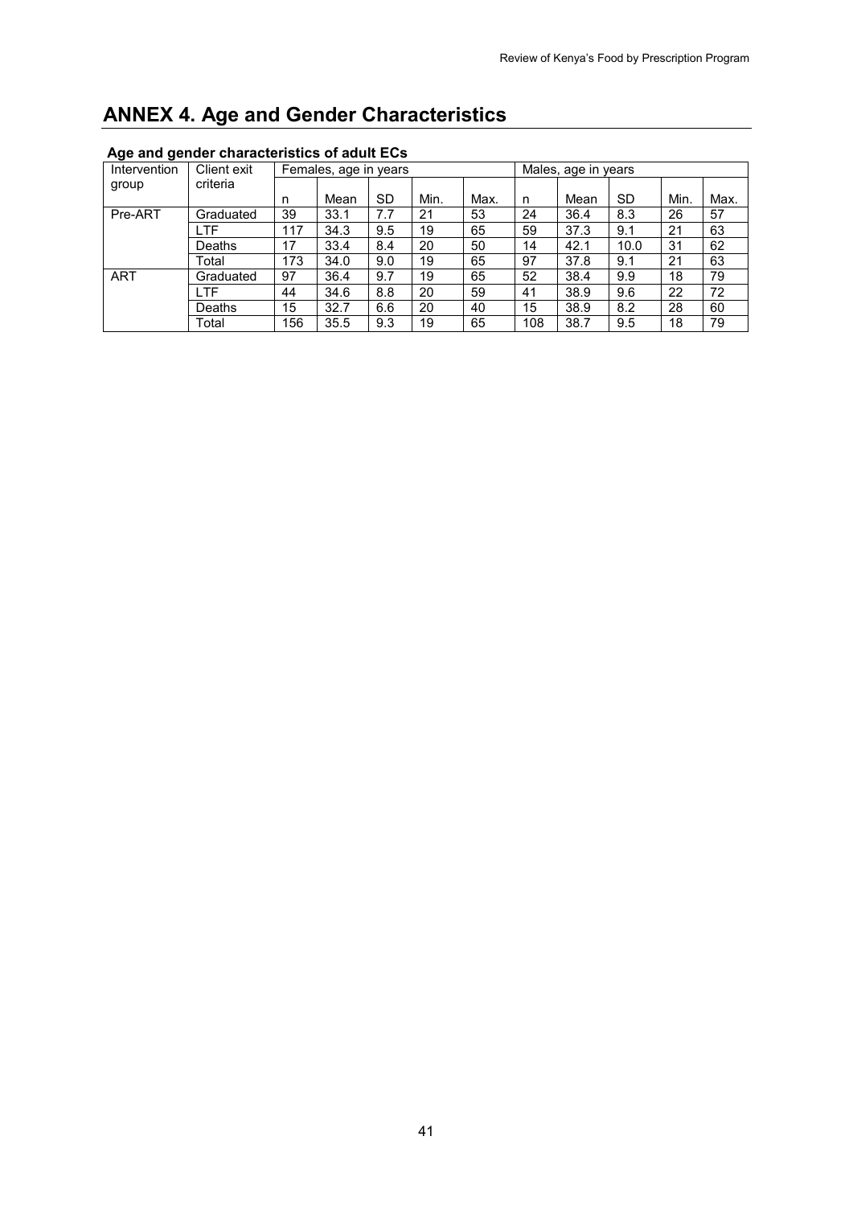# ANNEX 4. Age and Gender Characteristics

**Age and gender characteristics of adult ECs**

| Intervention group | Client exit criteria | Females, age in years | | | | | Males, age in years | | | | |
|---|---|---|---|---|---|---|---|---|---|---|---|
| | | n | Mean | SD | Min. | Max. | n | Mean | SD | Min. | Max. |
| Pre-ART | Graduated | 39 | 33.1 | 7.7 | 21 | 53 | 24 | 36.4 | 8.3 | 26 | 57 |
| | LTF | 117 | 34.3 | 9.5 | 19 | 65 | 59 | 37.3 | 9.1 | 21 | 63 |
| | Deaths | 17 | 33.4 | 8.4 | 20 | 50 | 14 | 42.1 | 10.0 | 31 | 62 |
| | Total | 173 | 34.0 | 9.0 | 19 | 65 | 97 | 37.8 | 9.1 | 21 | 63 |
| ART | Graduated | 97 | 36.4 | 9.7 | 19 | 65 | 52 | 38.4 | 9.9 | 18 | 79 |
| | LTF | 44 | 34.6 | 8.8 | 20 | 59 | 41 | 38.9 | 9.6 | 22 | 72 |
| | Deaths | 15 | 32.7 | 6.6 | 20 | 40 | 15 | 38.9 | 8.2 | 28 | 60 |
| | Total | 156 | 35.5 | 9.3 | 19 | 65 | 108 | 38.7 | 9.5 | 18 | 79 |